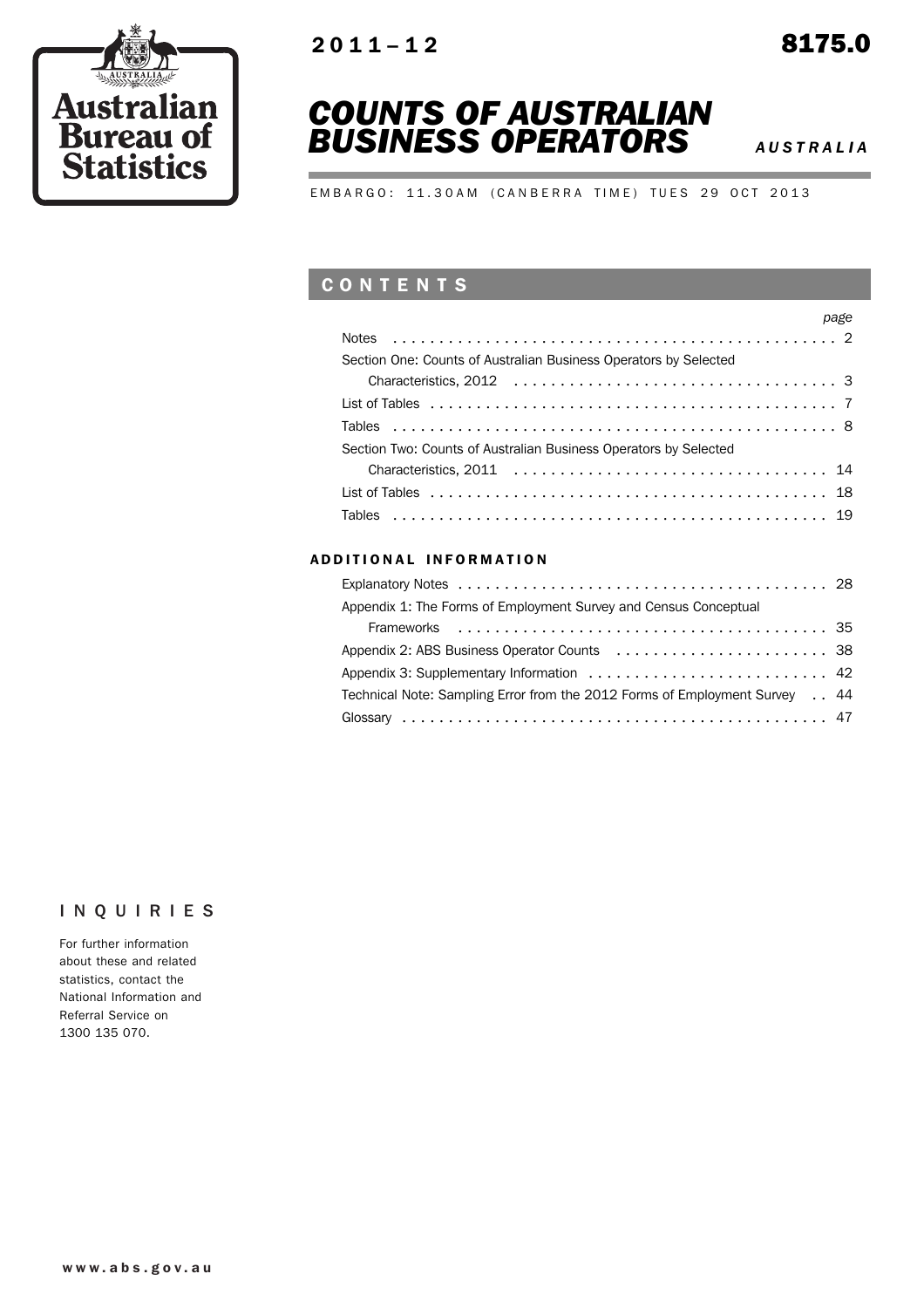Australian Bureau of Statistics

2011–12

8175.0

# COUNTS OF AUSTRALIAN BUSINESS OPERATORS

*AUSTRALIA*

EMBARGO: 11.30AM (CANBERRA TIME) TUES 29 OCT 2013

## CONTENTS

| | page |
|---|---|
| Notes | 2 |
| Section One: Counts of Australian Business Operators by Selected Characteristics, 2012 | 3 |
| List of Tables | 7 |
| Tables | 8 |
| Section Two: Counts of Australian Business Operators by Selected Characteristics, 2011 | 14 |
| List of Tables | 18 |
| Tables | 19 |

### ADDITIONAL INFORMATION

| | |
|---|---|
| Explanatory Notes | 28 |
| Appendix 1: The Forms of Employment Survey and Census Conceptual Frameworks | 35 |
| Appendix 2: ABS Business Operator Counts | 38 |
| Appendix 3: Supplementary Information | 42 |
| Technical Note: Sampling Error from the 2012 Forms of Employment Survey | 44 |
| Glossary | 47 |

### INQUIRIES

For further information about these and related statistics, contact the National Information and Referral Service on 1300 135 070.

www.abs.gov.au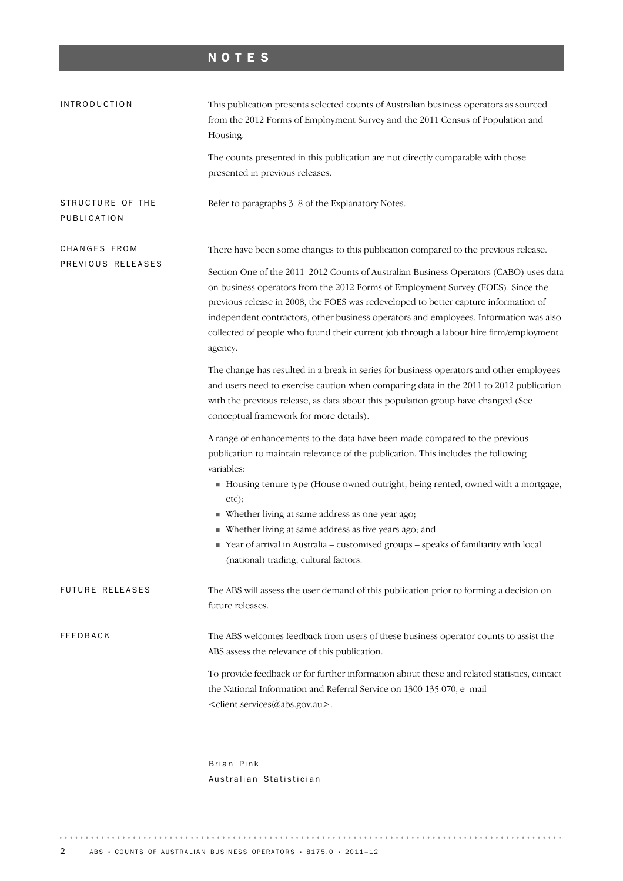# NOTES

## INTRODUCTION

This publication presents selected counts of Australian business operators as sourced from the 2012 Forms of Employment Survey and the 2011 Census of Population and Housing.

The counts presented in this publication are not directly comparable with those presented in previous releases.

## STRUCTURE OF THE PUBLICATION

Refer to paragraphs 3–8 of the Explanatory Notes.

## CHANGES FROM PREVIOUS RELEASES

There have been some changes to this publication compared to the previous release.

Section One of the 2011–2012 Counts of Australian Business Operators (CABO) uses data on business operators from the 2012 Forms of Employment Survey (FOES). Since the previous release in 2008, the FOES was redeveloped to better capture information of independent contractors, other business operators and employees. Information was also collected of people who found their current job through a labour hire firm/employment agency.

The change has resulted in a break in series for business operators and other employees and users need to exercise caution when comparing data in the 2011 to 2012 publication with the previous release, as data about this population group have changed (See conceptual framework for more details).

A range of enhancements to the data have been made compared to the previous publication to maintain relevance of the publication. This includes the following variables:

- Housing tenure type (House owned outright, being rented, owned with a mortgage, etc);
- Whether living at same address as one year ago;
- Whether living at same address as five years ago; and
- Year of arrival in Australia – customised groups – speaks of familiarity with local (national) trading, cultural factors.

## FUTURE RELEASES

The ABS will assess the user demand of this publication prior to forming a decision on future releases.

## FEEDBACK

The ABS welcomes feedback from users of these business operator counts to assist the ABS assess the relevance of this publication.

To provide feedback or for further information about these and related statistics, contact the National Information and Referral Service on 1300 135 070, e–mail <client.services@abs.gov.au>.

Brian Pink
Australian Statistician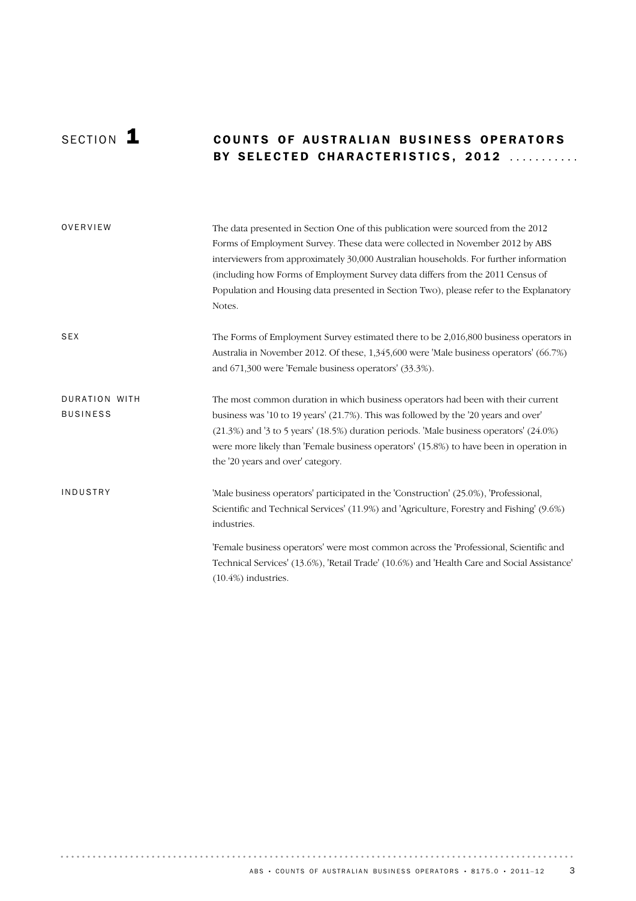# SECTION 1 COUNTS OF AUSTRALIAN BUSINESS OPERATORS BY SELECTED CHARACTERISTICS, 2012

## OVERVIEW

The data presented in Section One of this publication were sourced from the 2012 Forms of Employment Survey. These data were collected in November 2012 by ABS interviewers from approximately 30,000 Australian households. For further information (including how Forms of Employment Survey data differs from the 2011 Census of Population and Housing data presented in Section Two), please refer to the Explanatory Notes.

## SEX

The Forms of Employment Survey estimated there to be 2,016,800 business operators in Australia in November 2012. Of these, 1,345,600 were 'Male business operators' (66.7%) and 671,300 were 'Female business operators' (33.3%).

## DURATION WITH BUSINESS

The most common duration in which business operators had been with their current business was '10 to 19 years' (21.7%). This was followed by the '20 years and over' (21.3%) and '3 to 5 years' (18.5%) duration periods. 'Male business operators' (24.0%) were more likely than 'Female business operators' (15.8%) to have been in operation in the '20 years and over' category.

## INDUSTRY

'Male business operators' participated in the 'Construction' (25.0%), 'Professional, Scientific and Technical Services' (11.9%) and 'Agriculture, Forestry and Fishing' (9.6%) industries.

'Female business operators' were most common across the 'Professional, Scientific and Technical Services' (13.6%), 'Retail Trade' (10.6%) and 'Health Care and Social Assistance' (10.4%) industries.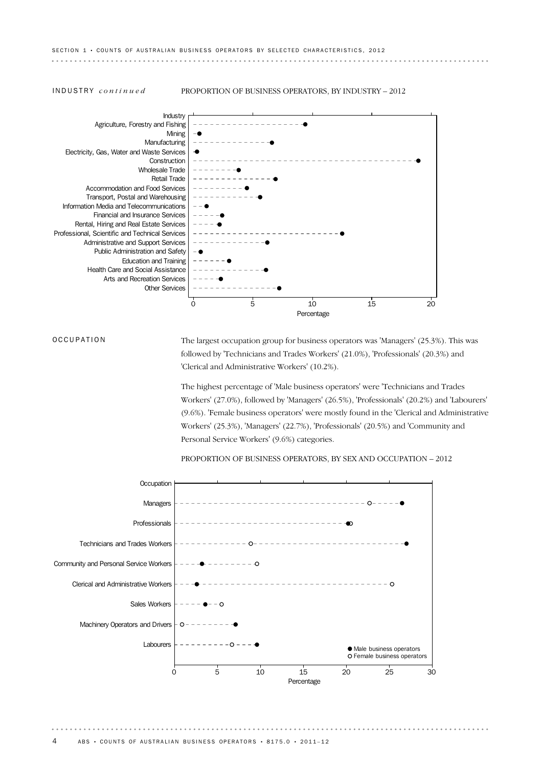INDUSTRY *continued*

PROPORTION OF BUSINESS OPERATORS, BY INDUSTRY – 2012

OCCUPATION

The largest occupation group for business operators was 'Managers' (25.3%). This was followed by 'Technicians and Trades Workers' (21.0%), 'Professionals' (20.3%) and 'Clerical and Administrative Workers' (10.2%).

The highest percentage of 'Male business operators' were 'Technicians and Trades Workers' (27.0%), followed by 'Managers' (26.5%), 'Professionals' (20.2%) and 'Labourers' (9.6%). 'Female business operators' were mostly found in the 'Clerical and Administrative Workers' (25.3%), 'Managers' (22.7%), 'Professionals' (20.5%) and 'Community and Personal Service Workers' (9.6%) categories.

PROPORTION OF BUSINESS OPERATORS, BY SEX AND OCCUPATION – 2012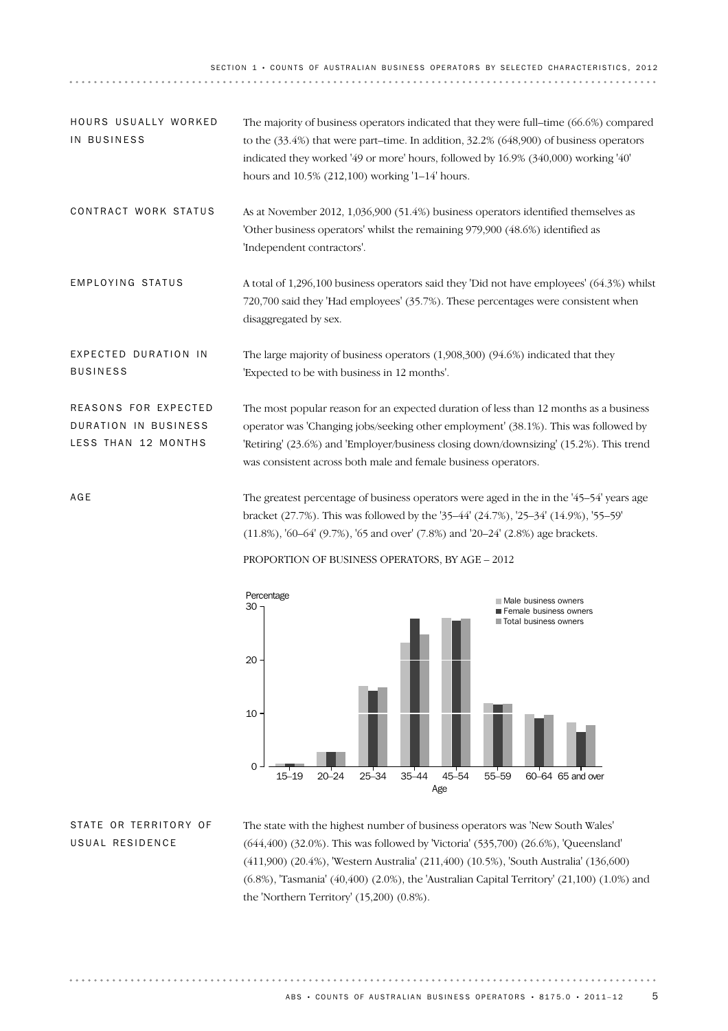## HOURS USUALLY WORKED IN BUSINESS

The majority of business operators indicated that they were full–time (66.6%) compared to the (33.4%) that were part–time. In addition, 32.2% (648,900) of business operators indicated they worked '49 or more' hours, followed by 16.9% (340,000) working '40' hours and 10.5% (212,100) working '1–14' hours.

## CONTRACT WORK STATUS

As at November 2012, 1,036,900 (51.4%) business operators identified themselves as 'Other business operators' whilst the remaining 979,900 (48.6%) identified as 'Independent contractors'.

## EMPLOYING STATUS

A total of 1,296,100 business operators said they 'Did not have employees' (64.3%) whilst 720,700 said they 'Had employees' (35.7%). These percentages were consistent when disaggregated by sex.

## EXPECTED DURATION IN BUSINESS

The large majority of business operators (1,908,300) (94.6%) indicated that they 'Expected to be with business in 12 months'.

## REASONS FOR EXPECTED DURATION IN BUSINESS LESS THAN 12 MONTHS

The most popular reason for an expected duration of less than 12 months as a business operator was 'Changing jobs/seeking other employment' (38.1%). This was followed by 'Retiring' (23.6%) and 'Employer/business closing down/downsizing' (15.2%). This trend was consistent across both male and female business operators.

## AGE

The greatest percentage of business operators were aged in the in the '45–54' years age bracket (27.7%). This was followed by the '35–44' (24.7%), '25–34' (14.9%), '55–59' (11.8%), '60–64' (9.7%), '65 and over' (7.8%) and '20–24' (2.8%) age brackets.

PROPORTION OF BUSINESS OPERATORS, BY AGE – 2012

## STATE OR TERRITORY OF USUAL RESIDENCE

The state with the highest number of business operators was 'New South Wales' (644,400) (32.0%). This was followed by 'Victoria' (535,700) (26.6%), 'Queensland' (411,900) (20.4%), 'Western Australia' (211,400) (10.5%), 'South Australia' (136,600) (6.8%), 'Tasmania' (40,400) (2.0%), the 'Australian Capital Territory' (21,100) (1.0%) and the 'Northern Territory' (15,200) (0.8%).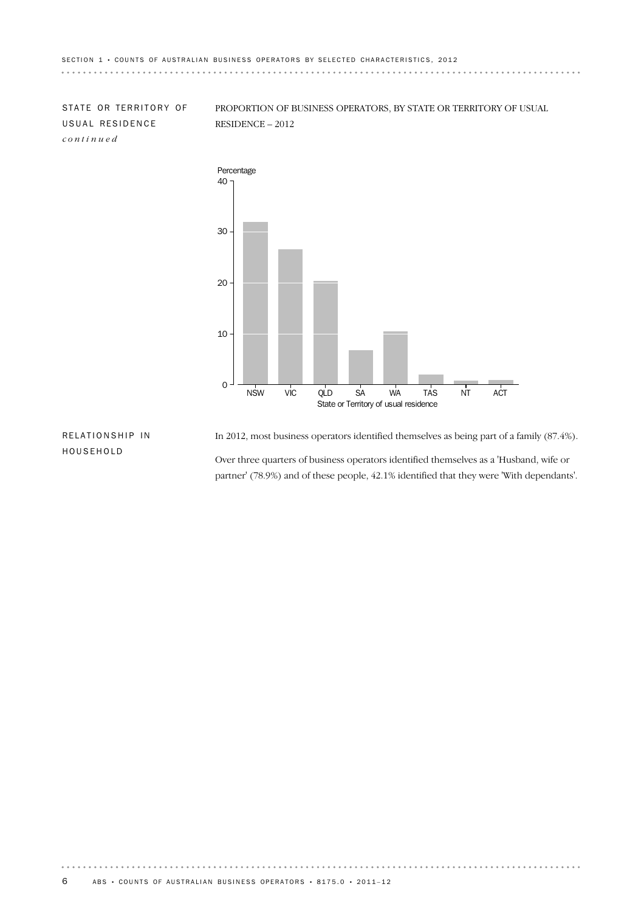## STATE OR TERRITORY OF USUAL RESIDENCE *continued*

PROPORTION OF BUSINESS OPERATORS, BY STATE OR TERRITORY OF USUAL RESIDENCE – 2012

## RELATIONSHIP IN HOUSEHOLD

In 2012, most business operators identified themselves as being part of a family (87.4%).

Over three quarters of business operators identified themselves as a 'Husband, wife or partner' (78.9%) and of these people, 42.1% identified that they were 'With dependants'.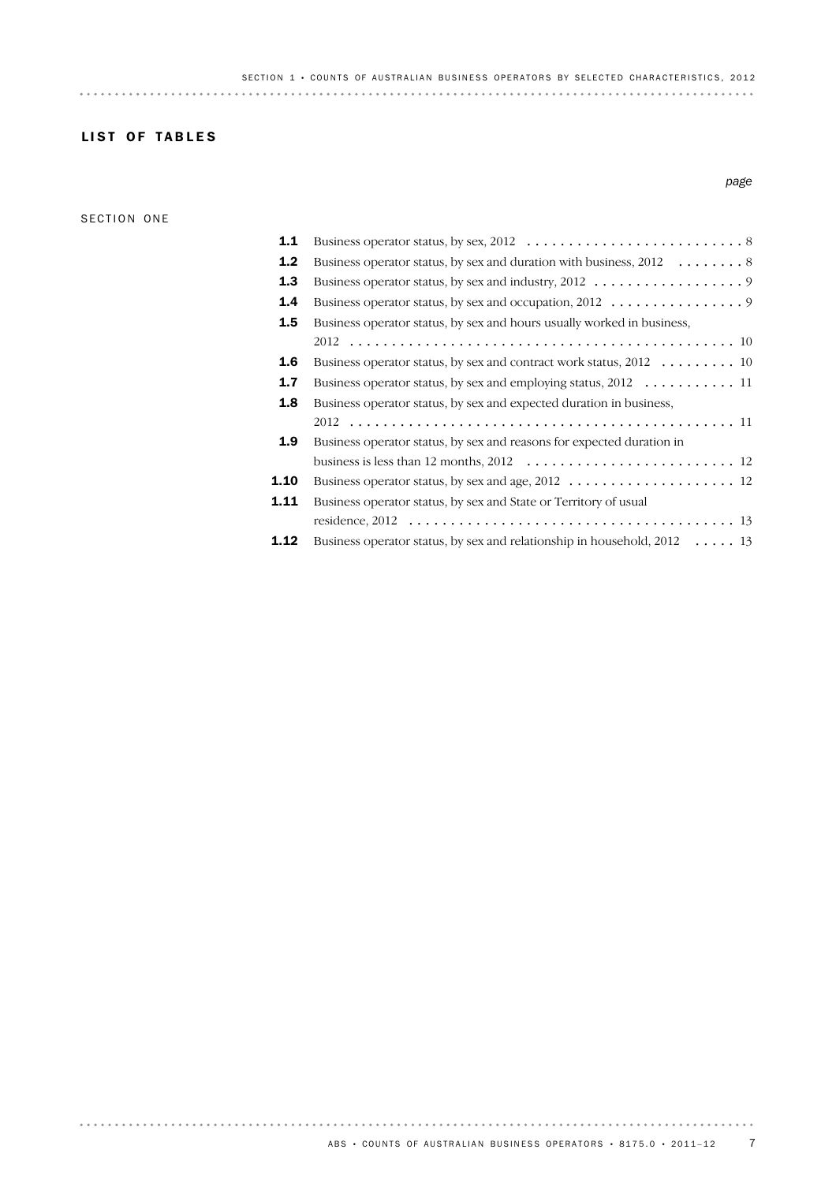## LIST OF TABLES

*page*

SECTION ONE

| | | |
|---|---|---|
| **1.1** | Business operator status, by sex, 2012 | 8 |
| **1.2** | Business operator status, by sex and duration with business, 2012 | 8 |
| **1.3** | Business operator status, by sex and industry, 2012 | 9 |
| **1.4** | Business operator status, by sex and occupation, 2012 | 9 |
| **1.5** | Business operator status, by sex and hours usually worked in business, 2012 | 10 |
| **1.6** | Business operator status, by sex and contract work status, 2012 | 10 |
| **1.7** | Business operator status, by sex and employing status, 2012 | 11 |
| **1.8** | Business operator status, by sex and expected duration in business, 2012 | 11 |
| **1.9** | Business operator status, by sex and reasons for expected duration in business is less than 12 months, 2012 | 12 |
| **1.10** | Business operator status, by sex and age, 2012 | 12 |
| **1.11** | Business operator status, by sex and State or Territory of usual residence, 2012 | 13 |
| **1.12** | Business operator status, by sex and relationship in household, 2012 | 13 |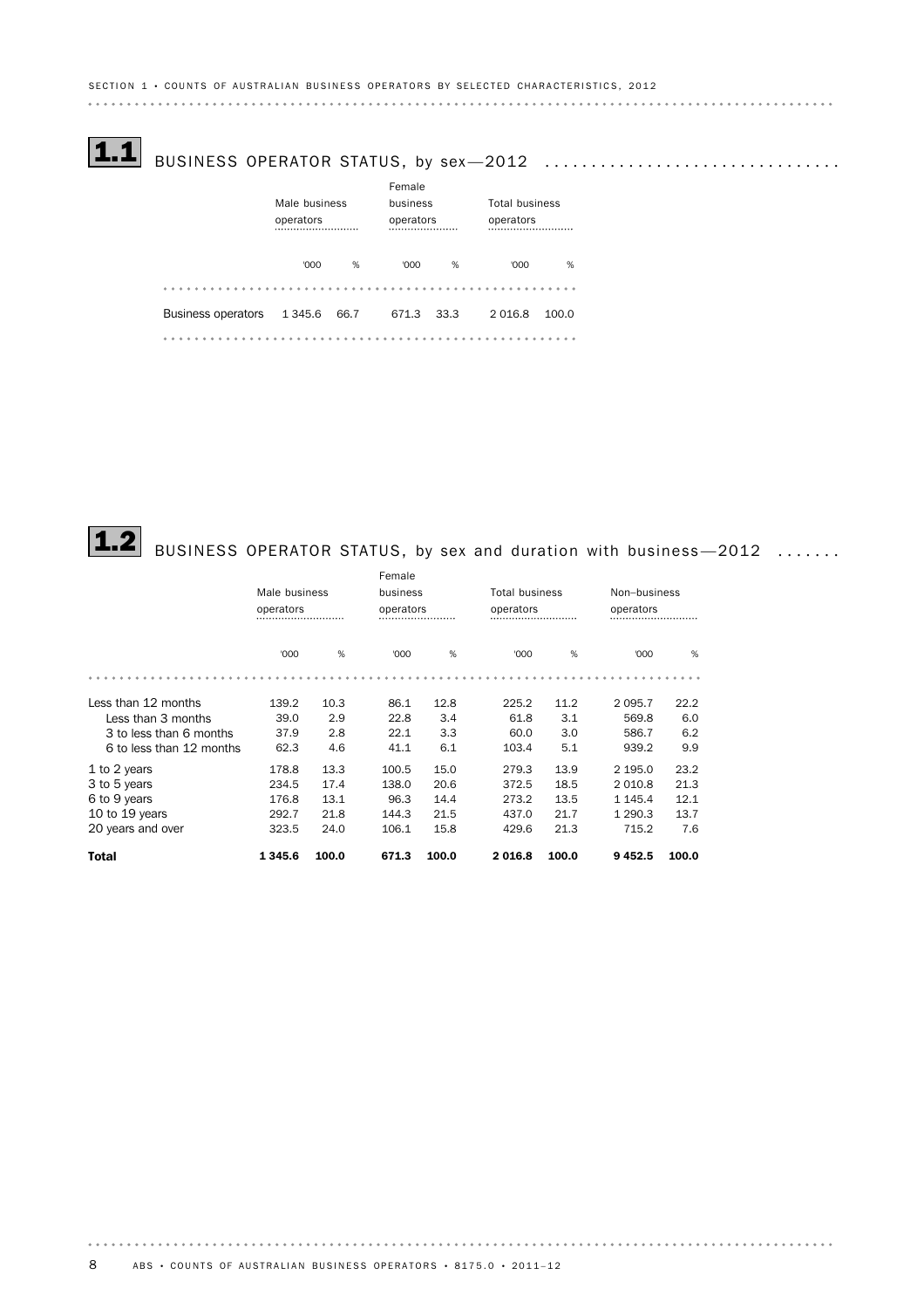## 1.1 BUSINESS OPERATOR STATUS, by sex—2012

| | Male business operators | | Female business operators | | Total business operators | |
|---|---|---|---|---|---|---|
| | '000 | % | '000 | % | '000 | % |
| Business operators | 1 345.6 | 66.7 | 671.3 | 33.3 | 2 016.8 | 100.0 |

## 1.2 BUSINESS OPERATOR STATUS, by sex and duration with business—2012

| | Male business operators | | Female business operators | | Total business operators | | Non–business operators | |
|---|---|---|---|---|---|---|---|---|
| | '000 | % | '000 | % | '000 | % | '000 | % |
| Less than 12 months | 139.2 | 10.3 | 86.1 | 12.8 | 225.2 | 11.2 | 2 095.7 | 22.2 |
| Less than 3 months | 39.0 | 2.9 | 22.8 | 3.4 | 61.8 | 3.1 | 569.8 | 6.0 |
| 3 to less than 6 months | 37.9 | 2.8 | 22.1 | 3.3 | 60.0 | 3.0 | 586.7 | 6.2 |
| 6 to less than 12 months | 62.3 | 4.6 | 41.1 | 6.1 | 103.4 | 5.1 | 939.2 | 9.9 |
| 1 to 2 years | 178.8 | 13.3 | 100.5 | 15.0 | 279.3 | 13.9 | 2 195.0 | 23.2 |
| 3 to 5 years | 234.5 | 17.4 | 138.0 | 20.6 | 372.5 | 18.5 | 2 010.8 | 21.3 |
| 6 to 9 years | 176.8 | 13.1 | 96.3 | 14.4 | 273.2 | 13.5 | 1 145.4 | 12.1 |
| 10 to 19 years | 292.7 | 21.8 | 144.3 | 21.5 | 437.0 | 21.7 | 1 290.3 | 13.7 |
| 20 years and over | 323.5 | 24.0 | 106.1 | 15.8 | 429.6 | 21.3 | 715.2 | 7.6 |
| **Total** | **1 345.6** | **100.0** | **671.3** | **100.0** | **2 016.8** | **100.0** | **9 452.5** | **100.0** |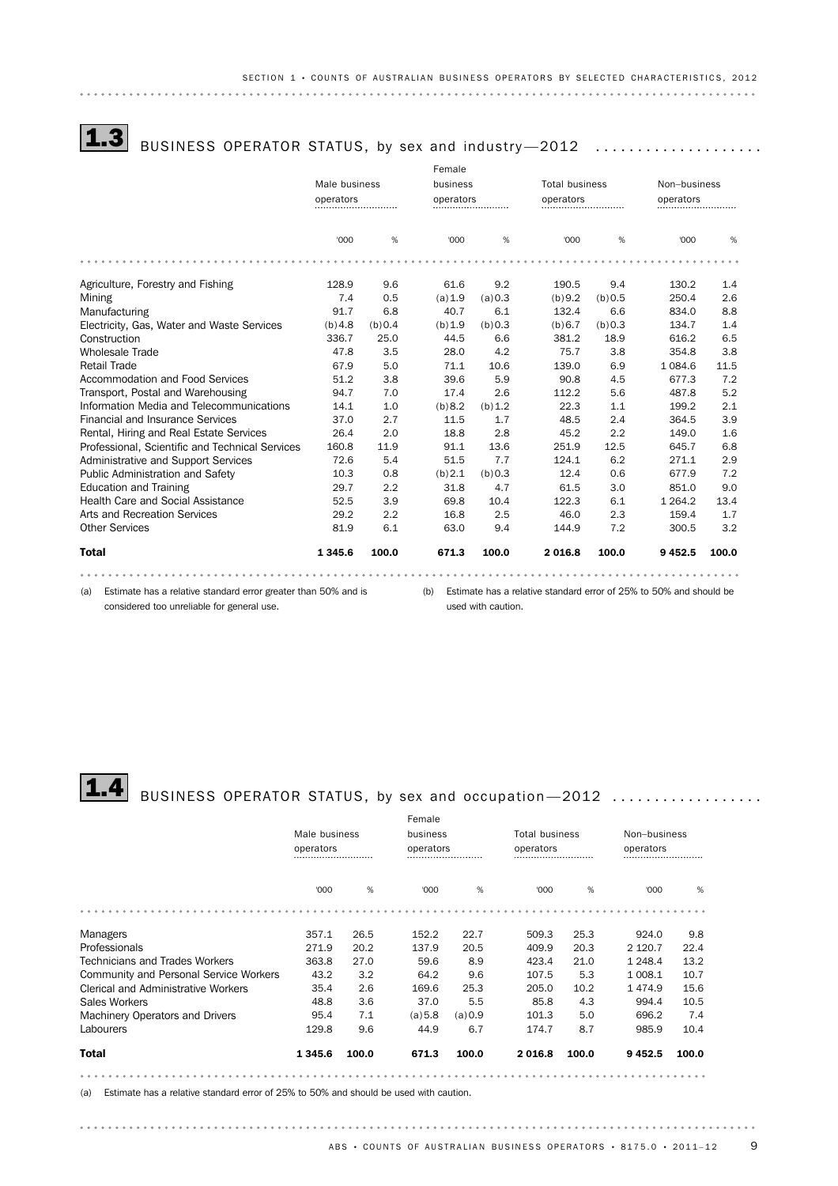## 1.3 BUSINESS OPERATOR STATUS, by sex and industry—2012

| | Male business operators | | Female business operators | | Total business operators | | Non–business operators | |
|---|---|---|---|---|---|---|---|---|
| | '000 | % | '000 | % | '000 | % | '000 | % |
| Agriculture, Forestry and Fishing | 128.9 | 9.6 | 61.6 | 9.2 | 190.5 | 9.4 | 130.2 | 1.4 |
| Mining | 7.4 | 0.5 | (a) 1.9 | (a) 0.3 | (b) 9.2 | (b) 0.5 | 250.4 | 2.6 |
| Manufacturing | 91.7 | 6.8 | 40.7 | 6.1 | 132.4 | 6.6 | 834.0 | 8.8 |
| Electricity, Gas, Water and Waste Services | (b) 4.8 | (b) 0.4 | (b) 1.9 | (b) 0.3 | (b) 6.7 | (b) 0.3 | 134.7 | 1.4 |
| Construction | 336.7 | 25.0 | 44.5 | 6.6 | 381.2 | 18.9 | 616.2 | 6.5 |
| Wholesale Trade | 47.8 | 3.5 | 28.0 | 4.2 | 75.7 | 3.8 | 354.8 | 3.8 |
| Retail Trade | 67.9 | 5.0 | 71.1 | 10.6 | 139.0 | 6.9 | 1 084.6 | 11.5 |
| Accommodation and Food Services | 51.2 | 3.8 | 39.6 | 5.9 | 90.8 | 4.5 | 677.3 | 7.2 |
| Transport, Postal and Warehousing | 94.7 | 7.0 | 17.4 | 2.6 | 112.2 | 5.6 | 487.8 | 5.2 |
| Information Media and Telecommunications | 14.1 | 1.0 | (b) 8.2 | (b) 1.2 | 22.3 | 1.1 | 199.2 | 2.1 |
| Financial and Insurance Services | 37.0 | 2.7 | 11.5 | 1.7 | 48.5 | 2.4 | 364.5 | 3.9 |
| Rental, Hiring and Real Estate Services | 26.4 | 2.0 | 18.8 | 2.8 | 45.2 | 2.2 | 149.0 | 1.6 |
| Professional, Scientific and Technical Services | 160.8 | 11.9 | 91.1 | 13.6 | 251.9 | 12.5 | 645.7 | 6.8 |
| Administrative and Support Services | 72.6 | 5.4 | 51.5 | 7.7 | 124.1 | 6.2 | 271.1 | 2.9 |
| Public Administration and Safety | 10.3 | 0.8 | (b) 2.1 | (b) 0.3 | 12.4 | 0.6 | 677.9 | 7.2 |
| Education and Training | 29.7 | 2.2 | 31.8 | 4.7 | 61.5 | 3.0 | 851.0 | 9.0 |
| Health Care and Social Assistance | 52.5 | 3.9 | 69.8 | 10.4 | 122.3 | 6.1 | 1 264.2 | 13.4 |
| Arts and Recreation Services | 29.2 | 2.2 | 16.8 | 2.5 | 46.0 | 2.3 | 159.4 | 1.7 |
| Other Services | 81.9 | 6.1 | 63.0 | 9.4 | 144.9 | 7.2 | 300.5 | 3.2 |
| **Total** | **1 345.6** | **100.0** | **671.3** | **100.0** | **2 016.8** | **100.0** | **9 452.5** | **100.0** |

(a) Estimate has a relative standard error greater than 50% and is considered too unreliable for general use.

(b) Estimate has a relative standard error of 25% to 50% and should be used with caution.

## 1.4 BUSINESS OPERATOR STATUS, by sex and occupation—2012

| | Male business operators | | Female business operators | | Total business operators | | Non–business operators | |
|---|---|---|---|---|---|---|---|---|
| | '000 | % | '000 | % | '000 | % | '000 | % |
| Managers | 357.1 | 26.5 | 152.2 | 22.7 | 509.3 | 25.3 | 924.0 | 9.8 |
| Professionals | 271.9 | 20.2 | 137.9 | 20.5 | 409.9 | 20.3 | 2 120.7 | 22.4 |
| Technicians and Trades Workers | 363.8 | 27.0 | 59.6 | 8.9 | 423.4 | 21.0 | 1 248.4 | 13.2 |
| Community and Personal Service Workers | 43.2 | 3.2 | 64.2 | 9.6 | 107.5 | 5.3 | 1 008.1 | 10.7 |
| Clerical and Administrative Workers | 35.4 | 2.6 | 169.6 | 25.3 | 205.0 | 10.2 | 1 474.9 | 15.6 |
| Sales Workers | 48.8 | 3.6 | 37.0 | 5.5 | 85.8 | 4.3 | 994.4 | 10.5 |
| Machinery Operators and Drivers | 95.4 | 7.1 | (a) 5.8 | (a) 0.9 | 101.3 | 5.0 | 696.2 | 7.4 |
| Labourers | 129.8 | 9.6 | 44.9 | 6.7 | 174.7 | 8.7 | 985.9 | 10.4 |
| **Total** | **1 345.6** | **100.0** | **671.3** | **100.0** | **2 016.8** | **100.0** | **9 452.5** | **100.0** |

(a) Estimate has a relative standard error of 25% to 50% and should be used with caution.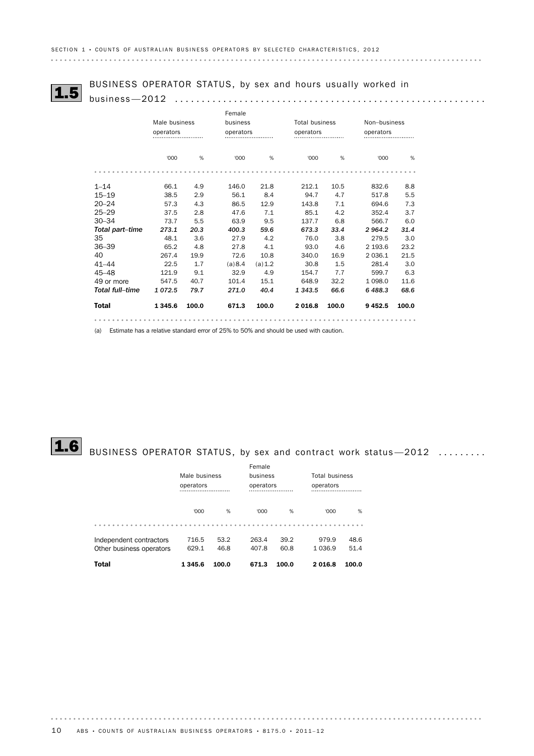## 1.5 BUSINESS OPERATOR STATUS, by sex and hours usually worked in business—2012

| | Male business operators | | Female business operators | | Total business operators | | Non–business operators | |
|---|---|---|---|---|---|---|---|---|
| | '000 | % | '000 | % | '000 | % | '000 | % |
| 1–14 | 66.1 | 4.9 | 146.0 | 21.8 | 212.1 | 10.5 | 832.6 | 8.8 |
| 15–19 | 38.5 | 2.9 | 56.1 | 8.4 | 94.7 | 4.7 | 517.8 | 5.5 |
| 20–24 | 57.3 | 4.3 | 86.5 | 12.9 | 143.8 | 7.1 | 694.6 | 7.3 |
| 25–29 | 37.5 | 2.8 | 47.6 | 7.1 | 85.1 | 4.2 | 352.4 | 3.7 |
| 30–34 | 73.7 | 5.5 | 63.9 | 9.5 | 137.7 | 6.8 | 566.7 | 6.0 |
| *Total part–time* | *273.1* | *20.3* | *400.3* | *59.6* | *673.3* | *33.4* | *2 964.2* | *31.4* |
| 35 | 48.1 | 3.6 | 27.9 | 4.2 | 76.0 | 3.8 | 279.5 | 3.0 |
| 36–39 | 65.2 | 4.8 | 27.8 | 4.1 | 93.0 | 4.6 | 2 193.6 | 23.2 |
| 40 | 267.4 | 19.9 | 72.6 | 10.8 | 340.0 | 16.9 | 2 036.1 | 21.5 |
| 41–44 | 22.5 | 1.7 | (a)8.4 | (a)1.2 | 30.8 | 1.5 | 281.4 | 3.0 |
| 45–48 | 121.9 | 9.1 | 32.9 | 4.9 | 154.7 | 7.7 | 599.7 | 6.3 |
| 49 or more | 547.5 | 40.7 | 101.4 | 15.1 | 648.9 | 32.2 | 1 098.0 | 11.6 |
| *Total full–time* | *1 072.5* | *79.7* | *271.0* | *40.4* | *1 343.5* | *66.6* | *6 488.3* | *68.6* |
| **Total** | **1 345.6** | **100.0** | **671.3** | **100.0** | **2 016.8** | **100.0** | **9 452.5** | **100.0** |

(a) Estimate has a relative standard error of 25% to 50% and should be used with caution.

## 1.6 BUSINESS OPERATOR STATUS, by sex and contract work status—2012

| | Male business operators | | Female business operators | | Total business operators | |
|---|---|---|---|---|---|---|
| | '000 | % | '000 | % | '000 | % |
| Independent contractors | 716.5 | 53.2 | 263.4 | 39.2 | 979.9 | 48.6 |
| Other business operators | 629.1 | 46.8 | 407.8 | 60.8 | 1 036.9 | 51.4 |
| **Total** | **1 345.6** | **100.0** | **671.3** | **100.0** | **2 016.8** | **100.0** |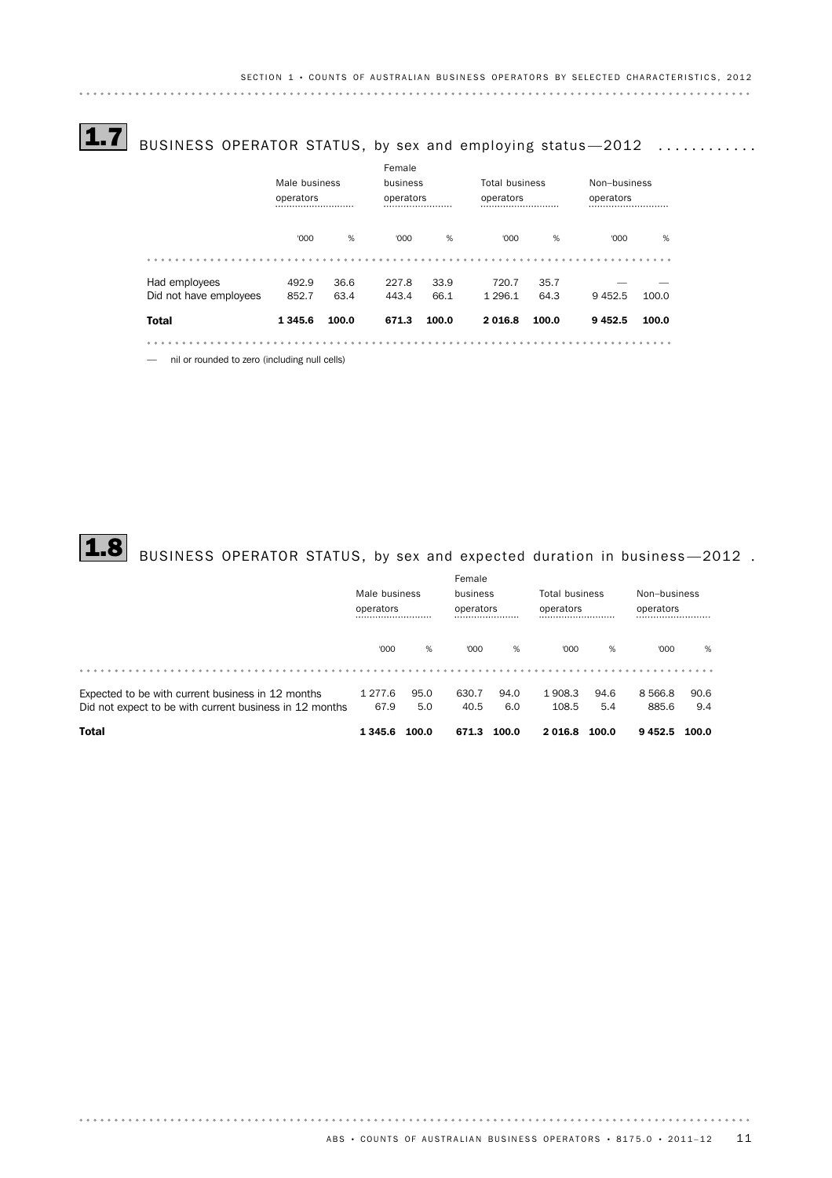## 1.7 BUSINESS OPERATOR STATUS, by sex and employing status—2012

| | Male business operators | | Female business operators | | Total business operators | | Non–business operators | |
|---|---|---|---|---|---|---|---|---|
| | '000 | % | '000 | % | '000 | % | '000 | % |
| Had employees | 492.9 | 36.6 | 227.8 | 33.9 | 720.7 | 35.7 | — | — |
| Did not have employees | 852.7 | 63.4 | 443.4 | 66.1 | 1 296.1 | 64.3 | 9 452.5 | 100.0 |
| **Total** | **1 345.6** | **100.0** | **671.3** | **100.0** | **2 016.8** | **100.0** | **9 452.5** | **100.0** |

— nil or rounded to zero (including null cells)

## 1.8 BUSINESS OPERATOR STATUS, by sex and expected duration in business—2012

| | Male business operators | | Female business operators | | Total business operators | | Non–business operators | |
|---|---|---|---|---|---|---|---|---|
| | '000 | % | '000 | % | '000 | % | '000 | % |
| Expected to be with current business in 12 months | 1 277.6 | 95.0 | 630.7 | 94.0 | 1 908.3 | 94.6 | 8 566.8 | 90.6 |
| Did not expect to be with current business in 12 months | 67.9 | 5.0 | 40.5 | 6.0 | 108.5 | 5.4 | 885.6 | 9.4 |
| **Total** | **1 345.6** | **100.0** | **671.3** | **100.0** | **2 016.8** | **100.0** | **9 452.5** | **100.0** |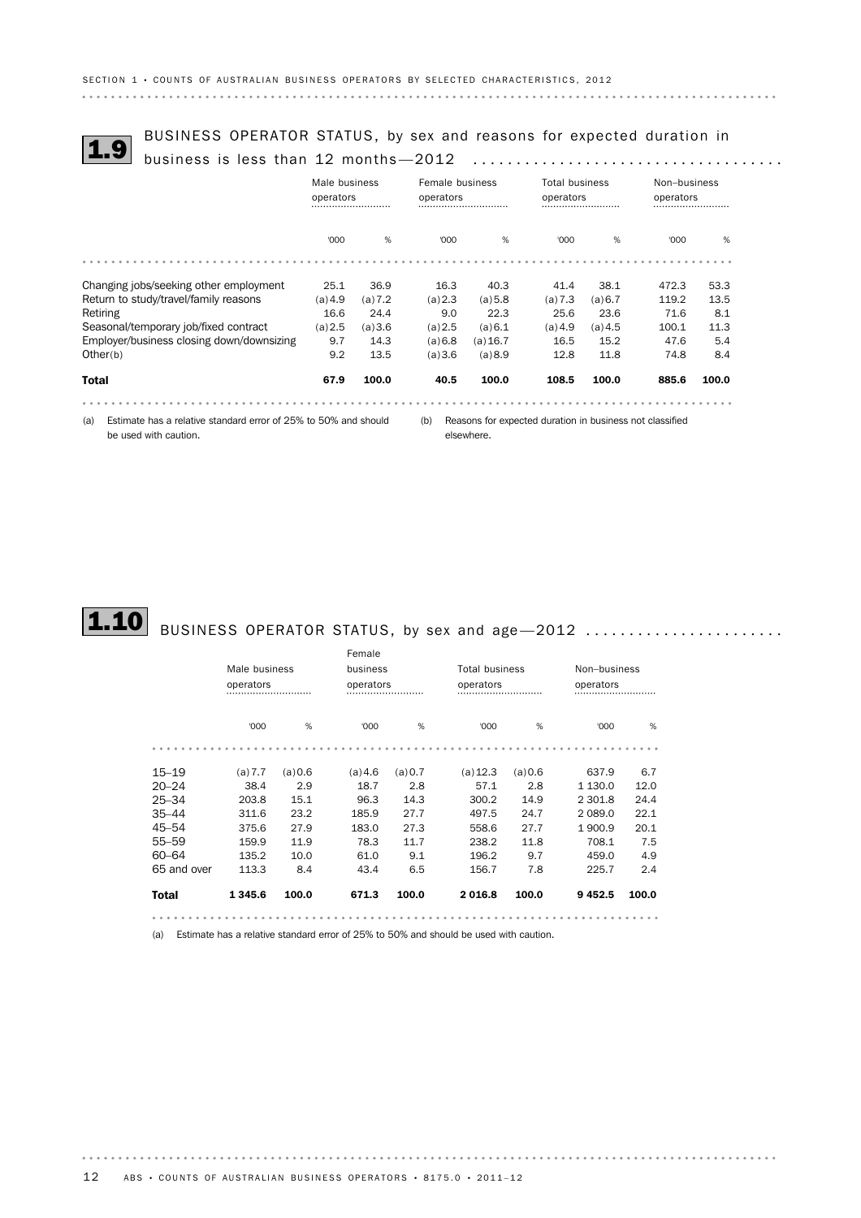## 1.9 BUSINESS OPERATOR STATUS, by sex and reasons for expected duration in business is less than 12 months—2012

| | Male business operators | | Female business operators | | Total business operators | | Non–business operators | |
|---|---|---|---|---|---|---|---|---|
| | '000 | % | '000 | % | '000 | % | '000 | % |
| Changing jobs/seeking other employment | 25.1 | 36.9 | 16.3 | 40.3 | 41.4 | 38.1 | 472.3 | 53.3 |
| Return to study/travel/family reasons | (a)4.9 | (a)7.2 | (a)2.3 | (a)5.8 | (a)7.3 | (a)6.7 | 119.2 | 13.5 |
| Retiring | 16.6 | 24.4 | 9.0 | 22.3 | 25.6 | 23.6 | 71.6 | 8.1 |
| Seasonal/temporary job/fixed contract | (a)2.5 | (a)3.6 | (a)2.5 | (a)6.1 | (a)4.9 | (a)4.5 | 100.1 | 11.3 |
| Employer/business closing down/downsizing | 9.7 | 14.3 | (a)6.8 | (a)16.7 | 16.5 | 15.2 | 47.6 | 5.4 |
| Other(b) | 9.2 | 13.5 | (a)3.6 | (a)8.9 | 12.8 | 11.8 | 74.8 | 8.4 |
| **Total** | **67.9** | **100.0** | **40.5** | **100.0** | **108.5** | **100.0** | **885.6** | **100.0** |

(a) Estimate has a relative standard error of 25% to 50% and should be used with caution.

(b) Reasons for expected duration in business not classified elsewhere.

## 1.10 BUSINESS OPERATOR STATUS, by sex and age—2012

| | Male business operators | | Female business operators | | Total business operators | | Non–business operators | |
|---|---|---|---|---|---|---|---|---|
| | '000 | % | '000 | % | '000 | % | '000 | % |
| 15–19 | (a)7.7 | (a)0.6 | (a)4.6 | (a)0.7 | (a)12.3 | (a)0.6 | 637.9 | 6.7 |
| 20–24 | 38.4 | 2.9 | 18.7 | 2.8 | 57.1 | 2.8 | 1 130.0 | 12.0 |
| 25–34 | 203.8 | 15.1 | 96.3 | 14.3 | 300.2 | 14.9 | 2 301.8 | 24.4 |
| 35–44 | 311.6 | 23.2 | 185.9 | 27.7 | 497.5 | 24.7 | 2 089.0 | 22.1 |
| 45–54 | 375.6 | 27.9 | 183.0 | 27.3 | 558.6 | 27.7 | 1 900.9 | 20.1 |
| 55–59 | 159.9 | 11.9 | 78.3 | 11.7 | 238.2 | 11.8 | 708.1 | 7.5 |
| 60–64 | 135.2 | 10.0 | 61.0 | 9.1 | 196.2 | 9.7 | 459.0 | 4.9 |
| 65 and over | 113.3 | 8.4 | 43.4 | 6.5 | 156.7 | 7.8 | 225.7 | 2.4 |
| **Total** | **1 345.6** | **100.0** | **671.3** | **100.0** | **2 016.8** | **100.0** | **9 452.5** | **100.0** |

(a) Estimate has a relative standard error of 25% to 50% and should be used with caution.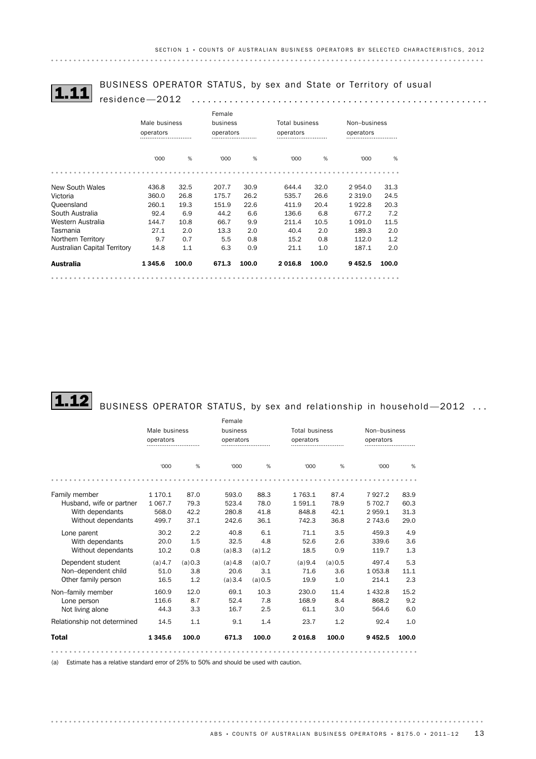## 1.11 BUSINESS OPERATOR STATUS, by sex and State or Territory of usual residence—2012

| | Male business operators | | Female business operators | | Total business operators | | Non–business operators | |
|---|---|---|---|---|---|---|---|---|
| | '000 | % | '000 | % | '000 | % | '000 | % |
| New South Wales | 436.8 | 32.5 | 207.7 | 30.9 | 644.4 | 32.0 | 2 954.0 | 31.3 |
| Victoria | 360.0 | 26.8 | 175.7 | 26.2 | 535.7 | 26.6 | 2 319.0 | 24.5 |
| Queensland | 260.1 | 19.3 | 151.9 | 22.6 | 411.9 | 20.4 | 1 922.8 | 20.3 |
| South Australia | 92.4 | 6.9 | 44.2 | 6.6 | 136.6 | 6.8 | 677.2 | 7.2 |
| Western Australia | 144.7 | 10.8 | 66.7 | 9.9 | 211.4 | 10.5 | 1 091.0 | 11.5 |
| Tasmania | 27.1 | 2.0 | 13.3 | 2.0 | 40.4 | 2.0 | 189.3 | 2.0 |
| Northern Territory | 9.7 | 0.7 | 5.5 | 0.8 | 15.2 | 0.8 | 112.0 | 1.2 |
| Australian Capital Territory | 14.8 | 1.1 | 6.3 | 0.9 | 21.1 | 1.0 | 187.1 | 2.0 |
| **Australia** | **1 345.6** | **100.0** | **671.3** | **100.0** | **2 016.8** | **100.0** | **9 452.5** | **100.0** |

## 1.12 BUSINESS OPERATOR STATUS, by sex and relationship in household—2012

| | Male business operators | | Female business operators | | Total business operators | | Non–business operators | |
|---|---|---|---|---|---|---|---|---|
| | '000 | % | '000 | % | '000 | % | '000 | % |
| Family member | 1 170.1 | 87.0 | 593.0 | 88.3 | 1 763.1 | 87.4 | 7 927.2 | 83.9 |
| Husband, wife or partner | 1 067.7 | 79.3 | 523.4 | 78.0 | 1 591.1 | 78.9 | 5 702.7 | 60.3 |
| With dependants | 568.0 | 42.2 | 280.8 | 41.8 | 848.8 | 42.1 | 2 959.1 | 31.3 |
| Without dependants | 499.7 | 37.1 | 242.6 | 36.1 | 742.3 | 36.8 | 2 743.6 | 29.0 |
| Lone parent | 30.2 | 2.2 | 40.8 | 6.1 | 71.1 | 3.5 | 459.3 | 4.9 |
| With dependants | 20.0 | 1.5 | 32.5 | 4.8 | 52.6 | 2.6 | 339.6 | 3.6 |
| Without dependants | 10.2 | 0.8 | (a)8.3 | (a)1.2 | 18.5 | 0.9 | 119.7 | 1.3 |
| Dependent student | (a)4.7 | (a)0.3 | (a)4.8 | (a)0.7 | (a)9.4 | (a)0.5 | 497.4 | 5.3 |
| Non–dependent child | 51.0 | 3.8 | 20.6 | 3.1 | 71.6 | 3.6 | 1 053.8 | 11.1 |
| Other family person | 16.5 | 1.2 | (a)3.4 | (a)0.5 | 19.9 | 1.0 | 214.1 | 2.3 |
| Non–family member | 160.9 | 12.0 | 69.1 | 10.3 | 230.0 | 11.4 | 1 432.8 | 15.2 |
| Lone person | 116.6 | 8.7 | 52.4 | 7.8 | 168.9 | 8.4 | 868.2 | 9.2 |
| Not living alone | 44.3 | 3.3 | 16.7 | 2.5 | 61.1 | 3.0 | 564.6 | 6.0 |
| Relationship not determined | 14.5 | 1.1 | 9.1 | 1.4 | 23.7 | 1.2 | 92.4 | 1.0 |
| **Total** | **1 345.6** | **100.0** | **671.3** | **100.0** | **2 016.8** | **100.0** | **9 452.5** | **100.0** |

(a) Estimate has a relative standard error of 25% to 50% and should be used with caution.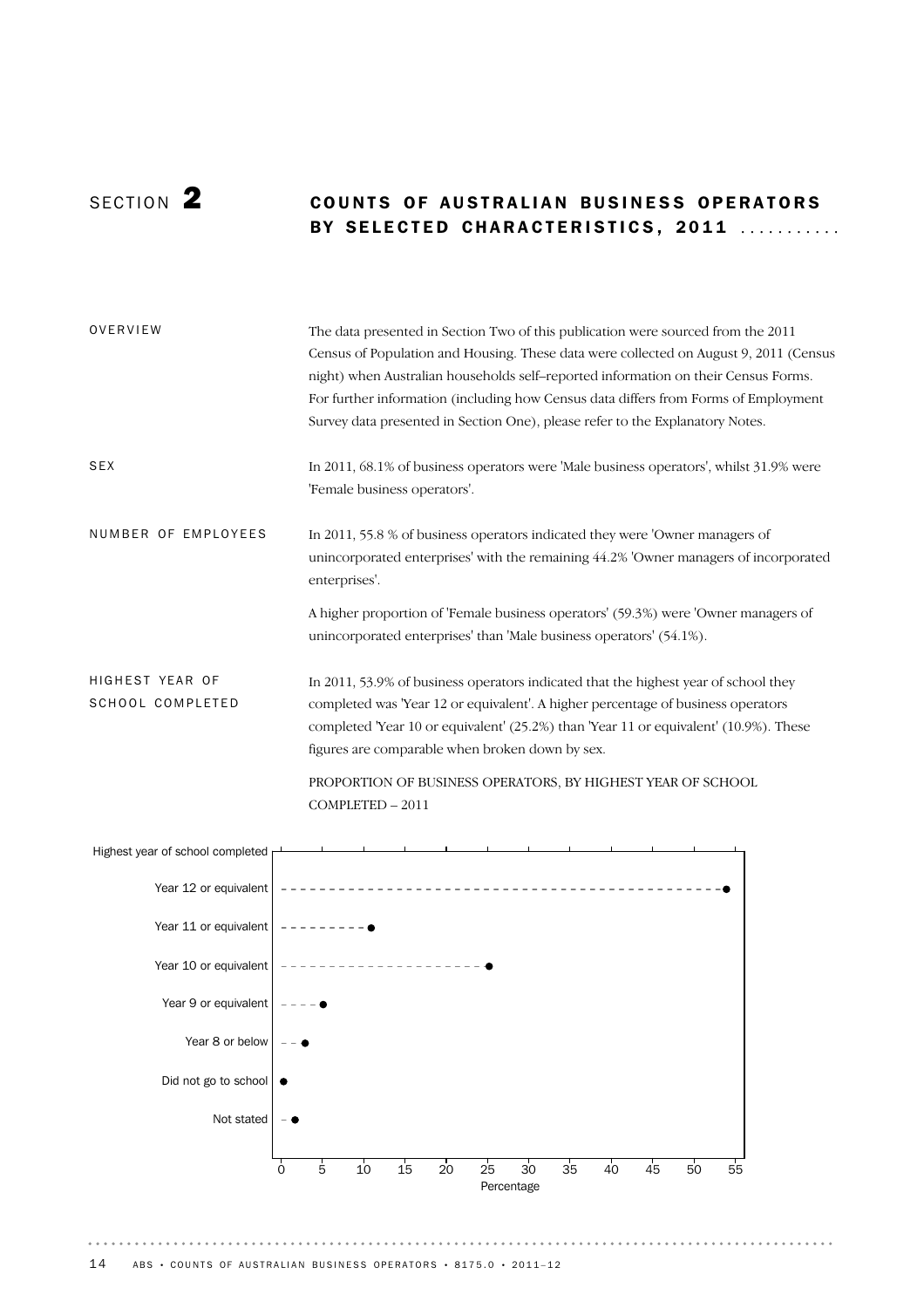# SECTION 2 COUNTS OF AUSTRALIAN BUSINESS OPERATORS BY SELECTED CHARACTERISTICS, 2011

## OVERVIEW

The data presented in Section Two of this publication were sourced from the 2011 Census of Population and Housing. These data were collected on August 9, 2011 (Census night) when Australian households self–reported information on their Census Forms. For further information (including how Census data differs from Forms of Employment Survey data presented in Section One), please refer to the Explanatory Notes.

## SEX

In 2011, 68.1% of business operators were 'Male business operators', whilst 31.9% were 'Female business operators'.

## NUMBER OF EMPLOYEES

In 2011, 55.8 % of business operators indicated they were 'Owner managers of unincorporated enterprises' with the remaining 44.2% 'Owner managers of incorporated enterprises'.

A higher proportion of 'Female business operators' (59.3%) were 'Owner managers of unincorporated enterprises' than 'Male business operators' (54.1%).

## HIGHEST YEAR OF SCHOOL COMPLETED

In 2011, 53.9% of business operators indicated that the highest year of school they completed was 'Year 12 or equivalent'. A higher percentage of business operators completed 'Year 10 or equivalent' (25.2%) than 'Year 11 or equivalent' (10.9%). These figures are comparable when broken down by sex.

PROPORTION OF BUSINESS OPERATORS, BY HIGHEST YEAR OF SCHOOL COMPLETED – 2011

| Highest year of school completed | Percentage |
|---|---|
| Year 12 or equivalent | 53.9 |
| Year 11 or equivalent | 10.9 |
| Year 10 or equivalent | 25.2 |
| Year 9 or equivalent | ~5 |
| Year 8 or below | ~3 |
| Did not go to school | ~0 |
| Not stated | ~2 |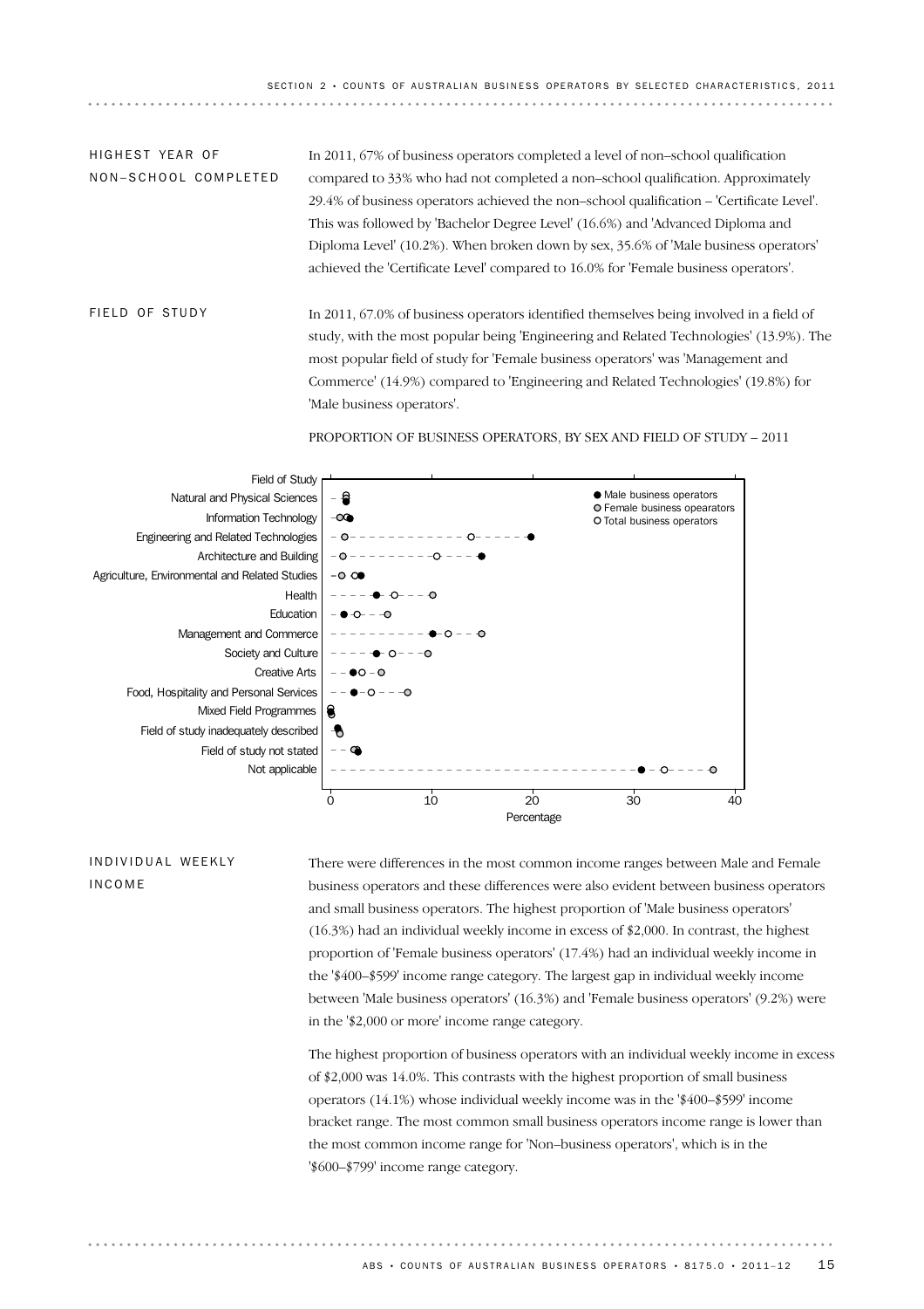## HIGHEST YEAR OF NON–SCHOOL COMPLETED

In 2011, 67% of business operators completed a level of non–school qualification compared to 33% who had not completed a non–school qualification. Approximately 29.4% of business operators achieved the non–school qualification – 'Certificate Level'. This was followed by 'Bachelor Degree Level' (16.6%) and 'Advanced Diploma and Diploma Level' (10.2%). When broken down by sex, 35.6% of 'Male business operators' achieved the 'Certificate Level' compared to 16.0% for 'Female business operators'.

## FIELD OF STUDY

In 2011, 67.0% of business operators identified themselves being involved in a field of study, with the most popular being 'Engineering and Related Technologies' (13.9%). The most popular field of study for 'Female business operators' was 'Management and Commerce' (14.9%) compared to 'Engineering and Related Technologies' (19.8%) for 'Male business operators'.

PROPORTION OF BUSINESS OPERATORS, BY SEX AND FIELD OF STUDY – 2011

Field of Study: Natural and Physical Sciences; Information Technology; Engineering and Related Technologies; Architecture and Building; Agriculture, Environmental and Related Studies; Health; Education; Management and Commerce; Society and Culture; Creative Arts; Food, Hospitality and Personal Services; Mixed Field Programmes; Field of study inadequately described; Field of study not stated; Not applicable

Legend: Male business operators; Female business opearators; Total business operators

Percentage: 0, 10, 20, 30, 40

## INDIVIDUAL WEEKLY INCOME

There were differences in the most common income ranges between Male and Female business operators and these differences were also evident between business operators and small business operators. The highest proportion of 'Male business operators' (16.3%) had an individual weekly income in excess of $2,000. In contrast, the highest proportion of 'Female business operators' (17.4%) had an individual weekly income in the '$400–$599' income range category. The largest gap in individual weekly income between 'Male business operators' (16.3%) and 'Female business operators' (9.2%) were in the '$2,000 or more' income range category.

The highest proportion of business operators with an individual weekly income in excess of $2,000 was 14.0%. This contrasts with the highest proportion of small business operators (14.1%) whose individual weekly income was in the '$400–$599' income bracket range. The most common small business operators income range is lower than the most common income range for 'Non–business operators', which is in the '$600–$799' income range category.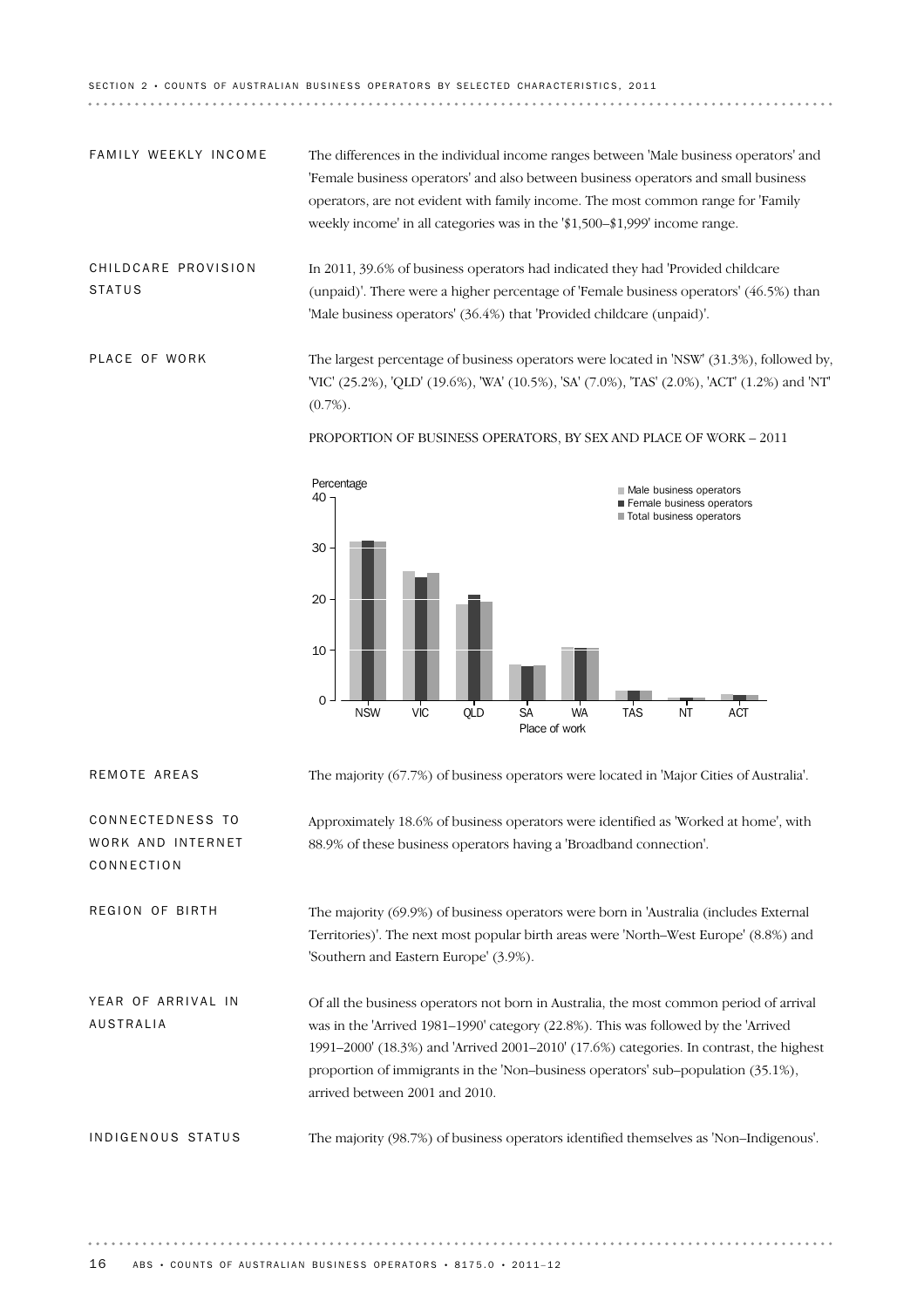### FAMILY WEEKLY INCOME

The differences in the individual income ranges between 'Male business operators' and 'Female business operators' and also between business operators and small business operators, are not evident with family income. The most common range for 'Family weekly income' in all categories was in the '$1,500–$1,999' income range.

### CHILDCARE PROVISION STATUS

In 2011, 39.6% of business operators had indicated they had 'Provided childcare (unpaid)'. There were a higher percentage of 'Female business operators' (46.5%) than 'Male business operators' (36.4%) that 'Provided childcare (unpaid)'.

### PLACE OF WORK

The largest percentage of business operators were located in 'NSW' (31.3%), followed by, 'VIC' (25.2%), 'QLD' (19.6%), 'WA' (10.5%), 'SA' (7.0%), 'TAS' (2.0%), 'ACT' (1.2%) and 'NT' (0.7%).

PROPORTION OF BUSINESS OPERATORS, BY SEX AND PLACE OF WORK – 2011

### REMOTE AREAS

The majority (67.7%) of business operators were located in 'Major Cities of Australia'.

### CONNECTEDNESS TO WORK AND INTERNET CONNECTION

Approximately 18.6% of business operators were identified as 'Worked at home', with 88.9% of these business operators having a 'Broadband connection'.

### REGION OF BIRTH

The majority (69.9%) of business operators were born in 'Australia (includes External Territories)'. The next most popular birth areas were 'North–West Europe' (8.8%) and 'Southern and Eastern Europe' (3.9%).

### YEAR OF ARRIVAL IN AUSTRALIA

Of all the business operators not born in Australia, the most common period of arrival was in the 'Arrived 1981–1990' category (22.8%). This was followed by the 'Arrived 1991–2000' (18.3%) and 'Arrived 2001–2010' (17.6%) categories. In contrast, the highest proportion of immigrants in the 'Non–business operators' sub–population (35.1%), arrived between 2001 and 2010.

### INDIGENOUS STATUS

The majority (98.7%) of business operators identified themselves as 'Non–Indigenous'.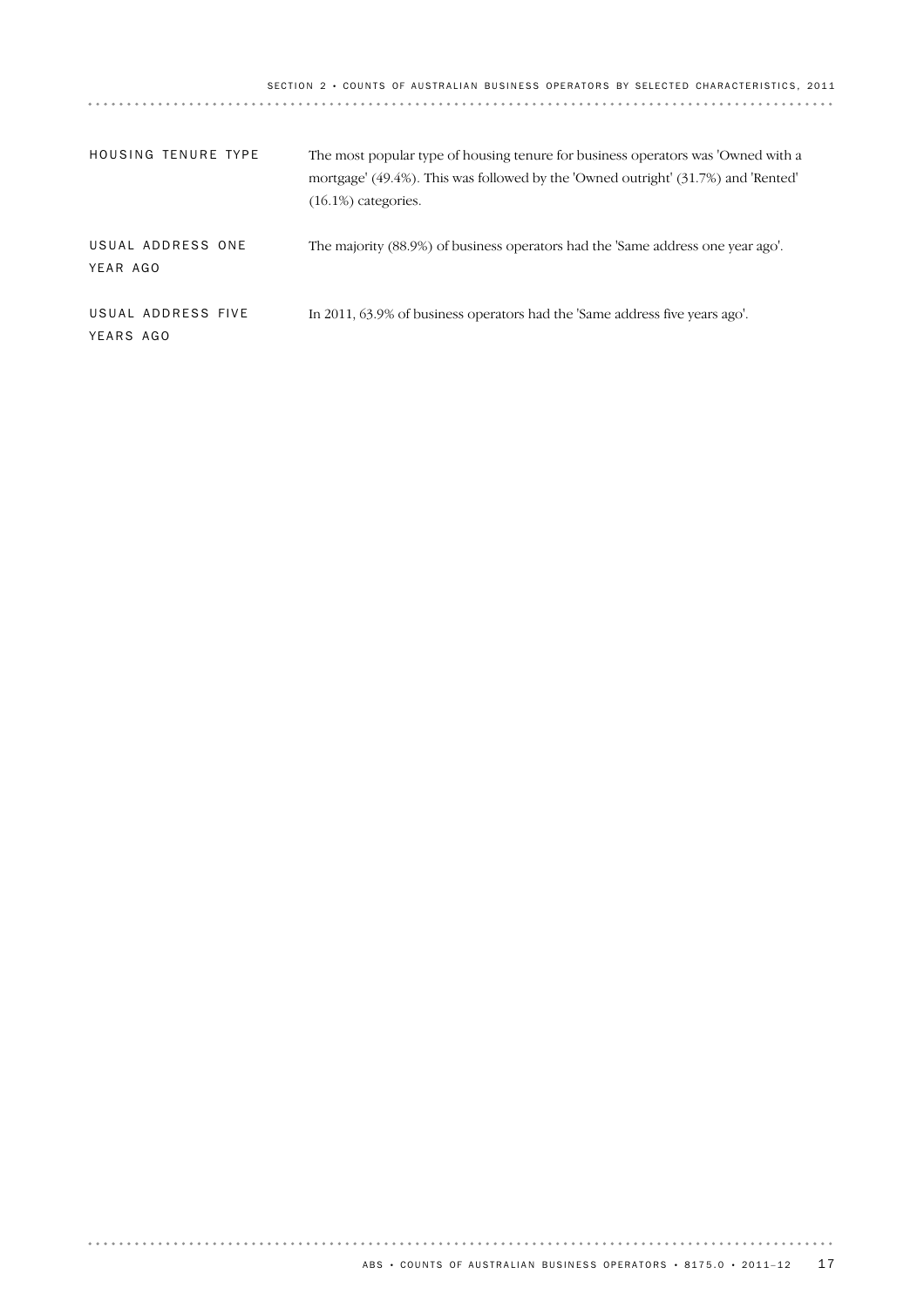## HOUSING TENURE TYPE

The most popular type of housing tenure for business operators was 'Owned with a mortgage' (49.4%). This was followed by the 'Owned outright' (31.7%) and 'Rented' (16.1%) categories.

## USUAL ADDRESS ONE YEAR AGO

The majority (88.9%) of business operators had the 'Same address one year ago'.

## USUAL ADDRESS FIVE YEARS AGO

In 2011, 63.9% of business operators had the 'Same address five years ago'.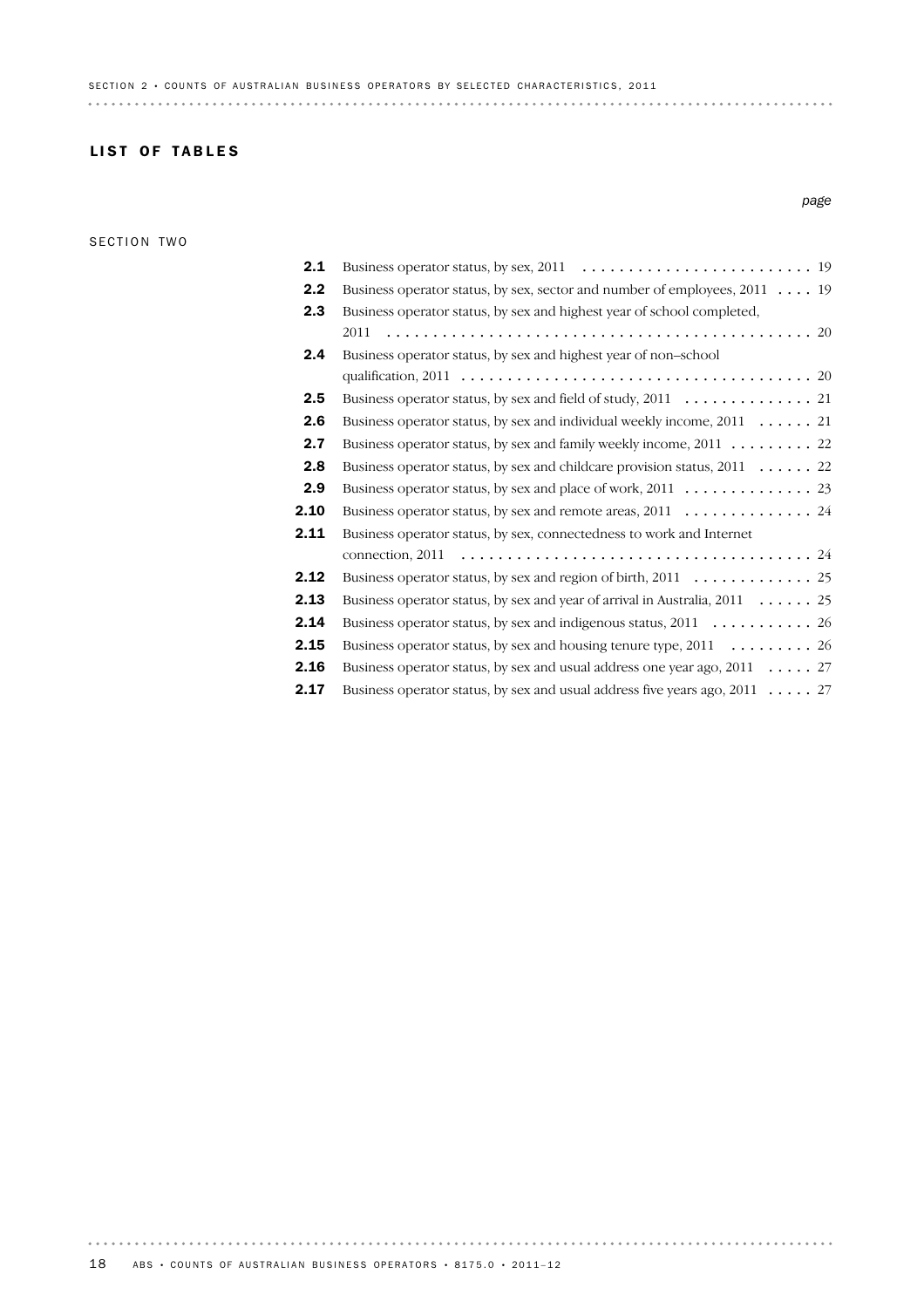## LIST OF TABLES

*page*

SECTION TWO

| | | page |
|---|---|---|
| **2.1** | Business operator status, by sex, 2011 | 19 |
| **2.2** | Business operator status, by sex, sector and number of employees, 2011 | 19 |
| **2.3** | Business operator status, by sex and highest year of school completed, 2011 | 20 |
| **2.4** | Business operator status, by sex and highest year of non–school qualification, 2011 | 20 |
| **2.5** | Business operator status, by sex and field of study, 2011 | 21 |
| **2.6** | Business operator status, by sex and individual weekly income, 2011 | 21 |
| **2.7** | Business operator status, by sex and family weekly income, 2011 | 22 |
| **2.8** | Business operator status, by sex and childcare provision status, 2011 | 22 |
| **2.9** | Business operator status, by sex and place of work, 2011 | 23 |
| **2.10** | Business operator status, by sex and remote areas, 2011 | 24 |
| **2.11** | Business operator status, by sex, connectedness to work and Internet connection, 2011 | 24 |
| **2.12** | Business operator status, by sex and region of birth, 2011 | 25 |
| **2.13** | Business operator status, by sex and year of arrival in Australia, 2011 | 25 |
| **2.14** | Business operator status, by sex and indigenous status, 2011 | 26 |
| **2.15** | Business operator status, by sex and housing tenure type, 2011 | 26 |
| **2.16** | Business operator status, by sex and usual address one year ago, 2011 | 27 |
| **2.17** | Business operator status, by sex and usual address five years ago, 2011 | 27 |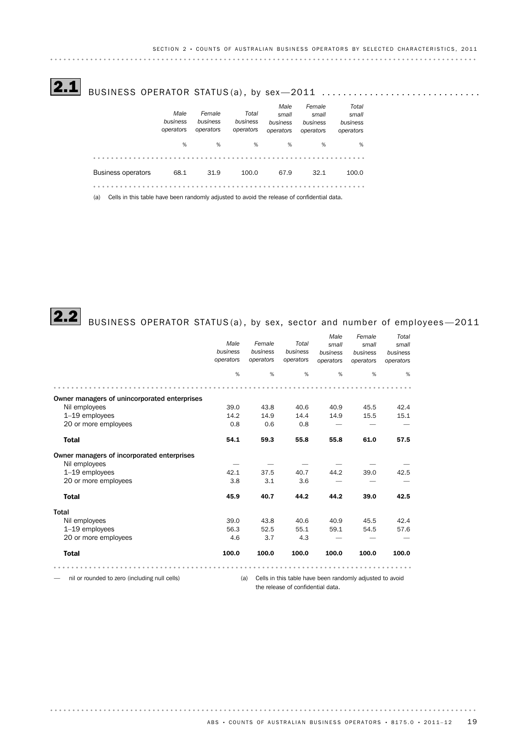## 2.1 BUSINESS OPERATOR STATUS(a), by sex—2011

| | Male business operators | Female business operators | Total business operators | Male small business operators | Female small business operators | Total small business operators |
|---|---|---|---|---|---|---|
| | % | % | % | % | % | % |
| Business operators | 68.1 | 31.9 | 100.0 | 67.9 | 32.1 | 100.0 |

(a) Cells in this table have been randomly adjusted to avoid the release of confidential data.

## 2.2 BUSINESS OPERATOR STATUS(a), by sex, sector and number of employees—2011

| | Male business operators | Female business operators | Total business operators | Male small business operators | Female small business operators | Total small business operators |
|---|---|---|---|---|---|---|
| | % | % | % | % | % | % |
| **Owner managers of unincorporated enterprises** | | | | | | |
| Nil employees | 39.0 | 43.8 | 40.6 | 40.9 | 45.5 | 42.4 |
| 1–19 employees | 14.2 | 14.9 | 14.4 | 14.9 | 15.5 | 15.1 |
| 20 or more employees | 0.8 | 0.6 | 0.8 | — | — | — |
| **Total** | **54.1** | **59.3** | **55.8** | **55.8** | **61.0** | **57.5** |
| **Owner managers of incorporated enterprises** | | | | | | |
| Nil employees | — | — | — | — | — | — |
| 1–19 employees | 42.1 | 37.5 | 40.7 | 44.2 | 39.0 | 42.5 |
| 20 or more employees | 3.8 | 3.1 | 3.6 | — | — | — |
| **Total** | **45.9** | **40.7** | **44.2** | **44.2** | **39.0** | **42.5** |
| **Total** | | | | | | |
| Nil employees | 39.0 | 43.8 | 40.6 | 40.9 | 45.5 | 42.4 |
| 1–19 employees | 56.3 | 52.5 | 55.1 | 59.1 | 54.5 | 57.6 |
| 20 or more employees | 4.6 | 3.7 | 4.3 | — | — | — |
| **Total** | **100.0** | **100.0** | **100.0** | **100.0** | **100.0** | **100.0** |

— nil or rounded to zero (including null cells)

(a) Cells in this table have been randomly adjusted to avoid the release of confidential data.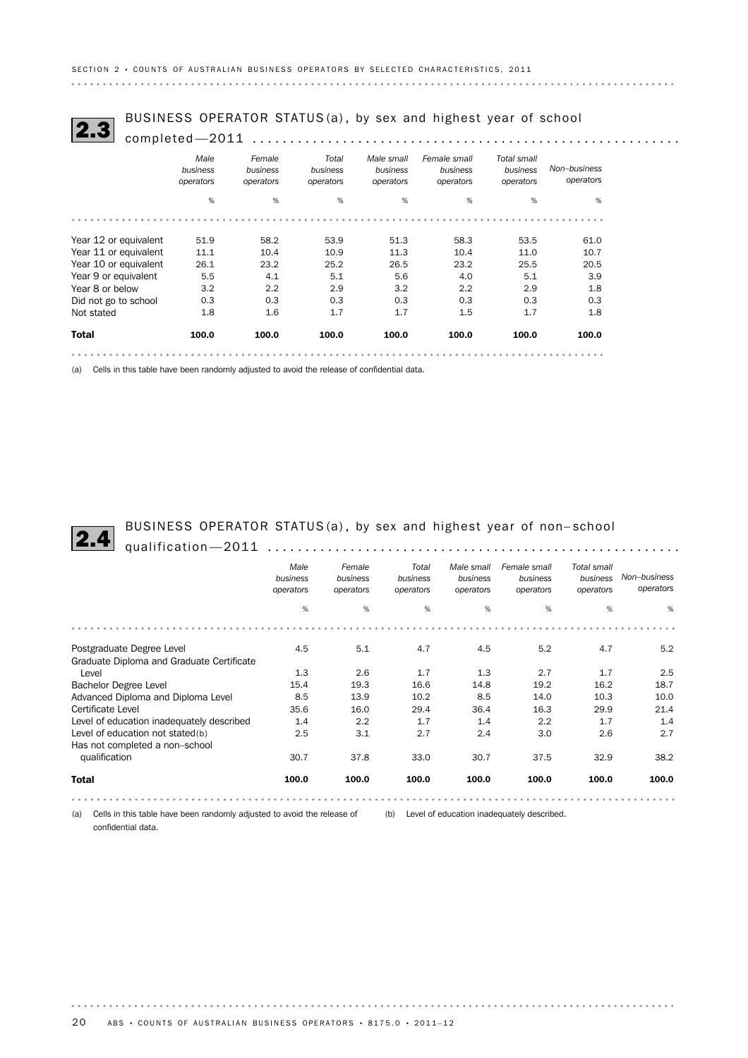## 2.3 BUSINESS OPERATOR STATUS(a), by sex and highest year of school completed—2011

| | Male business operators | Female business operators | Total business operators | Male small business operators | Female small business operators | Total small business operators | Non–business operators |
|---|---|---|---|---|---|---|---|
| | % | % | % | % | % | % | % |
| Year 12 or equivalent | 51.9 | 58.2 | 53.9 | 51.3 | 58.3 | 53.5 | 61.0 |
| Year 11 or equivalent | 11.1 | 10.4 | 10.9 | 11.3 | 10.4 | 11.0 | 10.7 |
| Year 10 or equivalent | 26.1 | 23.2 | 25.2 | 26.5 | 23.2 | 25.5 | 20.5 |
| Year 9 or equivalent | 5.5 | 4.1 | 5.1 | 5.6 | 4.0 | 5.1 | 3.9 |
| Year 8 or below | 3.2 | 2.2 | 2.9 | 3.2 | 2.2 | 2.9 | 1.8 |
| Did not go to school | 0.3 | 0.3 | 0.3 | 0.3 | 0.3 | 0.3 | 0.3 |
| Not stated | 1.8 | 1.6 | 1.7 | 1.7 | 1.5 | 1.7 | 1.8 |
| **Total** | **100.0** | **100.0** | **100.0** | **100.0** | **100.0** | **100.0** | **100.0** |

(a) Cells in this table have been randomly adjusted to avoid the release of confidential data.

## 2.4 BUSINESS OPERATOR STATUS(a), by sex and highest year of non–school qualification—2011

| | Male business operators | Female business operators | Total business operators | Male small business operators | Female small business operators | Total small business operators | Non–business operators |
|---|---|---|---|---|---|---|---|
| | % | % | % | % | % | % | % |
| Postgraduate Degree Level | 4.5 | 5.1 | 4.7 | 4.5 | 5.2 | 4.7 | 5.2 |
| Graduate Diploma and Graduate Certificate Level | 1.3 | 2.6 | 1.7 | 1.3 | 2.7 | 1.7 | 2.5 |
| Bachelor Degree Level | 15.4 | 19.3 | 16.6 | 14.8 | 19.2 | 16.2 | 18.7 |
| Advanced Diploma and Diploma Level | 8.5 | 13.9 | 10.2 | 8.5 | 14.0 | 10.3 | 10.0 |
| Certificate Level | 35.6 | 16.0 | 29.4 | 36.4 | 16.3 | 29.9 | 21.4 |
| Level of education inadequately described | 1.4 | 2.2 | 1.7 | 1.4 | 2.2 | 1.7 | 1.4 |
| Level of education not stated(b) | 2.5 | 3.1 | 2.7 | 2.4 | 3.0 | 2.6 | 2.7 |
| Has not completed a non–school qualification | 30.7 | 37.8 | 33.0 | 30.7 | 37.5 | 32.9 | 38.2 |
| **Total** | **100.0** | **100.0** | **100.0** | **100.0** | **100.0** | **100.0** | **100.0** |

(a) Cells in this table have been randomly adjusted to avoid the release of confidential data.

(b) Level of education inadequately described.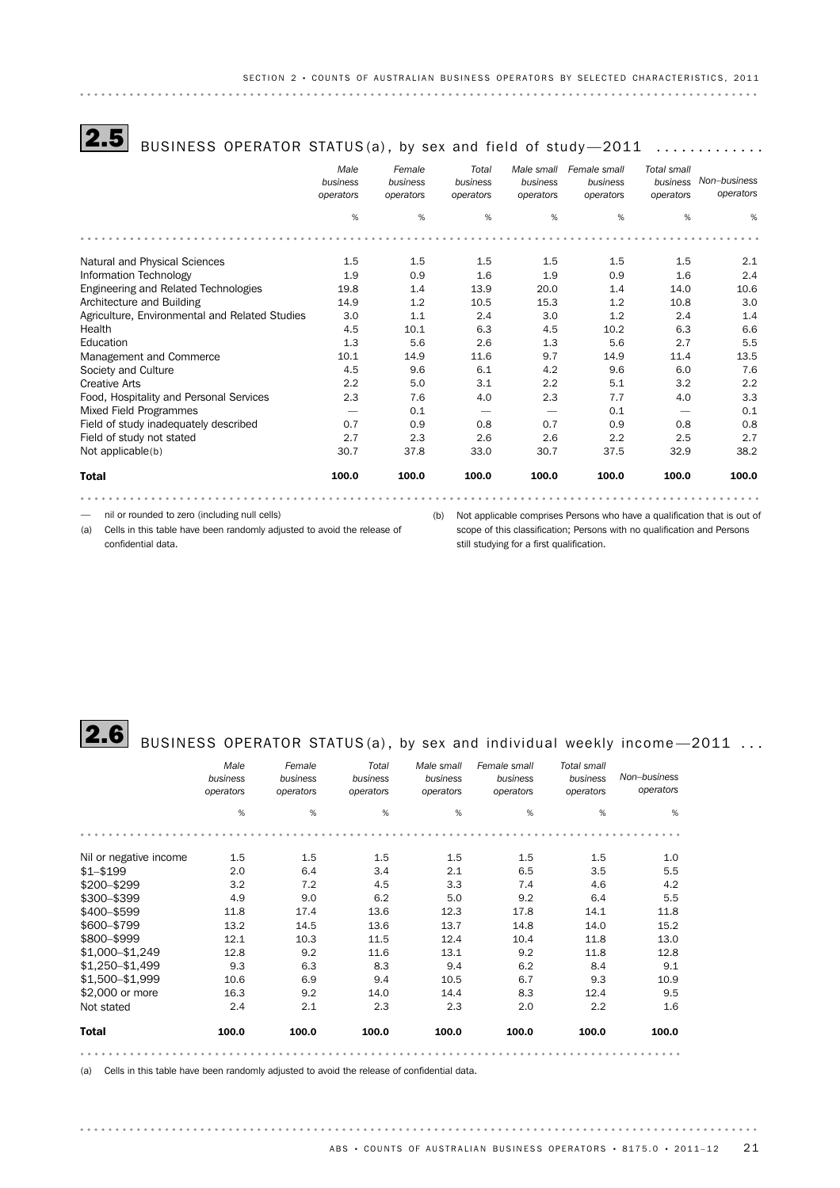## 2.5 BUSINESS OPERATOR STATUS(a), by sex and field of study—2011

| | Male business operators | Female business operators | Total business operators | Male small business operators | Female small business operators | Total small business operators | Non–business operators |
|---|---|---|---|---|---|---|---|
| | % | % | % | % | % | % | % |
| Natural and Physical Sciences | 1.5 | 1.5 | 1.5 | 1.5 | 1.5 | 1.5 | 2.1 |
| Information Technology | 1.9 | 0.9 | 1.6 | 1.9 | 0.9 | 1.6 | 2.4 |
| Engineering and Related Technologies | 19.8 | 1.4 | 13.9 | 20.0 | 1.4 | 14.0 | 10.6 |
| Architecture and Building | 14.9 | 1.2 | 10.5 | 15.3 | 1.2 | 10.8 | 3.0 |
| Agriculture, Environmental and Related Studies | 3.0 | 1.1 | 2.4 | 3.0 | 1.2 | 2.4 | 1.4 |
| Health | 4.5 | 10.1 | 6.3 | 4.5 | 10.2 | 6.3 | 6.6 |
| Education | 1.3 | 5.6 | 2.6 | 1.3 | 5.6 | 2.7 | 5.5 |
| Management and Commerce | 10.1 | 14.9 | 11.6 | 9.7 | 14.9 | 11.4 | 13.5 |
| Society and Culture | 4.5 | 9.6 | 6.1 | 4.2 | 9.6 | 6.0 | 7.6 |
| Creative Arts | 2.2 | 5.0 | 3.1 | 2.2 | 5.1 | 3.2 | 2.2 |
| Food, Hospitality and Personal Services | 2.3 | 7.6 | 4.0 | 2.3 | 7.7 | 4.0 | 3.3 |
| Mixed Field Programmes | — | 0.1 | — | — | 0.1 | — | 0.1 |
| Field of study inadequately described | 0.7 | 0.9 | 0.8 | 0.7 | 0.9 | 0.8 | 0.8 |
| Field of study not stated | 2.7 | 2.3 | 2.6 | 2.6 | 2.2 | 2.5 | 2.7 |
| Not applicable(b) | 30.7 | 37.8 | 33.0 | 30.7 | 37.5 | 32.9 | 38.2 |
| **Total** | **100.0** | **100.0** | **100.0** | **100.0** | **100.0** | **100.0** | **100.0** |

— nil or rounded to zero (including null cells)

(a) Cells in this table have been randomly adjusted to avoid the release of confidential data.

(b) Not applicable comprises Persons who have a qualification that is out of scope of this classification; Persons with no qualification and Persons still studying for a first qualification.

## 2.6 BUSINESS OPERATOR STATUS(a), by sex and individual weekly income—2011

| | Male business operators | Female business operators | Total business operators | Male small business operators | Female small business operators | Total small business operators | Non–business operators |
|---|---|---|---|---|---|---|---|
| | % | % | % | % | % | % | % |
| Nil or negative income | 1.5 | 1.5 | 1.5 | 1.5 | 1.5 | 1.5 | 1.0 |
| $1–$199 | 2.0 | 6.4 | 3.4 | 2.1 | 6.5 | 3.5 | 5.5 |
| $200–$299 | 3.2 | 7.2 | 4.5 | 3.3 | 7.4 | 4.6 | 4.2 |
| $300–$399 | 4.9 | 9.0 | 6.2 | 5.0 | 9.2 | 6.4 | 5.5 |
| $400–$599 | 11.8 | 17.4 | 13.6 | 12.3 | 17.8 | 14.1 | 11.8 |
| $600–$799 | 13.2 | 14.5 | 13.6 | 13.7 | 14.8 | 14.0 | 15.2 |
| $800–$999 | 12.1 | 10.3 | 11.5 | 12.4 | 10.4 | 11.8 | 13.0 |
| $1,000–$1,249 | 12.8 | 9.2 | 11.6 | 13.1 | 9.2 | 11.8 | 12.8 |
| $1,250–$1,499 | 9.3 | 6.3 | 8.3 | 9.4 | 6.2 | 8.4 | 9.1 |
| $1,500–$1,999 | 10.6 | 6.9 | 9.4 | 10.5 | 6.7 | 9.3 | 10.9 |
| $2,000 or more | 16.3 | 9.2 | 14.0 | 14.4 | 8.3 | 12.4 | 9.5 |
| Not stated | 2.4 | 2.1 | 2.3 | 2.3 | 2.0 | 2.2 | 1.6 |
| **Total** | **100.0** | **100.0** | **100.0** | **100.0** | **100.0** | **100.0** | **100.0** |

(a) Cells in this table have been randomly adjusted to avoid the release of confidential data.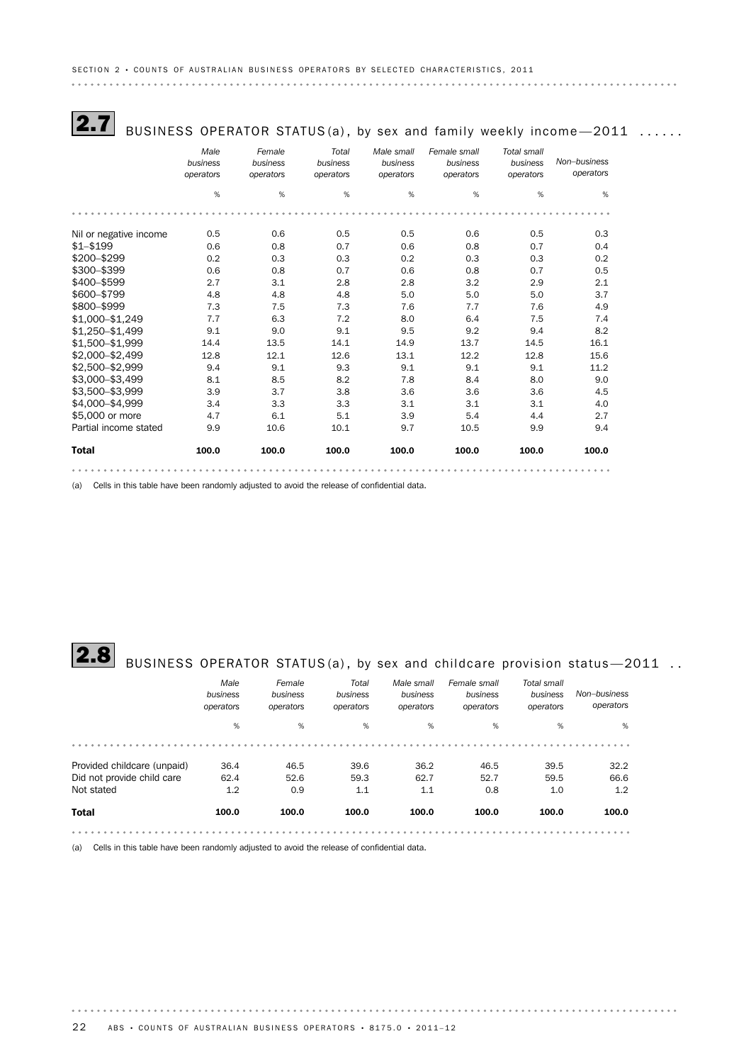## 2.7 BUSINESS OPERATOR STATUS(a), by sex and family weekly income—2011

| | Male business operators | Female business operators | Total business operators | Male small business operators | Female small business operators | Total small business operators | Non–business operators |
|---|---|---|---|---|---|---|---|
| | % | % | % | % | % | % | % |
| Nil or negative income | 0.5 | 0.6 | 0.5 | 0.5 | 0.6 | 0.5 | 0.3 |
| $1–$199 | 0.6 | 0.8 | 0.7 | 0.6 | 0.8 | 0.7 | 0.4 |
| $200–$299 | 0.2 | 0.3 | 0.3 | 0.2 | 0.3 | 0.3 | 0.2 |
| $300–$399 | 0.6 | 0.8 | 0.7 | 0.6 | 0.8 | 0.7 | 0.5 |
| $400–$599 | 2.7 | 3.1 | 2.8 | 2.8 | 3.2 | 2.9 | 2.1 |
| $600–$799 | 4.8 | 4.8 | 4.8 | 5.0 | 5.0 | 5.0 | 3.7 |
| $800–$999 | 7.3 | 7.5 | 7.3 | 7.6 | 7.7 | 7.6 | 4.9 |
| $1,000–$1,249 | 7.7 | 6.3 | 7.2 | 8.0 | 6.4 | 7.5 | 7.4 |
| $1,250–$1,499 | 9.1 | 9.0 | 9.1 | 9.5 | 9.2 | 9.4 | 8.2 |
| $1,500–$1,999 | 14.4 | 13.5 | 14.1 | 14.9 | 13.7 | 14.5 | 16.1 |
| $2,000–$2,499 | 12.8 | 12.1 | 12.6 | 13.1 | 12.2 | 12.8 | 15.6 |
| $2,500–$2,999 | 9.4 | 9.1 | 9.3 | 9.1 | 9.1 | 9.1 | 11.2 |
| $3,000–$3,499 | 8.1 | 8.5 | 8.2 | 7.8 | 8.4 | 8.0 | 9.0 |
| $3,500–$3,999 | 3.9 | 3.7 | 3.8 | 3.6 | 3.6 | 3.6 | 4.5 |
| $4,000–$4,999 | 3.4 | 3.3 | 3.3 | 3.1 | 3.1 | 3.1 | 4.0 |
| $5,000 or more | 4.7 | 6.1 | 5.1 | 3.9 | 5.4 | 4.4 | 2.7 |
| Partial income stated | 9.9 | 10.6 | 10.1 | 9.7 | 10.5 | 9.9 | 9.4 |
| **Total** | **100.0** | **100.0** | **100.0** | **100.0** | **100.0** | **100.0** | **100.0** |

(a) Cells in this table have been randomly adjusted to avoid the release of confidential data.

## 2.8 BUSINESS OPERATOR STATUS(a), by sex and childcare provision status—2011

| | Male business operators | Female business operators | Total business operators | Male small business operators | Female small business operators | Total small business operators | Non–business operators |
|---|---|---|---|---|---|---|---|
| | % | % | % | % | % | % | % |
| Provided childcare (unpaid) | 36.4 | 46.5 | 39.6 | 36.2 | 46.5 | 39.5 | 32.2 |
| Did not provide child care | 62.4 | 52.6 | 59.3 | 62.7 | 52.7 | 59.5 | 66.6 |
| Not stated | 1.2 | 0.9 | 1.1 | 1.1 | 0.8 | 1.0 | 1.2 |
| **Total** | **100.0** | **100.0** | **100.0** | **100.0** | **100.0** | **100.0** | **100.0** |

(a) Cells in this table have been randomly adjusted to avoid the release of confidential data.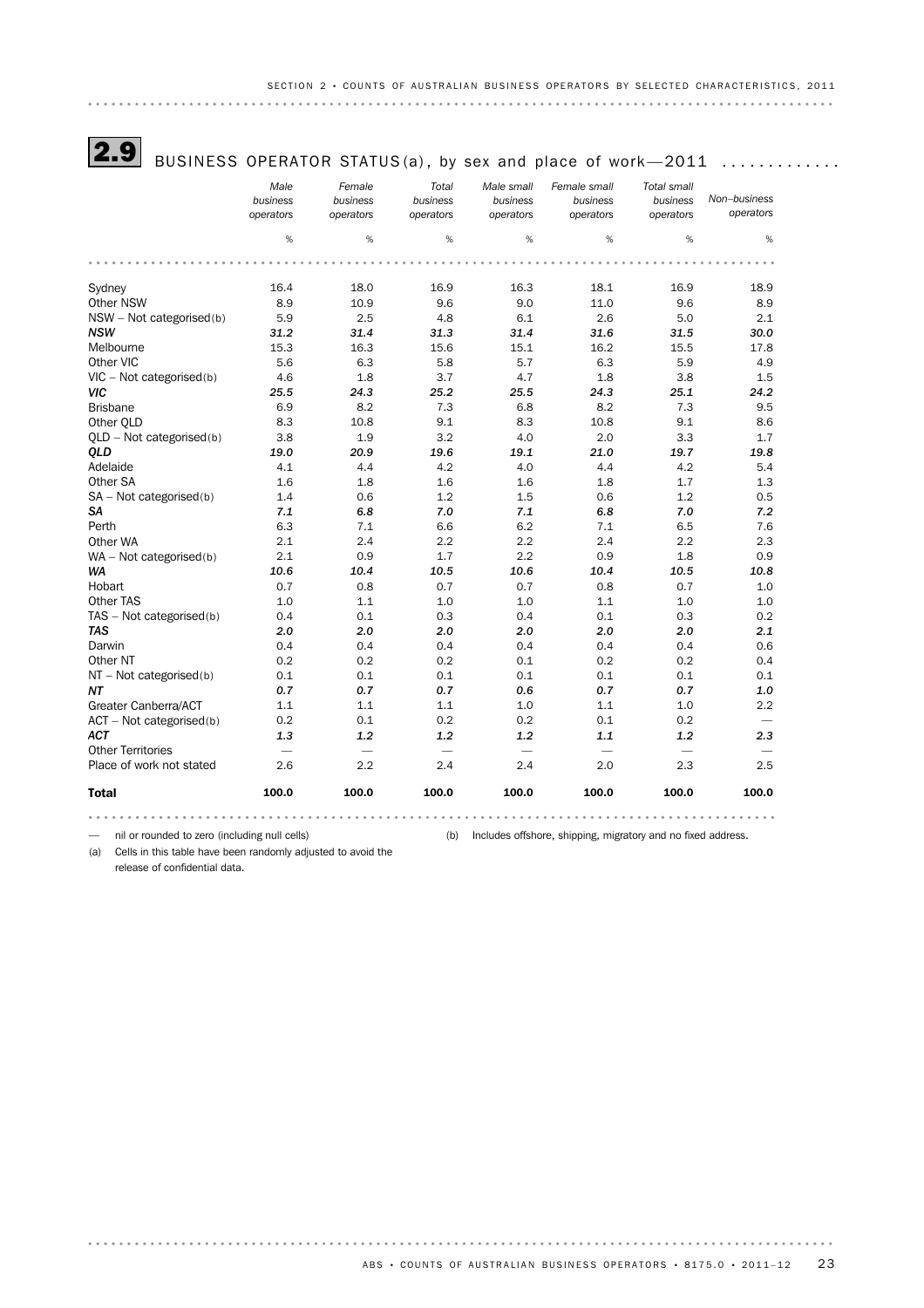## 2.9 BUSINESS OPERATOR STATUS(a), by sex and place of work—2011

| | Male business operators | Female business operators | Total business operators | Male small business operators | Female small business operators | Total small business operators | Non–business operators |
|---|---|---|---|---|---|---|---|
| | % | % | % | % | % | % | % |
| Sydney | 16.4 | 18.0 | 16.9 | 16.3 | 18.1 | 16.9 | 18.9 |
| Other NSW | 8.9 | 10.9 | 9.6 | 9.0 | 11.0 | 9.6 | 8.9 |
| NSW – Not categorised(b) | 5.9 | 2.5 | 4.8 | 6.1 | 2.6 | 5.0 | 2.1 |
| ***NSW*** | ***31.2*** | ***31.4*** | ***31.3*** | ***31.4*** | ***31.6*** | ***31.5*** | ***30.0*** |
| Melbourne | 15.3 | 16.3 | 15.6 | 15.1 | 16.2 | 15.5 | 17.8 |
| Other VIC | 5.6 | 6.3 | 5.8 | 5.7 | 6.3 | 5.9 | 4.9 |
| VIC – Not categorised(b) | 4.6 | 1.8 | 3.7 | 4.7 | 1.8 | 3.8 | 1.5 |
| ***VIC*** | ***25.5*** | ***24.3*** | ***25.2*** | ***25.5*** | ***24.3*** | ***25.1*** | ***24.2*** |
| Brisbane | 6.9 | 8.2 | 7.3 | 6.8 | 8.2 | 7.3 | 9.5 |
| Other QLD | 8.3 | 10.8 | 9.1 | 8.3 | 10.8 | 9.1 | 8.6 |
| QLD – Not categorised(b) | 3.8 | 1.9 | 3.2 | 4.0 | 2.0 | 3.3 | 1.7 |
| ***QLD*** | ***19.0*** | ***20.9*** | ***19.6*** | ***19.1*** | ***21.0*** | ***19.7*** | ***19.8*** |
| Adelaide | 4.1 | 4.4 | 4.2 | 4.0 | 4.4 | 4.2 | 5.4 |
| Other SA | 1.6 | 1.8 | 1.6 | 1.6 | 1.8 | 1.7 | 1.3 |
| SA – Not categorised(b) | 1.4 | 0.6 | 1.2 | 1.5 | 0.6 | 1.2 | 0.5 |
| ***SA*** | ***7.1*** | ***6.8*** | ***7.0*** | ***7.1*** | ***6.8*** | ***7.0*** | ***7.2*** |
| Perth | 6.3 | 7.1 | 6.6 | 6.2 | 7.1 | 6.5 | 7.6 |
| Other WA | 2.1 | 2.4 | 2.2 | 2.2 | 2.4 | 2.2 | 2.3 |
| WA – Not categorised(b) | 2.1 | 0.9 | 1.7 | 2.2 | 0.9 | 1.8 | 0.9 |
| ***WA*** | ***10.6*** | ***10.4*** | ***10.5*** | ***10.6*** | ***10.4*** | ***10.5*** | ***10.8*** |
| Hobart | 0.7 | 0.8 | 0.7 | 0.7 | 0.8 | 0.7 | 1.0 |
| Other TAS | 1.0 | 1.1 | 1.0 | 1.0 | 1.1 | 1.0 | 1.0 |
| TAS – Not categorised(b) | 0.4 | 0.1 | 0.3 | 0.4 | 0.1 | 0.3 | 0.2 |
| ***TAS*** | ***2.0*** | ***2.0*** | ***2.0*** | ***2.0*** | ***2.0*** | ***2.0*** | ***2.1*** |
| Darwin | 0.4 | 0.4 | 0.4 | 0.4 | 0.4 | 0.4 | 0.6 |
| Other NT | 0.2 | 0.2 | 0.2 | 0.1 | 0.2 | 0.2 | 0.4 |
| NT – Not categorised(b) | 0.1 | 0.1 | 0.1 | 0.1 | 0.1 | 0.1 | 0.1 |
| ***NT*** | ***0.7*** | ***0.7*** | ***0.7*** | ***0.6*** | ***0.7*** | ***0.7*** | ***1.0*** |
| Greater Canberra/ACT | 1.1 | 1.1 | 1.1 | 1.0 | 1.1 | 1.0 | 2.2 |
| ACT – Not categorised(b) | 0.2 | 0.1 | 0.2 | 0.2 | 0.1 | 0.2 | — |
| ***ACT*** | ***1.3*** | ***1.2*** | ***1.2*** | ***1.2*** | ***1.1*** | ***1.2*** | ***2.3*** |
| Other Territories | — | — | — | — | — | — | — |
| Place of work not stated | 2.6 | 2.2 | 2.4 | 2.4 | 2.0 | 2.3 | 2.5 |
| **Total** | **100.0** | **100.0** | **100.0** | **100.0** | **100.0** | **100.0** | **100.0** |

— nil or rounded to zero (including null cells)

(a) Cells in this table have been randomly adjusted to avoid the release of confidential data.

(b) Includes offshore, shipping, migratory and no fixed address.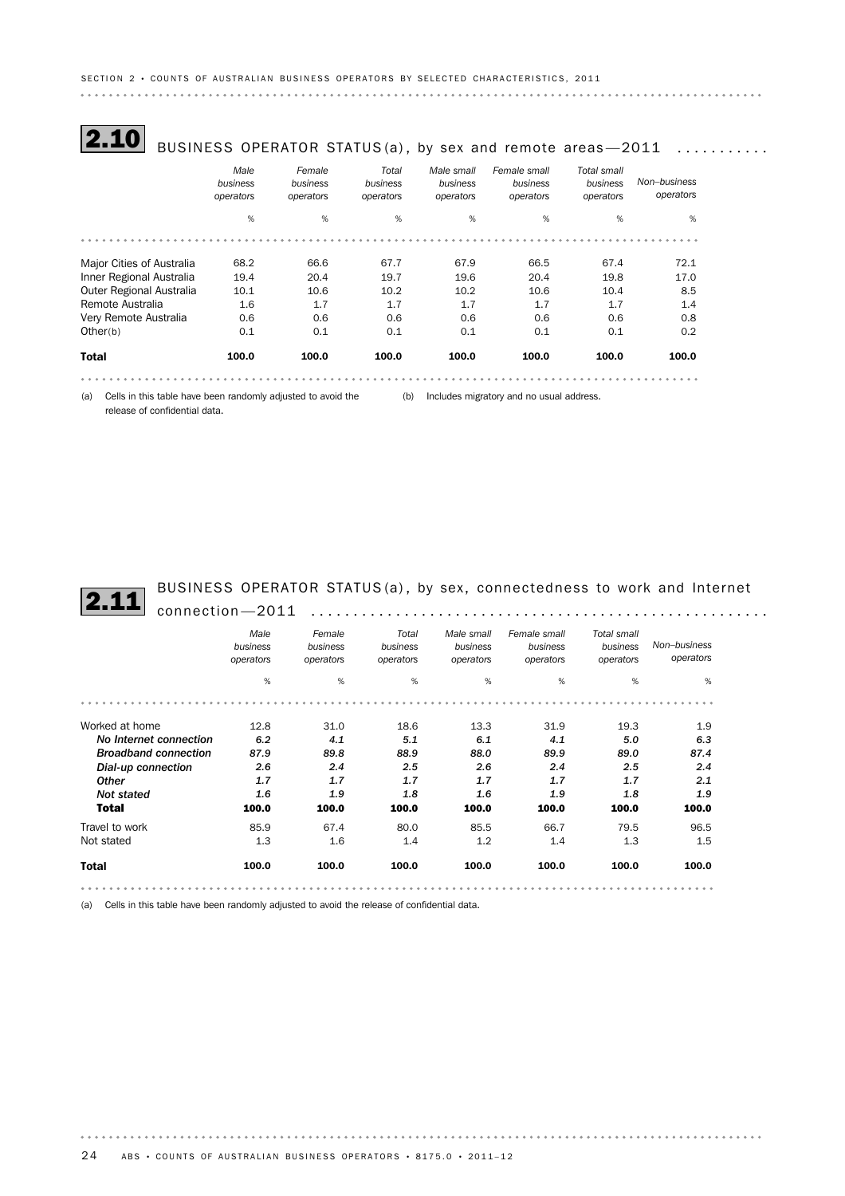## 2.10 BUSINESS OPERATOR STATUS(a), by sex and remote areas—2011

| | Male business operators | Female business operators | Total business operators | Male small business operators | Female small business operators | Total small business operators | Non–business operators |
|---|---|---|---|---|---|---|---|
| | % | % | % | % | % | % | % |
| Major Cities of Australia | 68.2 | 66.6 | 67.7 | 67.9 | 66.5 | 67.4 | 72.1 |
| Inner Regional Australia | 19.4 | 20.4 | 19.7 | 19.6 | 20.4 | 19.8 | 17.0 |
| Outer Regional Australia | 10.1 | 10.6 | 10.2 | 10.2 | 10.6 | 10.4 | 8.5 |
| Remote Australia | 1.6 | 1.7 | 1.7 | 1.7 | 1.7 | 1.7 | 1.4 |
| Very Remote Australia | 0.6 | 0.6 | 0.6 | 0.6 | 0.6 | 0.6 | 0.8 |
| Other(b) | 0.1 | 0.1 | 0.1 | 0.1 | 0.1 | 0.1 | 0.2 |
| **Total** | **100.0** | **100.0** | **100.0** | **100.0** | **100.0** | **100.0** | **100.0** |

(a) Cells in this table have been randomly adjusted to avoid the release of confidential data.

(b) Includes migratory and no usual address.

## 2.11 BUSINESS OPERATOR STATUS(a), by sex, connectedness to work and Internet connection—2011

| | Male business operators | Female business operators | Total business operators | Male small business operators | Female small business operators | Total small business operators | Non–business operators |
|---|---|---|---|---|---|---|---|
| | % | % | % | % | % | % | % |
| Worked at home | 12.8 | 31.0 | 18.6 | 13.3 | 31.9 | 19.3 | 1.9 |
| ***No Internet connection*** | *6.2* | *4.1* | *5.1* | *6.1* | *4.1* | *5.0* | *6.3* |
| ***Broadband connection*** | *87.9* | *89.8* | *88.9* | *88.0* | *89.9* | *89.0* | *87.4* |
| ***Dial-up connection*** | *2.6* | *2.4* | *2.5* | *2.6* | *2.4* | *2.5* | *2.4* |
| ***Other*** | *1.7* | *1.7* | *1.7* | *1.7* | *1.7* | *1.7* | *2.1* |
| ***Not stated*** | *1.6* | *1.9* | *1.8* | *1.6* | *1.9* | *1.8* | *1.9* |
| ***Total*** | ***100.0*** | ***100.0*** | ***100.0*** | ***100.0*** | ***100.0*** | ***100.0*** | ***100.0*** |
| Travel to work | 85.9 | 67.4 | 80.0 | 85.5 | 66.7 | 79.5 | 96.5 |
| Not stated | 1.3 | 1.6 | 1.4 | 1.2 | 1.4 | 1.3 | 1.5 |
| **Total** | **100.0** | **100.0** | **100.0** | **100.0** | **100.0** | **100.0** | **100.0** |

(a) Cells in this table have been randomly adjusted to avoid the release of confidential data.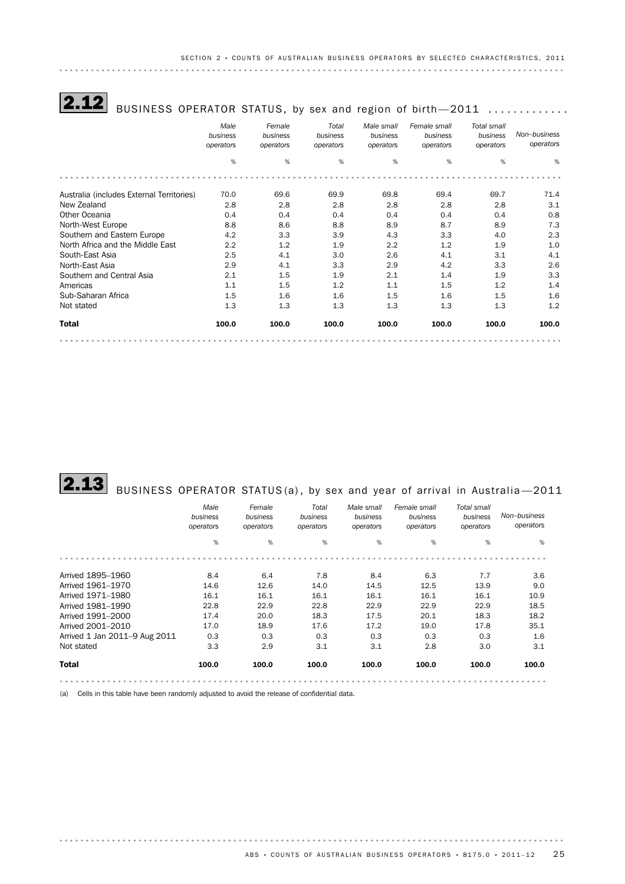## 2.12 BUSINESS OPERATOR STATUS, by sex and region of birth—2011

| | Male business operators | Female business operators | Total business operators | Male small business operators | Female small business operators | Total small business operators | Non–business operators |
|---|---|---|---|---|---|---|---|
| | % | % | % | % | % | % | % |
| Australia (includes External Territories) | 70.0 | 69.6 | 69.9 | 69.8 | 69.4 | 69.7 | 71.4 |
| New Zealand | 2.8 | 2.8 | 2.8 | 2.8 | 2.8 | 2.8 | 3.1 |
| Other Oceania | 0.4 | 0.4 | 0.4 | 0.4 | 0.4 | 0.4 | 0.8 |
| North-West Europe | 8.8 | 8.6 | 8.8 | 8.9 | 8.7 | 8.9 | 7.3 |
| Southern and Eastern Europe | 4.2 | 3.3 | 3.9 | 4.3 | 3.3 | 4.0 | 2.3 |
| North Africa and the Middle East | 2.2 | 1.2 | 1.9 | 2.2 | 1.2 | 1.9 | 1.0 |
| South-East Asia | 2.5 | 4.1 | 3.0 | 2.6 | 4.1 | 3.1 | 4.1 |
| North-East Asia | 2.9 | 4.1 | 3.3 | 2.9 | 4.2 | 3.3 | 2.6 |
| Southern and Central Asia | 2.1 | 1.5 | 1.9 | 2.1 | 1.4 | 1.9 | 3.3 |
| Americas | 1.1 | 1.5 | 1.2 | 1.1 | 1.5 | 1.2 | 1.4 |
| Sub-Saharan Africa | 1.5 | 1.6 | 1.6 | 1.5 | 1.6 | 1.5 | 1.6 |
| Not stated | 1.3 | 1.3 | 1.3 | 1.3 | 1.3 | 1.3 | 1.2 |
| **Total** | **100.0** | **100.0** | **100.0** | **100.0** | **100.0** | **100.0** | **100.0** |

## 2.13 BUSINESS OPERATOR STATUS(a), by sex and year of arrival in Australia—2011

| | Male business operators | Female business operators | Total business operators | Male small business operators | Female small business operators | Total small business operators | Non–business operators |
|---|---|---|---|---|---|---|---|
| | % | % | % | % | % | % | % |
| Arrived 1895–1960 | 8.4 | 6.4 | 7.8 | 8.4 | 6.3 | 7.7 | 3.6 |
| Arrived 1961–1970 | 14.6 | 12.6 | 14.0 | 14.5 | 12.5 | 13.9 | 9.0 |
| Arrived 1971–1980 | 16.1 | 16.1 | 16.1 | 16.1 | 16.1 | 16.1 | 10.9 |
| Arrived 1981–1990 | 22.8 | 22.9 | 22.8 | 22.9 | 22.9 | 22.9 | 18.5 |
| Arrived 1991–2000 | 17.4 | 20.0 | 18.3 | 17.5 | 20.1 | 18.3 | 18.2 |
| Arrived 2001–2010 | 17.0 | 18.9 | 17.6 | 17.2 | 19.0 | 17.8 | 35.1 |
| Arrived 1 Jan 2011–9 Aug 2011 | 0.3 | 0.3 | 0.3 | 0.3 | 0.3 | 0.3 | 1.6 |
| Not stated | 3.3 | 2.9 | 3.1 | 3.1 | 2.8 | 3.0 | 3.1 |
| **Total** | **100.0** | **100.0** | **100.0** | **100.0** | **100.0** | **100.0** | **100.0** |

(a) Cells in this table have been randomly adjusted to avoid the release of confidential data.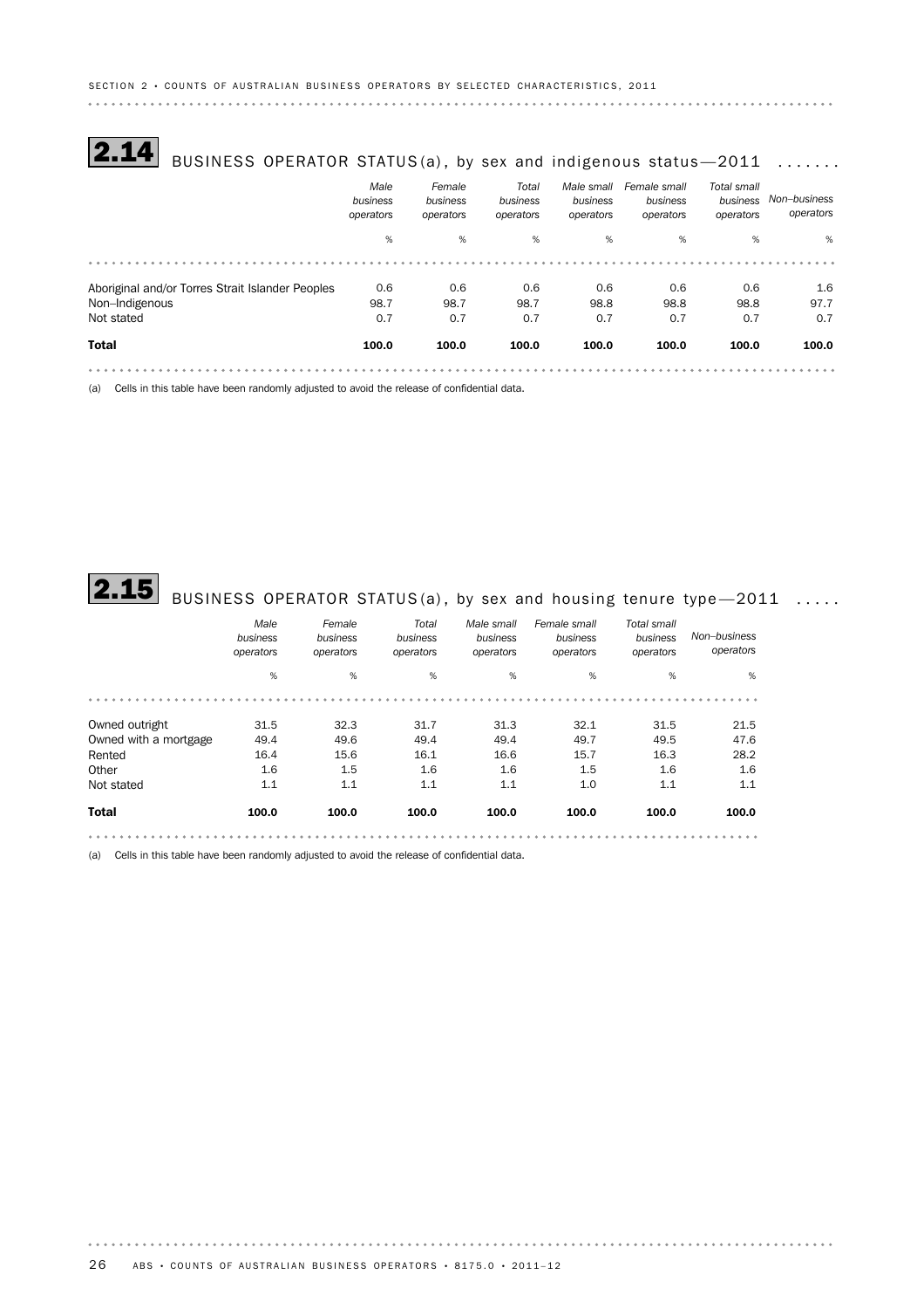## 2.14 BUSINESS OPERATOR STATUS(a), by sex and indigenous status—2011

| | Male business operators | Female business operators | Total business operators | Male small business operators | Female small business operators | Total small business operators | Non–business operators |
|---|---|---|---|---|---|---|---|
| | % | % | % | % | % | % | % |
| Aboriginal and/or Torres Strait Islander Peoples | 0.6 | 0.6 | 0.6 | 0.6 | 0.6 | 0.6 | 1.6 |
| Non–Indigenous | 98.7 | 98.7 | 98.7 | 98.8 | 98.8 | 98.8 | 97.7 |
| Not stated | 0.7 | 0.7 | 0.7 | 0.7 | 0.7 | 0.7 | 0.7 |
| **Total** | **100.0** | **100.0** | **100.0** | **100.0** | **100.0** | **100.0** | **100.0** |

(a) Cells in this table have been randomly adjusted to avoid the release of confidential data.

## 2.15 BUSINESS OPERATOR STATUS(a), by sex and housing tenure type—2011

| | Male business operators | Female business operators | Total business operators | Male small business operators | Female small business operators | Total small business operators | Non–business operators |
|---|---|---|---|---|---|---|---|
| | % | % | % | % | % | % | % |
| Owned outright | 31.5 | 32.3 | 31.7 | 31.3 | 32.1 | 31.5 | 21.5 |
| Owned with a mortgage | 49.4 | 49.6 | 49.4 | 49.4 | 49.7 | 49.5 | 47.6 |
| Rented | 16.4 | 15.6 | 16.1 | 16.6 | 15.7 | 16.3 | 28.2 |
| Other | 1.6 | 1.5 | 1.6 | 1.6 | 1.5 | 1.6 | 1.6 |
| Not stated | 1.1 | 1.1 | 1.1 | 1.1 | 1.0 | 1.1 | 1.1 |
| **Total** | **100.0** | **100.0** | **100.0** | **100.0** | **100.0** | **100.0** | **100.0** |

(a) Cells in this table have been randomly adjusted to avoid the release of confidential data.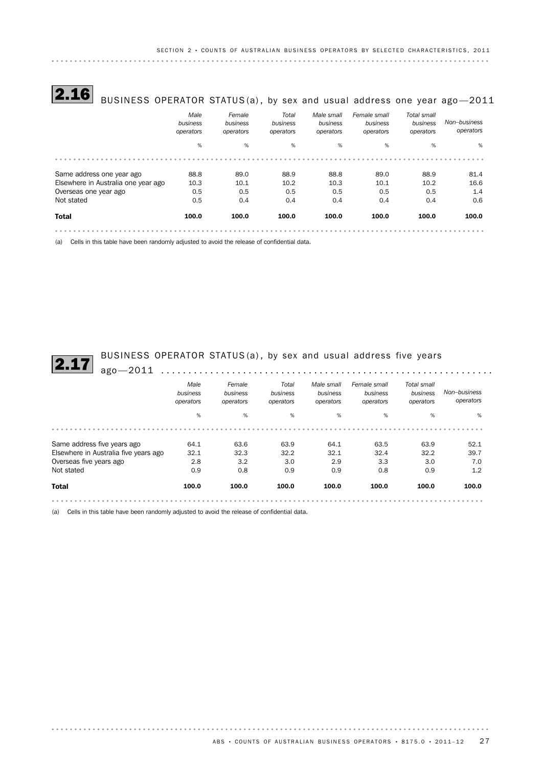## 2.16 BUSINESS OPERATOR STATUS(a), by sex and usual address one year ago—2011

| | *Male business operators* | *Female business operators* | *Total business operators* | *Male small business operators* | *Female small business operators* | *Total small business operators* | *Non–business operators* |
|---|---|---|---|---|---|---|---|
| | % | % | % | % | % | % | % |
| Same address one year ago | 88.8 | 89.0 | 88.9 | 88.8 | 89.0 | 88.9 | 81.4 |
| Elsewhere in Australia one year ago | 10.3 | 10.1 | 10.2 | 10.3 | 10.1 | 10.2 | 16.6 |
| Overseas one year ago | 0.5 | 0.5 | 0.5 | 0.5 | 0.5 | 0.5 | 1.4 |
| Not stated | 0.5 | 0.4 | 0.4 | 0.4 | 0.4 | 0.4 | 0.6 |
| **Total** | **100.0** | **100.0** | **100.0** | **100.0** | **100.0** | **100.0** | **100.0** |

(a) Cells in this table have been randomly adjusted to avoid the release of confidential data.

## 2.17 BUSINESS OPERATOR STATUS(a), by sex and usual address five years ago—2011

| | *Male business operators* | *Female business operators* | *Total business operators* | *Male small business operators* | *Female small business operators* | *Total small business operators* | *Non–business operators* |
|---|---|---|---|---|---|---|---|
| | % | % | % | % | % | % | % |
| Same address five years ago | 64.1 | 63.6 | 63.9 | 64.1 | 63.5 | 63.9 | 52.1 |
| Elsewhere in Australia five years ago | 32.1 | 32.3 | 32.2 | 32.1 | 32.4 | 32.2 | 39.7 |
| Overseas five years ago | 2.8 | 3.2 | 3.0 | 2.9 | 3.3 | 3.0 | 7.0 |
| Not stated | 0.9 | 0.8 | 0.9 | 0.9 | 0.8 | 0.9 | 1.2 |
| **Total** | **100.0** | **100.0** | **100.0** | **100.0** | **100.0** | **100.0** | **100.0** |

(a) Cells in this table have been randomly adjusted to avoid the release of confidential data.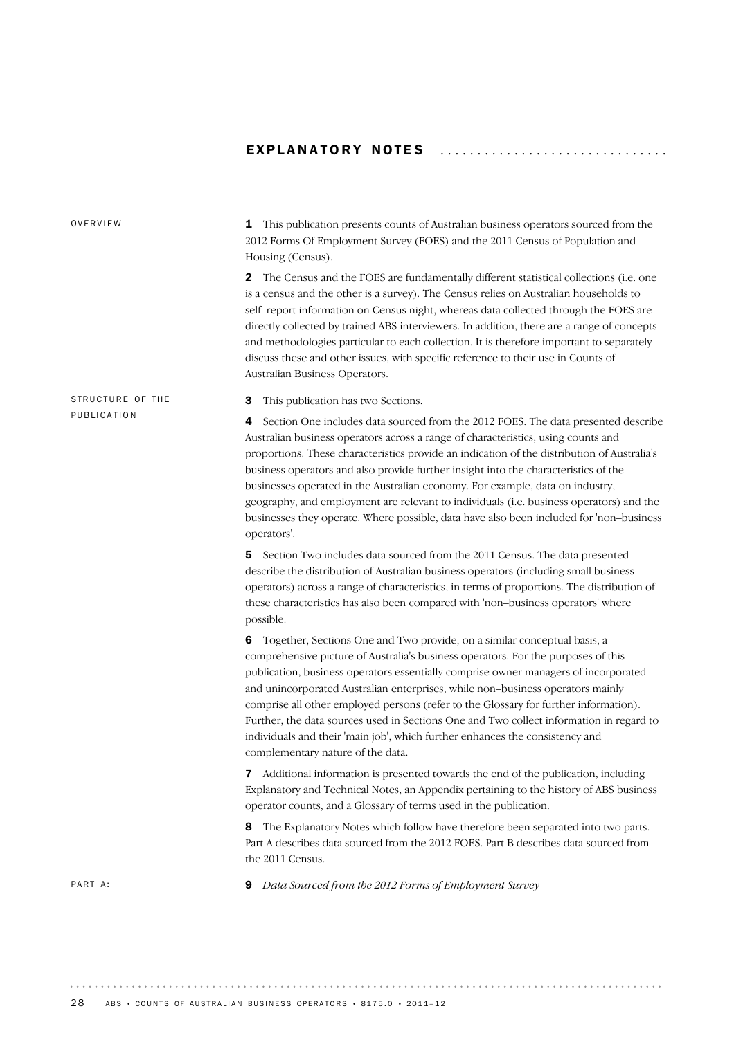# EXPLANATORY NOTES

### OVERVIEW

**1** This publication presents counts of Australian business operators sourced from the 2012 Forms Of Employment Survey (FOES) and the 2011 Census of Population and Housing (Census).

**2** The Census and the FOES are fundamentally different statistical collections (i.e. one is a census and the other is a survey). The Census relies on Australian households to self–report information on Census night, whereas data collected through the FOES are directly collected by trained ABS interviewers. In addition, there are a range of concepts and methodologies particular to each collection. It is therefore important to separately discuss these and other issues, with specific reference to their use in Counts of Australian Business Operators.

### STRUCTURE OF THE PUBLICATION

**3** This publication has two Sections.

**4** Section One includes data sourced from the 2012 FOES. The data presented describe Australian business operators across a range of characteristics, using counts and proportions. These characteristics provide an indication of the distribution of Australia's business operators and also provide further insight into the characteristics of the businesses operated in the Australian economy. For example, data on industry, geography, and employment are relevant to individuals (i.e. business operators) and the businesses they operate. Where possible, data have also been included for 'non–business operators'.

**5** Section Two includes data sourced from the 2011 Census. The data presented describe the distribution of Australian business operators (including small business operators) across a range of characteristics, in terms of proportions. The distribution of these characteristics has also been compared with 'non–business operators' where possible.

**6** Together, Sections One and Two provide, on a similar conceptual basis, a comprehensive picture of Australia's business operators. For the purposes of this publication, business operators essentially comprise owner managers of incorporated and unincorporated Australian enterprises, while non–business operators mainly comprise all other employed persons (refer to the Glossary for further information). Further, the data sources used in Sections One and Two collect information in regard to individuals and their 'main job', which further enhances the consistency and complementary nature of the data.

**7** Additional information is presented towards the end of the publication, including Explanatory and Technical Notes, an Appendix pertaining to the history of ABS business operator counts, and a Glossary of terms used in the publication.

**8** The Explanatory Notes which follow have therefore been separated into two parts. Part A describes data sourced from the 2012 FOES. Part B describes data sourced from the 2011 Census.

### PART A:

**9** *Data Sourced from the 2012 Forms of Employment Survey*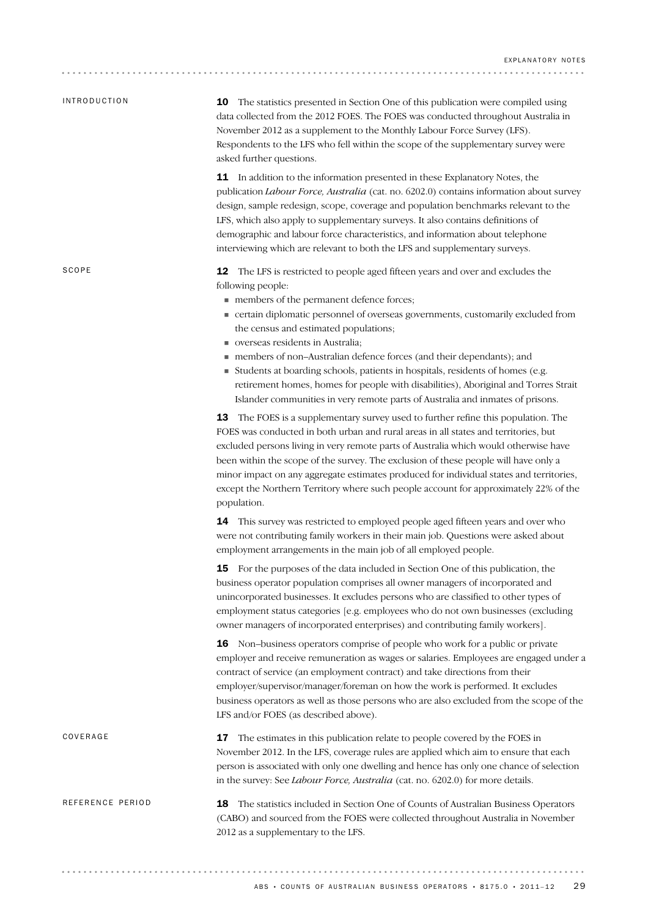## INTRODUCTION

**10** The statistics presented in Section One of this publication were compiled using data collected from the 2012 FOES. The FOES was conducted throughout Australia in November 2012 as a supplement to the Monthly Labour Force Survey (LFS). Respondents to the LFS who fell within the scope of the supplementary survey were asked further questions.

**11** In addition to the information presented in these Explanatory Notes, the publication *Labour Force, Australia* (cat. no. 6202.0) contains information about survey design, sample redesign, scope, coverage and population benchmarks relevant to the LFS, which also apply to supplementary surveys. It also contains definitions of demographic and labour force characteristics, and information about telephone interviewing which are relevant to both the LFS and supplementary surveys.

## SCOPE

**12** The LFS is restricted to people aged fifteen years and over and excludes the following people:

- members of the permanent defence forces;
- certain diplomatic personnel of overseas governments, customarily excluded from the census and estimated populations;
- overseas residents in Australia;
- members of non–Australian defence forces (and their dependants); and
- Students at boarding schools, patients in hospitals, residents of homes (e.g. retirement homes, homes for people with disabilities), Aboriginal and Torres Strait Islander communities in very remote parts of Australia and inmates of prisons.

**13** The FOES is a supplementary survey used to further refine this population. The FOES was conducted in both urban and rural areas in all states and territories, but excluded persons living in very remote parts of Australia which would otherwise have been within the scope of the survey. The exclusion of these people will have only a minor impact on any aggregate estimates produced for individual states and territories, except the Northern Territory where such people account for approximately 22% of the population.

**14** This survey was restricted to employed people aged fifteen years and over who were not contributing family workers in their main job. Questions were asked about employment arrangements in the main job of all employed people.

**15** For the purposes of the data included in Section One of this publication, the business operator population comprises all owner managers of incorporated and unincorporated businesses. It excludes persons who are classified to other types of employment status categories [e.g. employees who do not own businesses (excluding owner managers of incorporated enterprises) and contributing family workers].

**16** Non–business operators comprise of people who work for a public or private employer and receive remuneration as wages or salaries. Employees are engaged under a contract of service (an employment contract) and take directions from their employer/supervisor/manager/foreman on how the work is performed. It excludes business operators as well as those persons who are also excluded from the scope of the LFS and/or FOES (as described above).

## COVERAGE

**17** The estimates in this publication relate to people covered by the FOES in November 2012. In the LFS, coverage rules are applied which aim to ensure that each person is associated with only one dwelling and hence has only one chance of selection in the survey: See *Labour Force, Australia* (cat. no. 6202.0) for more details.

## REFERENCE PERIOD

**18** The statistics included in Section One of Counts of Australian Business Operators (CABO) and sourced from the FOES were collected throughout Australia in November 2012 as a supplementary to the LFS.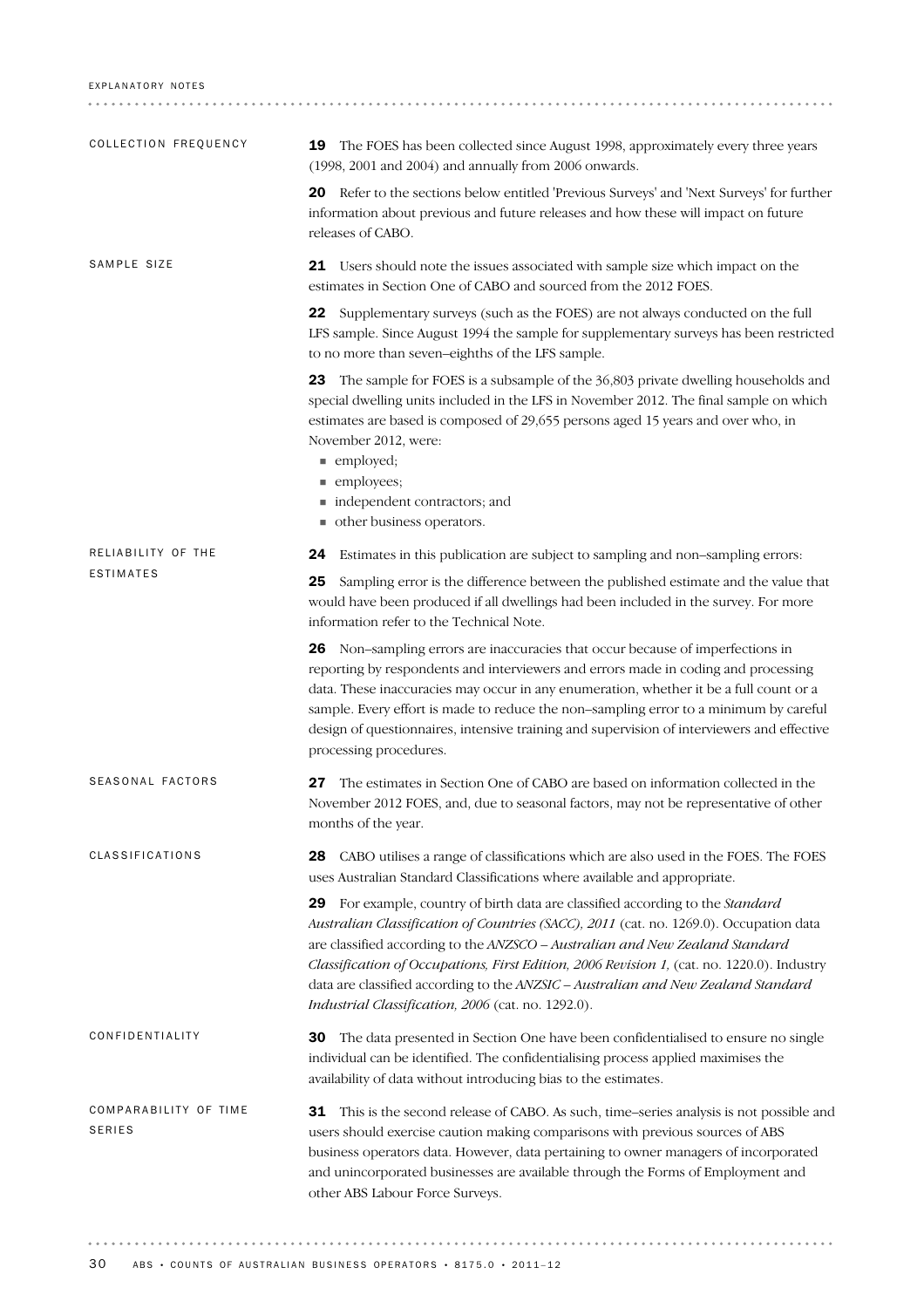## COLLECTION FREQUENCY

**19** The FOES has been collected since August 1998, approximately every three years (1998, 2001 and 2004) and annually from 2006 onwards.

**20** Refer to the sections below entitled 'Previous Surveys' and 'Next Surveys' for further information about previous and future releases and how these will impact on future releases of CABO.

## SAMPLE SIZE

**21** Users should note the issues associated with sample size which impact on the estimates in Section One of CABO and sourced from the 2012 FOES.

**22** Supplementary surveys (such as the FOES) are not always conducted on the full LFS sample. Since August 1994 the sample for supplementary surveys has been restricted to no more than seven–eighths of the LFS sample.

**23** The sample for FOES is a subsample of the 36,803 private dwelling households and special dwelling units included in the LFS in November 2012. The final sample on which estimates are based is composed of 29,655 persons aged 15 years and over who, in November 2012, were:

- employed;
- employees;
- independent contractors; and
- other business operators.

## RELIABILITY OF THE ESTIMATES

**24** Estimates in this publication are subject to sampling and non–sampling errors:

**25** Sampling error is the difference between the published estimate and the value that would have been produced if all dwellings had been included in the survey. For more information refer to the Technical Note.

**26** Non–sampling errors are inaccuracies that occur because of imperfections in reporting by respondents and interviewers and errors made in coding and processing data. These inaccuracies may occur in any enumeration, whether it be a full count or a sample. Every effort is made to reduce the non–sampling error to a minimum by careful design of questionnaires, intensive training and supervision of interviewers and effective processing procedures.

## SEASONAL FACTORS

**27** The estimates in Section One of CABO are based on information collected in the November 2012 FOES, and, due to seasonal factors, may not be representative of other months of the year.

## CLASSIFICATIONS

**28** CABO utilises a range of classifications which are also used in the FOES. The FOES uses Australian Standard Classifications where available and appropriate.

**29** For example, country of birth data are classified according to the *Standard Australian Classification of Countries (SACC), 2011* (cat. no. 1269.0). Occupation data are classified according to the *ANZSCO – Australian and New Zealand Standard Classification of Occupations, First Edition, 2006 Revision 1,* (cat. no. 1220.0). Industry data are classified according to the *ANZSIC – Australian and New Zealand Standard Industrial Classification, 2006* (cat. no. 1292.0).

## CONFIDENTIALITY

**30** The data presented in Section One have been confidentialised to ensure no single individual can be identified. The confidentialising process applied maximises the availability of data without introducing bias to the estimates.

## COMPARABILITY OF TIME SERIES

**31** This is the second release of CABO. As such, time–series analysis is not possible and users should exercise caution making comparisons with previous sources of ABS business operators data. However, data pertaining to owner managers of incorporated and unincorporated businesses are available through the Forms of Employment and other ABS Labour Force Surveys.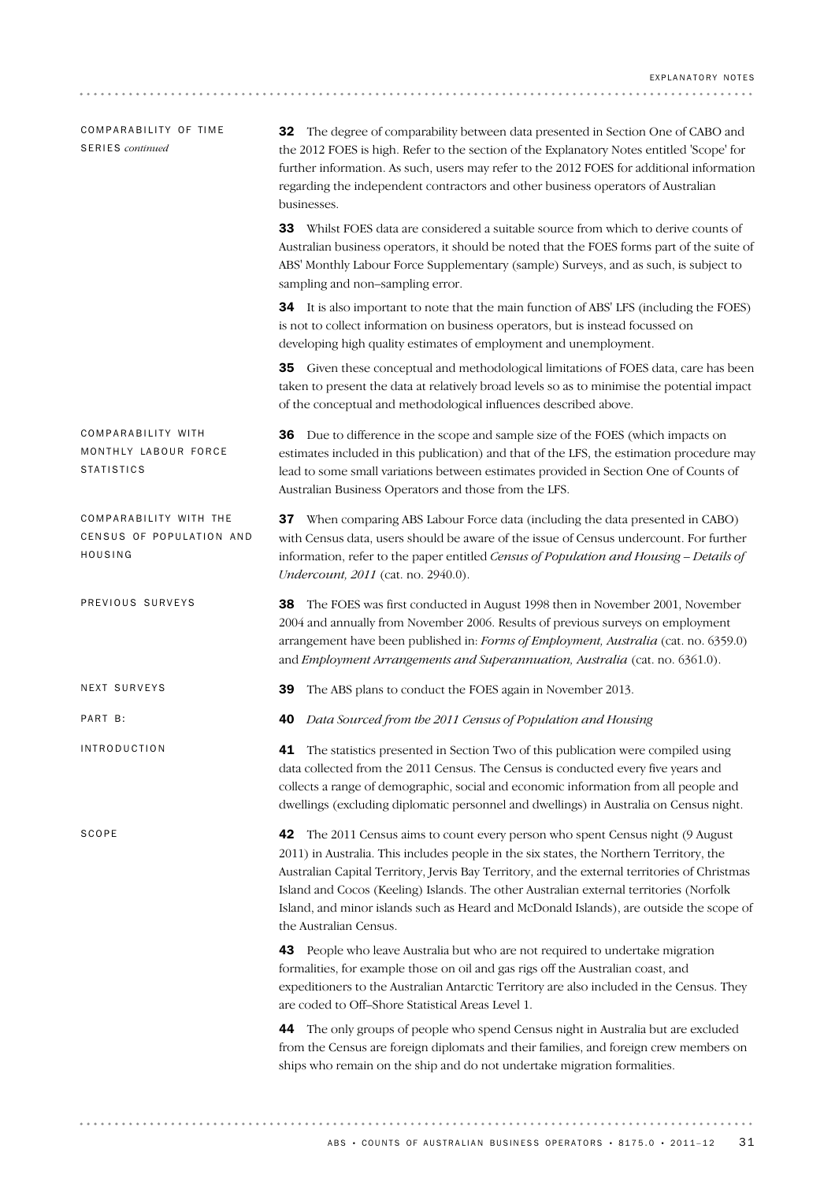### COMPARABILITY OF TIME SERIES *continued*

**32** The degree of comparability between data presented in Section One of CABO and the 2012 FOES is high. Refer to the section of the Explanatory Notes entitled 'Scope' for further information. As such, users may refer to the 2012 FOES for additional information regarding the independent contractors and other business operators of Australian businesses.

**33** Whilst FOES data are considered a suitable source from which to derive counts of Australian business operators, it should be noted that the FOES forms part of the suite of ABS' Monthly Labour Force Supplementary (sample) Surveys, and as such, is subject to sampling and non–sampling error.

**34** It is also important to note that the main function of ABS' LFS (including the FOES) is not to collect information on business operators, but is instead focussed on developing high quality estimates of employment and unemployment.

**35** Given these conceptual and methodological limitations of FOES data, care has been taken to present the data at relatively broad levels so as to minimise the potential impact of the conceptual and methodological influences described above.

### COMPARABILITY WITH MONTHLY LABOUR FORCE STATISTICS

**36** Due to difference in the scope and sample size of the FOES (which impacts on estimates included in this publication) and that of the LFS, the estimation procedure may lead to some small variations between estimates provided in Section One of Counts of Australian Business Operators and those from the LFS.

### COMPARABILITY WITH THE CENSUS OF POPULATION AND HOUSING

**37** When comparing ABS Labour Force data (including the data presented in CABO) with Census data, users should be aware of the issue of Census undercount. For further information, refer to the paper entitled *Census of Population and Housing – Details of Undercount, 2011* (cat. no. 2940.0).

### PREVIOUS SURVEYS

**38** The FOES was first conducted in August 1998 then in November 2001, November 2004 and annually from November 2006. Results of previous surveys on employment arrangement have been published in: *Forms of Employment, Australia* (cat. no. 6359.0) and *Employment Arrangements and Superannuation, Australia* (cat. no. 6361.0).

### NEXT SURVEYS

**39** The ABS plans to conduct the FOES again in November 2013.

## PART B:

**40** *Data Sourced from the 2011 Census of Population and Housing*

### INTRODUCTION

**41** The statistics presented in Section Two of this publication were compiled using data collected from the 2011 Census. The Census is conducted every five years and collects a range of demographic, social and economic information from all people and dwellings (excluding diplomatic personnel and dwellings) in Australia on Census night.

### SCOPE

**42** The 2011 Census aims to count every person who spent Census night (9 August 2011) in Australia. This includes people in the six states, the Northern Territory, the Australian Capital Territory, Jervis Bay Territory, and the external territories of Christmas Island and Cocos (Keeling) Islands. The other Australian external territories (Norfolk Island, and minor islands such as Heard and McDonald Islands), are outside the scope of the Australian Census.

**43** People who leave Australia but who are not required to undertake migration formalities, for example those on oil and gas rigs off the Australian coast, and expeditioners to the Australian Antarctic Territory are also included in the Census. They are coded to Off–Shore Statistical Areas Level 1.

**44** The only groups of people who spend Census night in Australia but are excluded from the Census are foreign diplomats and their families, and foreign crew members on ships who remain on the ship and do not undertake migration formalities.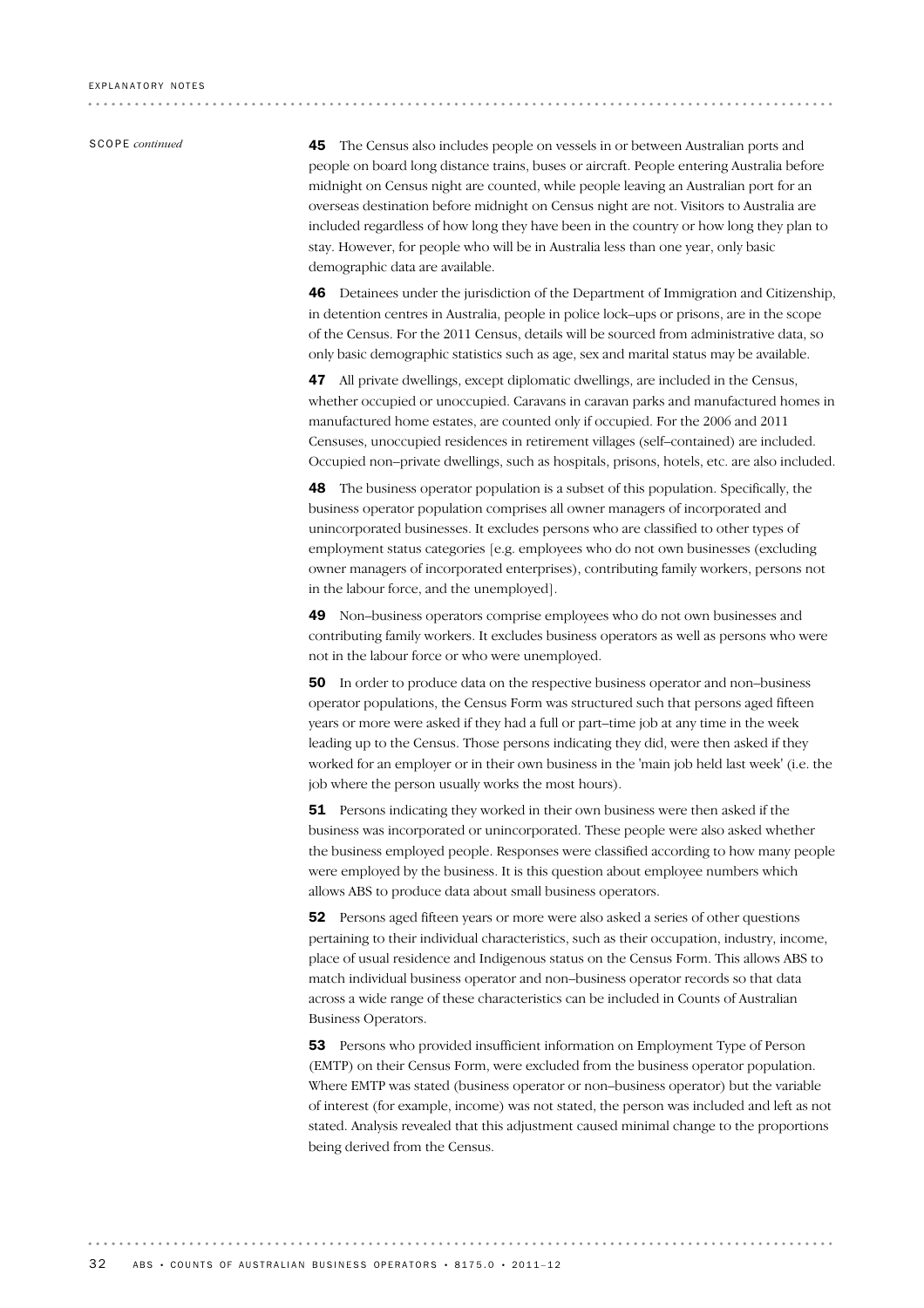SCOPE *continued*

**45** The Census also includes people on vessels in or between Australian ports and people on board long distance trains, buses or aircraft. People entering Australia before midnight on Census night are counted, while people leaving an Australian port for an overseas destination before midnight on Census night are not. Visitors to Australia are included regardless of how long they have been in the country or how long they plan to stay. However, for people who will be in Australia less than one year, only basic demographic data are available.

**46** Detainees under the jurisdiction of the Department of Immigration and Citizenship, in detention centres in Australia, people in police lock–ups or prisons, are in the scope of the Census. For the 2011 Census, details will be sourced from administrative data, so only basic demographic statistics such as age, sex and marital status may be available.

**47** All private dwellings, except diplomatic dwellings, are included in the Census, whether occupied or unoccupied. Caravans in caravan parks and manufactured homes in manufactured home estates, are counted only if occupied. For the 2006 and 2011 Censuses, unoccupied residences in retirement villages (self–contained) are included. Occupied non–private dwellings, such as hospitals, prisons, hotels, etc. are also included.

**48** The business operator population is a subset of this population. Specifically, the business operator population comprises all owner managers of incorporated and unincorporated businesses. It excludes persons who are classified to other types of employment status categories [e.g. employees who do not own businesses (excluding owner managers of incorporated enterprises), contributing family workers, persons not in the labour force, and the unemployed].

**49** Non–business operators comprise employees who do not own businesses and contributing family workers. It excludes business operators as well as persons who were not in the labour force or who were unemployed.

**50** In order to produce data on the respective business operator and non–business operator populations, the Census Form was structured such that persons aged fifteen years or more were asked if they had a full or part–time job at any time in the week leading up to the Census. Those persons indicating they did, were then asked if they worked for an employer or in their own business in the 'main job held last week' (i.e. the job where the person usually works the most hours).

**51** Persons indicating they worked in their own business were then asked if the business was incorporated or unincorporated. These people were also asked whether the business employed people. Responses were classified according to how many people were employed by the business. It is this question about employee numbers which allows ABS to produce data about small business operators.

**52** Persons aged fifteen years or more were also asked a series of other questions pertaining to their individual characteristics, such as their occupation, industry, income, place of usual residence and Indigenous status on the Census Form. This allows ABS to match individual business operator and non–business operator records so that data across a wide range of these characteristics can be included in Counts of Australian Business Operators.

**53** Persons who provided insufficient information on Employment Type of Person (EMTP) on their Census Form, were excluded from the business operator population. Where EMTP was stated (business operator or non–business operator) but the variable of interest (for example, income) was not stated, the person was included and left as not stated. Analysis revealed that this adjustment caused minimal change to the proportions being derived from the Census.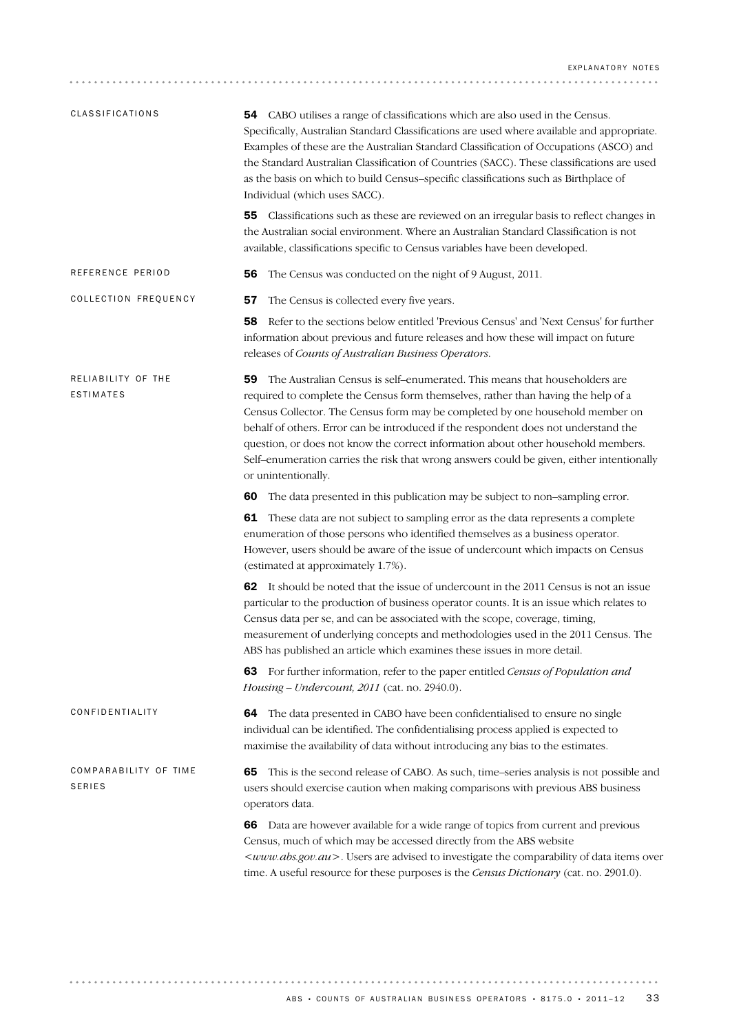## CLASSIFICATIONS

**54** CABO utilises a range of classifications which are also used in the Census. Specifically, Australian Standard Classifications are used where available and appropriate. Examples of these are the Australian Standard Classification of Occupations (ASCO) and the Standard Australian Classification of Countries (SACC). These classifications are used as the basis on which to build Census–specific classifications such as Birthplace of Individual (which uses SACC).

**55** Classifications such as these are reviewed on an irregular basis to reflect changes in the Australian social environment. Where an Australian Standard Classification is not available, classifications specific to Census variables have been developed.

## REFERENCE PERIOD

**56** The Census was conducted on the night of 9 August, 2011.

## COLLECTION FREQUENCY

**57** The Census is collected every five years.

**58** Refer to the sections below entitled 'Previous Census' and 'Next Census' for further information about previous and future releases and how these will impact on future releases of *Counts of Australian Business Operators*.

## RELIABILITY OF THE ESTIMATES

**59** The Australian Census is self–enumerated. This means that householders are required to complete the Census form themselves, rather than having the help of a Census Collector. The Census form may be completed by one household member on behalf of others. Error can be introduced if the respondent does not understand the question, or does not know the correct information about other household members. Self–enumeration carries the risk that wrong answers could be given, either intentionally or unintentionally.

**60** The data presented in this publication may be subject to non–sampling error.

**61** These data are not subject to sampling error as the data represents a complete enumeration of those persons who identified themselves as a business operator. However, users should be aware of the issue of undercount which impacts on Census (estimated at approximately 1.7%).

**62** It should be noted that the issue of undercount in the 2011 Census is not an issue particular to the production of business operator counts. It is an issue which relates to Census data per se, and can be associated with the scope, coverage, timing, measurement of underlying concepts and methodologies used in the 2011 Census. The ABS has published an article which examines these issues in more detail.

**63** For further information, refer to the paper entitled *Census of Population and Housing – Undercount, 2011* (cat. no. 2940.0).

## CONFIDENTIALITY

**64** The data presented in CABO have been confidentialised to ensure no single individual can be identified. The confidentialising process applied is expected to maximise the availability of data without introducing any bias to the estimates.

## COMPARABILITY OF TIME SERIES

**65** This is the second release of CABO. As such, time–series analysis is not possible and users should exercise caution when making comparisons with previous ABS business operators data.

**66** Data are however available for a wide range of topics from current and previous Census, much of which may be accessed directly from the ABS website *<www.abs.gov.au>*. Users are advised to investigate the comparability of data items over time. A useful resource for these purposes is the *Census Dictionary* (cat. no. 2901.0).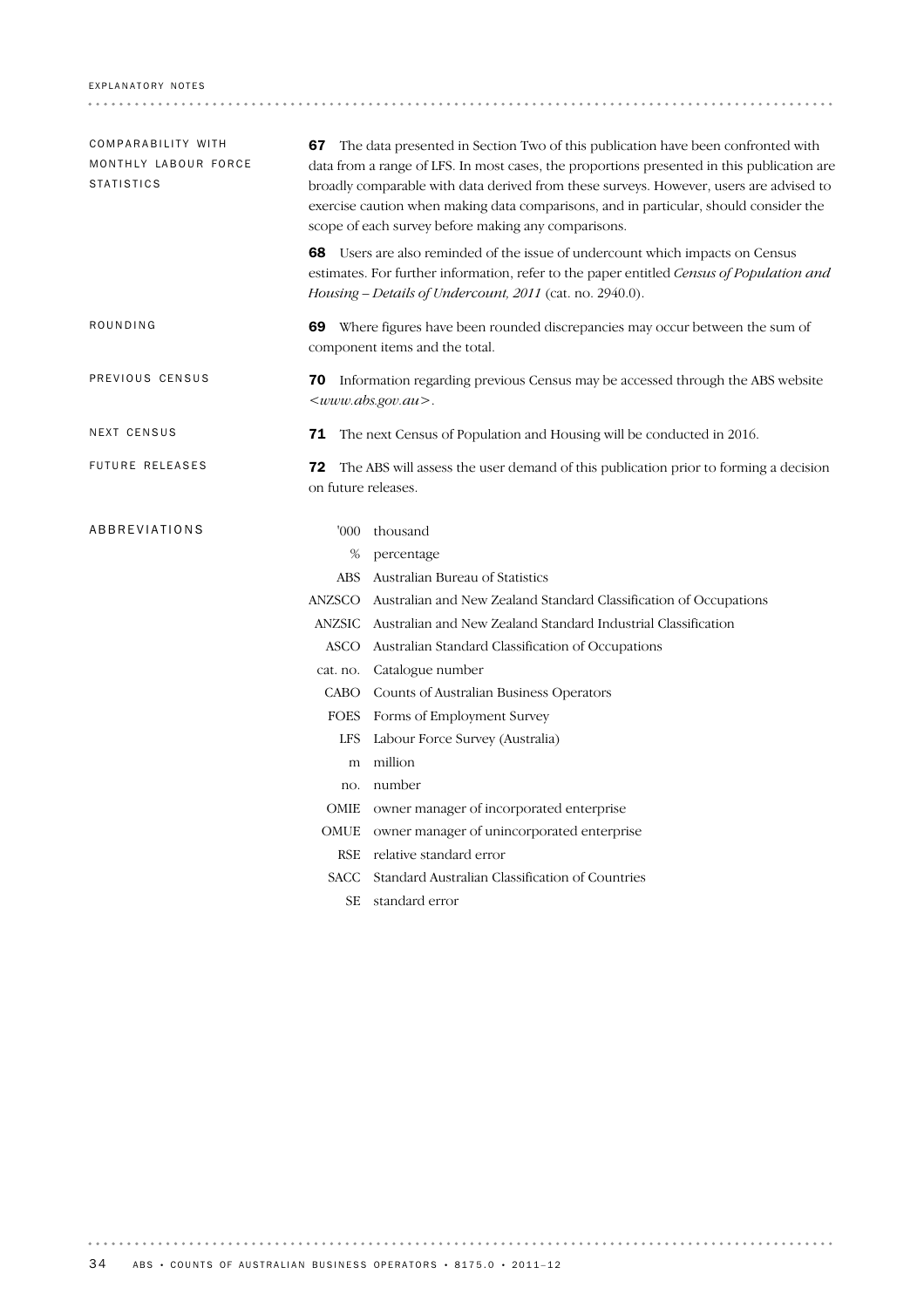### COMPARABILITY WITH MONTHLY LABOUR FORCE STATISTICS

**67** The data presented in Section Two of this publication have been confronted with data from a range of LFS. In most cases, the proportions presented in this publication are broadly comparable with data derived from these surveys. However, users are advised to exercise caution when making data comparisons, and in particular, should consider the scope of each survey before making any comparisons.

**68** Users are also reminded of the issue of undercount which impacts on Census estimates. For further information, refer to the paper entitled *Census of Population and Housing – Details of Undercount, 2011* (cat. no. 2940.0).

### ROUNDING

**69** Where figures have been rounded discrepancies may occur between the sum of component items and the total.

### PREVIOUS CENSUS

**70** Information regarding previous Census may be accessed through the ABS website <*www.abs.gov.au*>.

### NEXT CENSUS

**71** The next Census of Population and Housing will be conducted in 2016.

### FUTURE RELEASES

**72** The ABS will assess the user demand of this publication prior to forming a decision on future releases.

### ABBREVIATIONS

| | |
|---|---|
| '000 | thousand |
| % | percentage |
| ABS | Australian Bureau of Statistics |
| ANZSCO | Australian and New Zealand Standard Classification of Occupations |
| ANZSIC | Australian and New Zealand Standard Industrial Classification |
| ASCO | Australian Standard Classification of Occupations |
| cat. no. | Catalogue number |
| CABO | Counts of Australian Business Operators |
| FOES | Forms of Employment Survey |
| LFS | Labour Force Survey (Australia) |
| m | million |
| no. | number |
| OMIE | owner manager of incorporated enterprise |
| OMUE | owner manager of unincorporated enterprise |
| RSE | relative standard error |
| SACC | Standard Australian Classification of Countries |
| SE | standard error |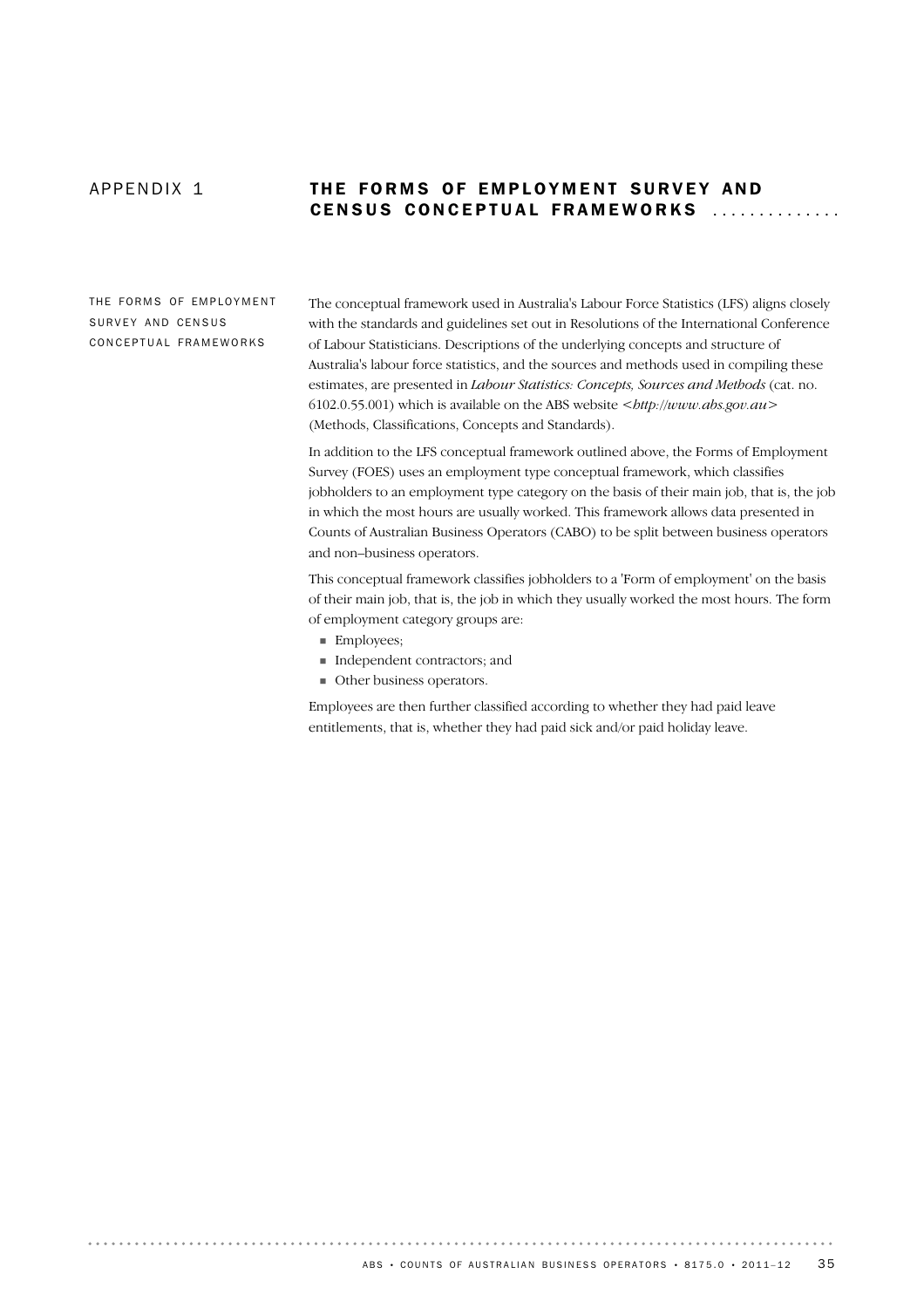# APPENDIX 1 THE FORMS OF EMPLOYMENT SURVEY AND CENSUS CONCEPTUAL FRAMEWORKS

## THE FORMS OF EMPLOYMENT SURVEY AND CENSUS CONCEPTUAL FRAMEWORKS

The conceptual framework used in Australia's Labour Force Statistics (LFS) aligns closely with the standards and guidelines set out in Resolutions of the International Conference of Labour Statisticians. Descriptions of the underlying concepts and structure of Australia's labour force statistics, and the sources and methods used in compiling these estimates, are presented in *Labour Statistics: Concepts, Sources and Methods* (cat. no. 6102.0.55.001) which is available on the ABS website <*http://www.abs.gov.au*> (Methods, Classifications, Concepts and Standards).

In addition to the LFS conceptual framework outlined above, the Forms of Employment Survey (FOES) uses an employment type conceptual framework, which classifies jobholders to an employment type category on the basis of their main job, that is, the job in which the most hours are usually worked. This framework allows data presented in Counts of Australian Business Operators (CABO) to be split between business operators and non–business operators.

This conceptual framework classifies jobholders to a 'Form of employment' on the basis of their main job, that is, the job in which they usually worked the most hours. The form of employment category groups are:

- Employees;
- Independent contractors; and
- Other business operators.

Employees are then further classified according to whether they had paid leave entitlements, that is, whether they had paid sick and/or paid holiday leave.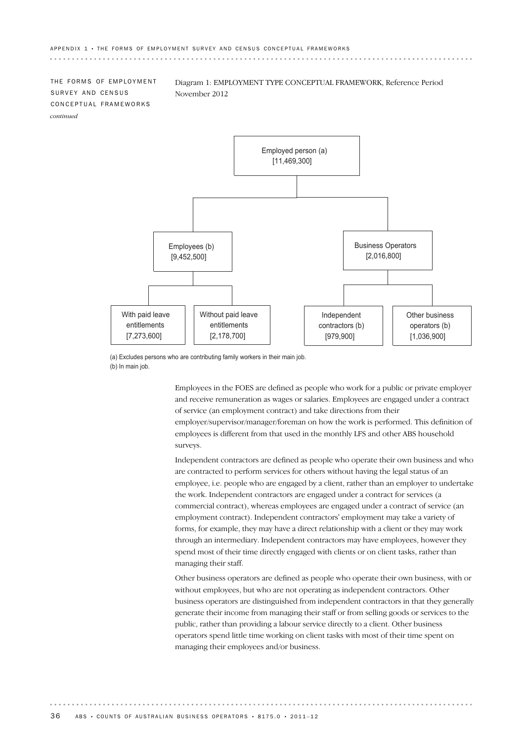THE FORMS OF EMPLOYMENT SURVEY AND CENSUS CONCEPTUAL FRAMEWORKS *continued*

Diagram 1: EMPLOYMENT TYPE CONCEPTUAL FRAMEWORK, Reference Period November 2012

- Employed person (a) [11,469,300]
  - Employees (b) [9,452,500]
    - With paid leave entitlements [7,273,600]
    - Without paid leave entitlements [2,178,700]
  - Business Operators [2,016,800]
    - Independent contractors (b) [979,900]
    - Other business operators (b) [1,036,900]

(a) Excludes persons who are contributing family workers in their main job.
(b) In main job.

Employees in the FOES are defined as people who work for a public or private employer and receive remuneration as wages or salaries. Employees are engaged under a contract of service (an employment contract) and take directions from their employer/supervisor/manager/foreman on how the work is performed. This definition of employees is different from that used in the monthly LFS and other ABS household surveys.

Independent contractors are defined as people who operate their own business and who are contracted to perform services for others without having the legal status of an employee, i.e. people who are engaged by a client, rather than an employer to undertake the work. Independent contractors are engaged under a contract for services (a commercial contract), whereas employees are engaged under a contract of service (an employment contract). Independent contractors' employment may take a variety of forms, for example, they may have a direct relationship with a client or they may work through an intermediary. Independent contractors may have employees, however they spend most of their time directly engaged with clients or on client tasks, rather than managing their staff.

Other business operators are defined as people who operate their own business, with or without employees, but who are not operating as independent contractors. Other business operators are distinguished from independent contractors in that they generally generate their income from managing their staff or from selling goods or services to the public, rather than providing a labour service directly to a client. Other business operators spend little time working on client tasks with most of their time spent on managing their employees and/or business.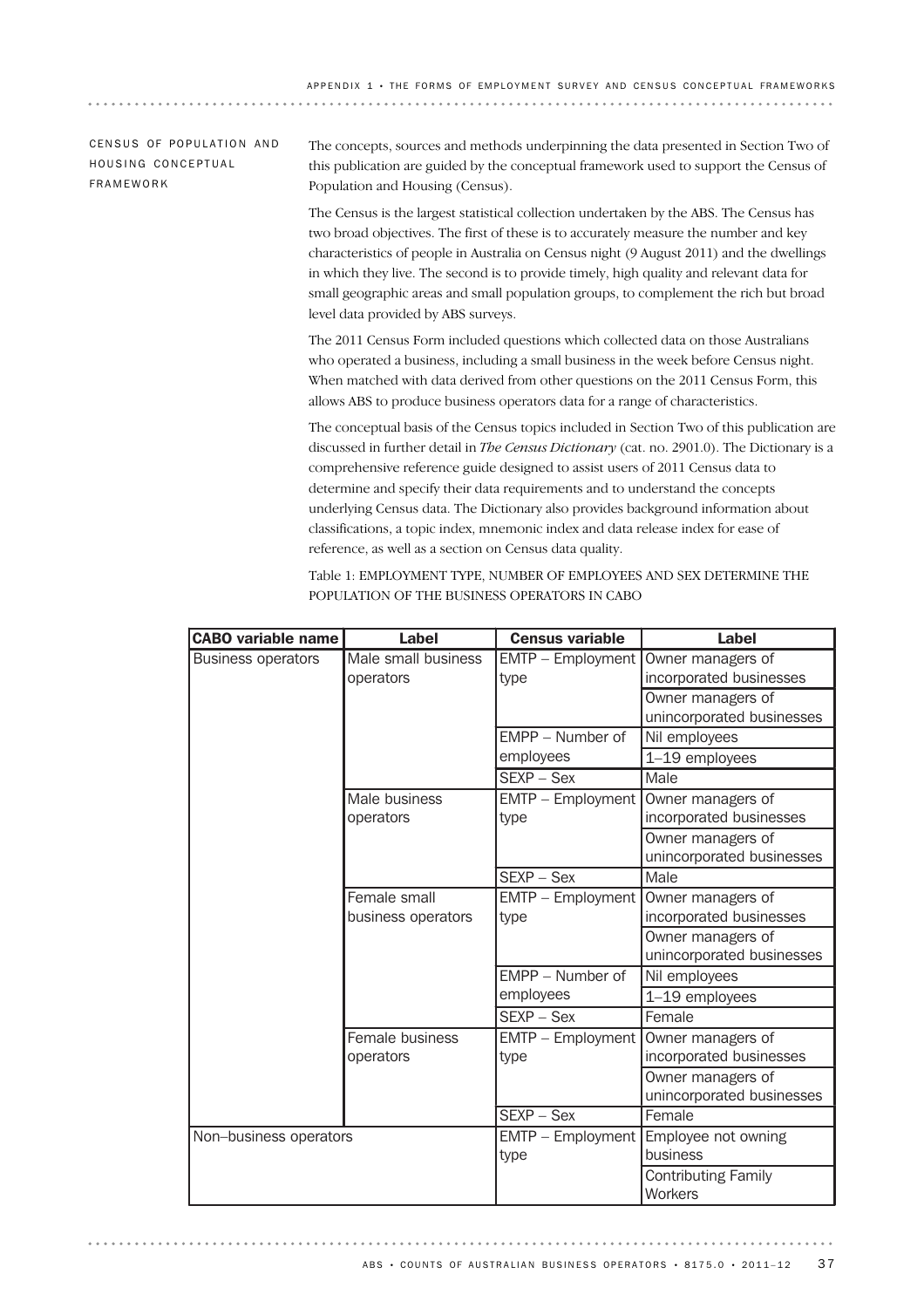## CENSUS OF POPULATION AND HOUSING CONCEPTUAL FRAMEWORK

The concepts, sources and methods underpinning the data presented in Section Two of this publication are guided by the conceptual framework used to support the Census of Population and Housing (Census).

The Census is the largest statistical collection undertaken by the ABS. The Census has two broad objectives. The first of these is to accurately measure the number and key characteristics of people in Australia on Census night (9 August 2011) and the dwellings in which they live. The second is to provide timely, high quality and relevant data for small geographic areas and small population groups, to complement the rich but broad level data provided by ABS surveys.

The 2011 Census Form included questions which collected data on those Australians who operated a business, including a small business in the week before Census night. When matched with data derived from other questions on the 2011 Census Form, this allows ABS to produce business operators data for a range of characteristics.

The conceptual basis of the Census topics included in Section Two of this publication are discussed in further detail in *The Census Dictionary* (cat. no. 2901.0). The Dictionary is a comprehensive reference guide designed to assist users of 2011 Census data to determine and specify their data requirements and to understand the concepts underlying Census data. The Dictionary also provides background information about classifications, a topic index, mnemonic index and data release index for ease of reference, as well as a section on Census data quality.

Table 1: EMPLOYMENT TYPE, NUMBER OF EMPLOYEES AND SEX DETERMINE THE POPULATION OF THE BUSINESS OPERATORS IN CABO

| CABO variable name | Label | Census variable | Label |
|---|---|---|---|
| Business operators | Male small business operators | EMTP – Employment type | Owner managers of incorporated businesses |
| | | | Owner managers of unincorporated businesses |
| | | EMPP – Number of employees | Nil employees |
| | | | 1–19 employees |
| | | SEXP – Sex | Male |
| | Male business operators | EMTP – Employment type | Owner managers of incorporated businesses |
| | | | Owner managers of unincorporated businesses |
| | | SEXP – Sex | Male |
| | Female small business operators | EMTP – Employment type | Owner managers of incorporated businesses |
| | | | Owner managers of unincorporated businesses |
| | | EMPP – Number of employees | Nil employees |
| | | | 1–19 employees |
| | | SEXP – Sex | Female |
| | Female business operators | EMTP – Employment type | Owner managers of incorporated businesses |
| | | | Owner managers of unincorporated businesses |
| | | SEXP – Sex | Female |
| Non–business operators | | EMTP – Employment type | Employee not owning business |
| | | | Contributing Family Workers |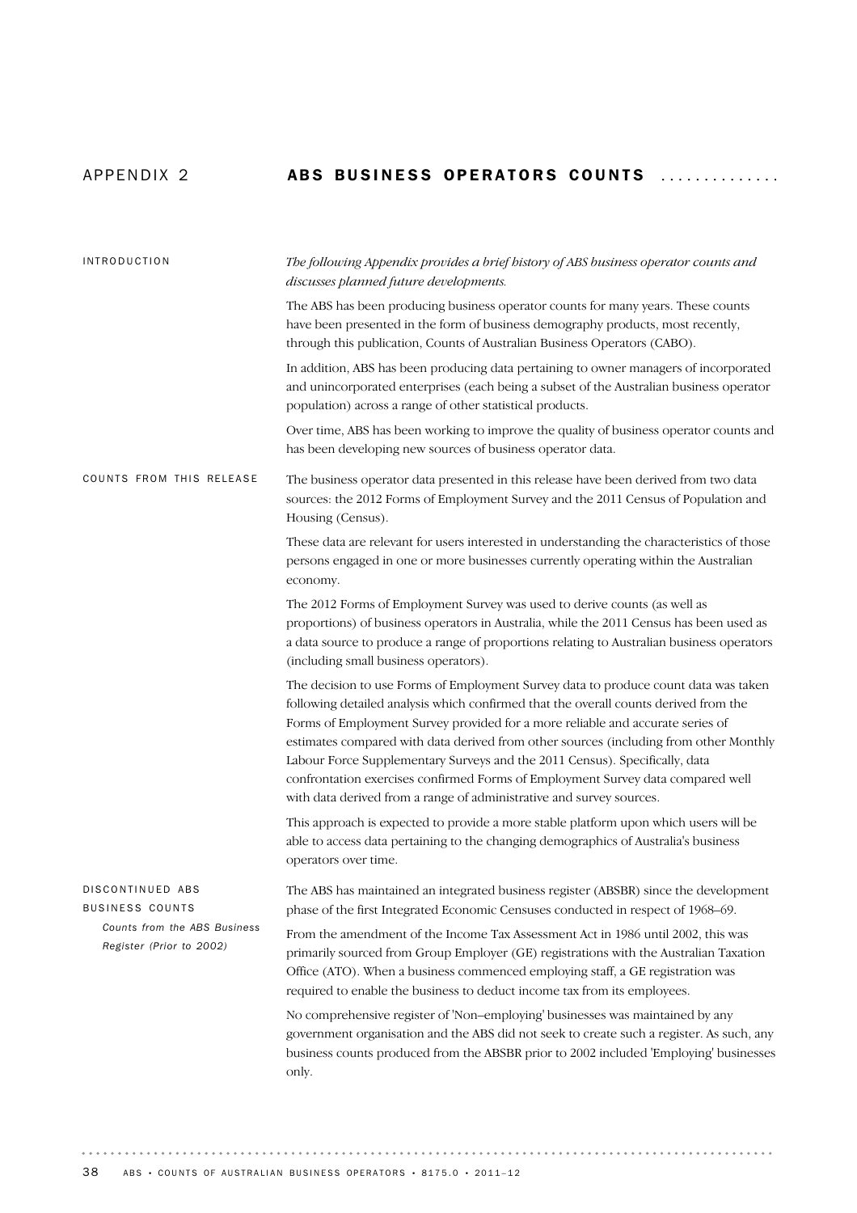# APPENDIX 2 ABS BUSINESS OPERATORS COUNTS

## INTRODUCTION

*The following Appendix provides a brief history of ABS business operator counts and discusses planned future developments.*

The ABS has been producing business operator counts for many years. These counts have been presented in the form of business demography products, most recently, through this publication, Counts of Australian Business Operators (CABO).

In addition, ABS has been producing data pertaining to owner managers of incorporated and unincorporated enterprises (each being a subset of the Australian business operator population) across a range of other statistical products.

Over time, ABS has been working to improve the quality of business operator counts and has been developing new sources of business operator data.

## COUNTS FROM THIS RELEASE

The business operator data presented in this release have been derived from two data sources: the 2012 Forms of Employment Survey and the 2011 Census of Population and Housing (Census).

These data are relevant for users interested in understanding the characteristics of those persons engaged in one or more businesses currently operating within the Australian economy.

The 2012 Forms of Employment Survey was used to derive counts (as well as proportions) of business operators in Australia, while the 2011 Census has been used as a data source to produce a range of proportions relating to Australian business operators (including small business operators).

The decision to use Forms of Employment Survey data to produce count data was taken following detailed analysis which confirmed that the overall counts derived from the Forms of Employment Survey provided for a more reliable and accurate series of estimates compared with data derived from other sources (including from other Monthly Labour Force Supplementary Surveys and the 2011 Census). Specifically, data confrontation exercises confirmed Forms of Employment Survey data compared well with data derived from a range of administrative and survey sources.

This approach is expected to provide a more stable platform upon which users will be able to access data pertaining to the changing demographics of Australia's business operators over time.

## DISCONTINUED ABS BUSINESS COUNTS

### *Counts from the ABS Business Register (Prior to 2002)*

The ABS has maintained an integrated business register (ABSBR) since the development phase of the first Integrated Economic Censuses conducted in respect of 1968–69.

From the amendment of the Income Tax Assessment Act in 1986 until 2002, this was primarily sourced from Group Employer (GE) registrations with the Australian Taxation Office (ATO). When a business commenced employing staff, a GE registration was required to enable the business to deduct income tax from its employees.

No comprehensive register of 'Non–employing' businesses was maintained by any government organisation and the ABS did not seek to create such a register. As such, any business counts produced from the ABSBR prior to 2002 included 'Employing' businesses only.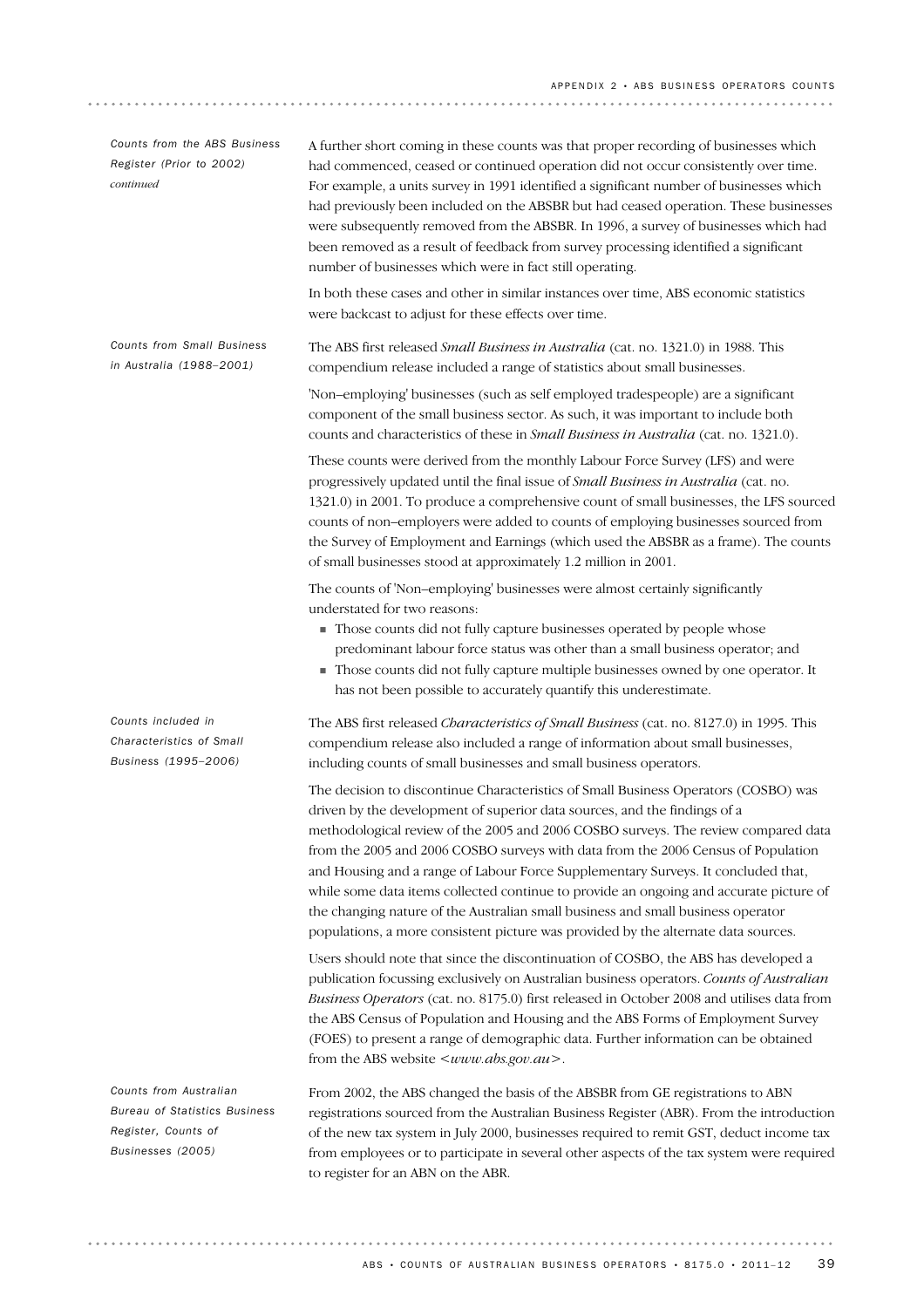### Counts from the ABS Business Register (Prior to 2002) *continued*

A further short coming in these counts was that proper recording of businesses which had commenced, ceased or continued operation did not occur consistently over time. For example, a units survey in 1991 identified a significant number of businesses which had previously been included on the ABSBR but had ceased operation. These businesses were subsequently removed from the ABSBR. In 1996, a survey of businesses which had been removed as a result of feedback from survey processing identified a significant number of businesses which were in fact still operating.

In both these cases and other in similar instances over time, ABS economic statistics were backcast to adjust for these effects over time.

### Counts from Small Business in Australia (1988–2001)

The ABS first released *Small Business in Australia* (cat. no. 1321.0) in 1988. This compendium release included a range of statistics about small businesses.

'Non–employing' businesses (such as self employed tradespeople) are a significant component of the small business sector. As such, it was important to include both counts and characteristics of these in *Small Business in Australia* (cat. no. 1321.0).

These counts were derived from the monthly Labour Force Survey (LFS) and were progressively updated until the final issue of *Small Business in Australia* (cat. no. 1321.0) in 2001. To produce a comprehensive count of small businesses, the LFS sourced counts of non–employers were added to counts of employing businesses sourced from the Survey of Employment and Earnings (which used the ABSBR as a frame). The counts of small businesses stood at approximately 1.2 million in 2001.

The counts of 'Non–employing' businesses were almost certainly significantly understated for two reasons:

- Those counts did not fully capture businesses operated by people whose predominant labour force status was other than a small business operator; and
- Those counts did not fully capture multiple businesses owned by one operator. It has not been possible to accurately quantify this underestimate.

### Counts included in Characteristics of Small Business (1995–2006)

The ABS first released *Characteristics of Small Business* (cat. no. 8127.0) in 1995. This compendium release also included a range of information about small businesses, including counts of small businesses and small business operators.

The decision to discontinue Characteristics of Small Business Operators (COSBO) was driven by the development of superior data sources, and the findings of a methodological review of the 2005 and 2006 COSBO surveys. The review compared data from the 2005 and 2006 COSBO surveys with data from the 2006 Census of Population and Housing and a range of Labour Force Supplementary Surveys. It concluded that, while some data items collected continue to provide an ongoing and accurate picture of the changing nature of the Australian small business and small business operator populations, a more consistent picture was provided by the alternate data sources.

Users should note that since the discontinuation of COSBO, the ABS has developed a publication focussing exclusively on Australian business operators. *Counts of Australian Business Operators* (cat. no. 8175.0) first released in October 2008 and utilises data from the ABS Census of Population and Housing and the ABS Forms of Employment Survey (FOES) to present a range of demographic data. Further information can be obtained from the ABS website <*www.abs.gov.au*>.

### Counts from Australian Bureau of Statistics Business Register, Counts of Businesses (2005)

From 2002, the ABS changed the basis of the ABSBR from GE registrations to ABN registrations sourced from the Australian Business Register (ABR). From the introduction of the new tax system in July 2000, businesses required to remit GST, deduct income tax from employees or to participate in several other aspects of the tax system were required to register for an ABN on the ABR.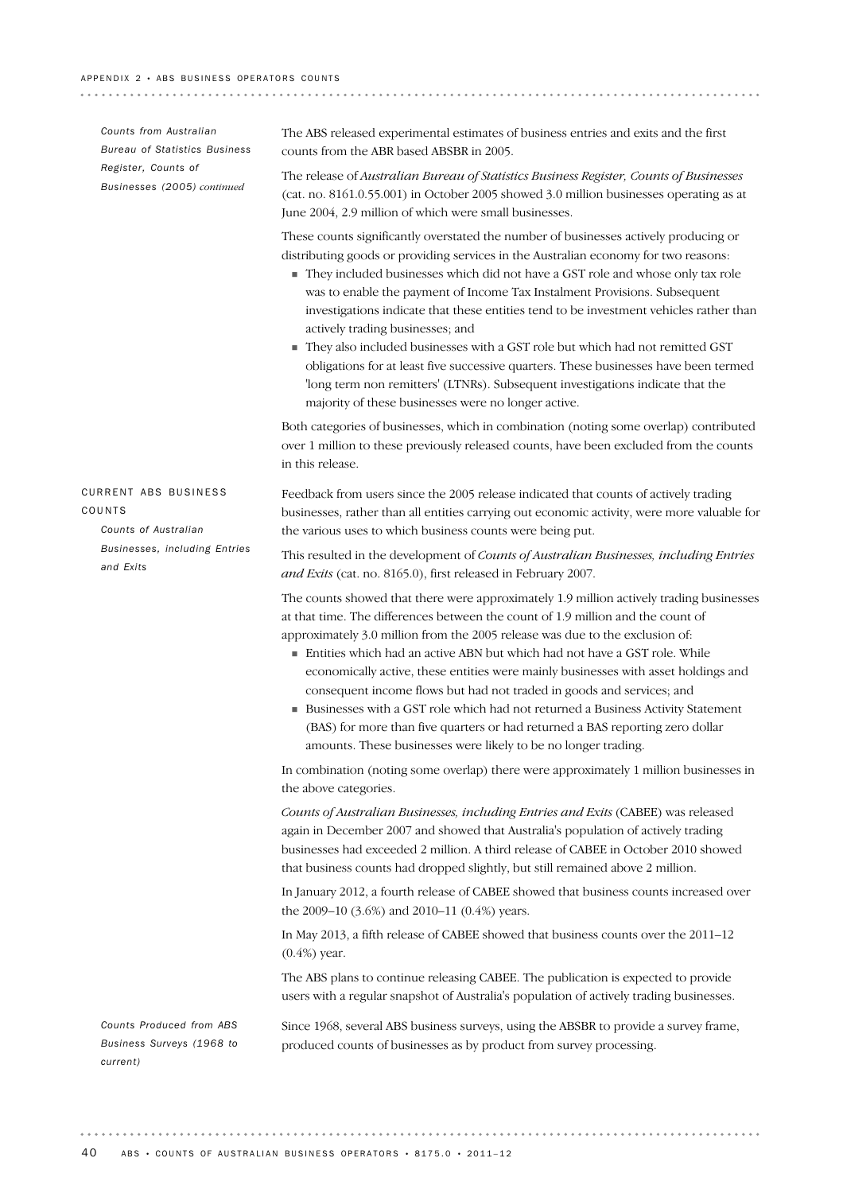*Counts from Australian Bureau of Statistics Business Register, Counts of Businesses (2005) continued*

The ABS released experimental estimates of business entries and exits and the first counts from the ABR based ABSBR in 2005.

The release of *Australian Bureau of Statistics Business Register, Counts of Businesses* (cat. no. 8161.0.55.001) in October 2005 showed 3.0 million businesses operating as at June 2004, 2.9 million of which were small businesses.

These counts significantly overstated the number of businesses actively producing or distributing goods or providing services in the Australian economy for two reasons:

- They included businesses which did not have a GST role and whose only tax role was to enable the payment of Income Tax Instalment Provisions. Subsequent investigations indicate that these entities tend to be investment vehicles rather than actively trading businesses; and
- They also included businesses with a GST role but which had not remitted GST obligations for at least five successive quarters. These businesses have been termed 'long term non remitters' (LTNRs). Subsequent investigations indicate that the majority of these businesses were no longer active.

Both categories of businesses, which in combination (noting some overlap) contributed over 1 million to these previously released counts, have been excluded from the counts in this release.

## CURRENT ABS BUSINESS COUNTS

### *Counts of Australian Businesses, including Entries and Exits*

Feedback from users since the 2005 release indicated that counts of actively trading businesses, rather than all entities carrying out economic activity, were more valuable for the various uses to which business counts were being put.

This resulted in the development of *Counts of Australian Businesses, including Entries and Exits* (cat. no. 8165.0), first released in February 2007.

The counts showed that there were approximately 1.9 million actively trading businesses at that time. The differences between the count of 1.9 million and the count of approximately 3.0 million from the 2005 release was due to the exclusion of:

- Entities which had an active ABN but which had not have a GST role. While economically active, these entities were mainly businesses with asset holdings and consequent income flows but had not traded in goods and services; and
- Businesses with a GST role which had not returned a Business Activity Statement (BAS) for more than five quarters or had returned a BAS reporting zero dollar amounts. These businesses were likely to be no longer trading.

In combination (noting some overlap) there were approximately 1 million businesses in the above categories.

*Counts of Australian Businesses, including Entries and Exits* (CABEE) was released again in December 2007 and showed that Australia's population of actively trading businesses had exceeded 2 million. A third release of CABEE in October 2010 showed that business counts had dropped slightly, but still remained above 2 million.

In January 2012, a fourth release of CABEE showed that business counts increased over the 2009–10 (3.6%) and 2010–11 (0.4%) years.

In May 2013, a fifth release of CABEE showed that business counts over the 2011–12 (0.4%) year.

The ABS plans to continue releasing CABEE. The publication is expected to provide users with a regular snapshot of Australia's population of actively trading businesses.

### *Counts Produced from ABS Business Surveys (1968 to current)*

Since 1968, several ABS business surveys, using the ABSBR to provide a survey frame, produced counts of businesses as by product from survey processing.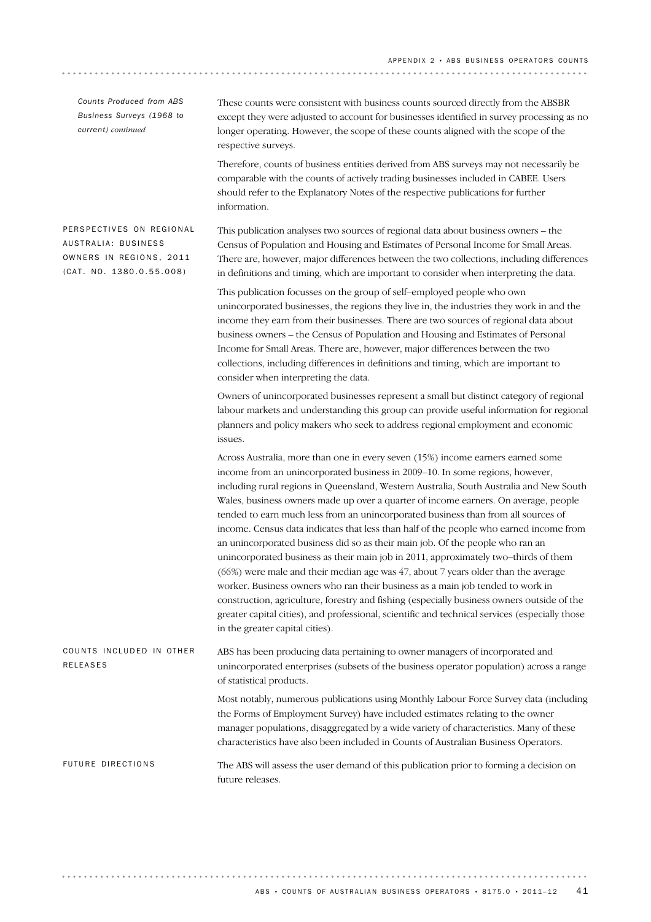*Counts Produced from ABS Business Surveys (1968 to current) continued*

These counts were consistent with business counts sourced directly from the ABSBR except they were adjusted to account for businesses identified in survey processing as no longer operating. However, the scope of these counts aligned with the scope of the respective surveys.

Therefore, counts of business entities derived from ABS surveys may not necessarily be comparable with the counts of actively trading businesses included in CABEE. Users should refer to the Explanatory Notes of the respective publications for further information.

## PERSPECTIVES ON REGIONAL AUSTRALIA: BUSINESS OWNERS IN REGIONS, 2011 (CAT. NO. 1380.0.55.008)

This publication analyses two sources of regional data about business owners – the Census of Population and Housing and Estimates of Personal Income for Small Areas. There are, however, major differences between the two collections, including differences in definitions and timing, which are important to consider when interpreting the data.

This publication focusses on the group of self–employed people who own unincorporated businesses, the regions they live in, the industries they work in and the income they earn from their businesses. There are two sources of regional data about business owners – the Census of Population and Housing and Estimates of Personal Income for Small Areas. There are, however, major differences between the two collections, including differences in definitions and timing, which are important to consider when interpreting the data.

Owners of unincorporated businesses represent a small but distinct category of regional labour markets and understanding this group can provide useful information for regional planners and policy makers who seek to address regional employment and economic issues.

Across Australia, more than one in every seven (15%) income earners earned some income from an unincorporated business in 2009–10. In some regions, however, including rural regions in Queensland, Western Australia, South Australia and New South Wales, business owners made up over a quarter of income earners. On average, people tended to earn much less from an unincorporated business than from all sources of income. Census data indicates that less than half of the people who earned income from an unincorporated business did so as their main job. Of the people who ran an unincorporated business as their main job in 2011, approximately two–thirds of them (66%) were male and their median age was 47, about 7 years older than the average worker. Business owners who ran their business as a main job tended to work in construction, agriculture, forestry and fishing (especially business owners outside of the greater capital cities), and professional, scientific and technical services (especially those in the greater capital cities).

## COUNTS INCLUDED IN OTHER RELEASES

ABS has been producing data pertaining to owner managers of incorporated and unincorporated enterprises (subsets of the business operator population) across a range of statistical products.

Most notably, numerous publications using Monthly Labour Force Survey data (including the Forms of Employment Survey) have included estimates relating to the owner manager populations, disaggregated by a wide variety of characteristics. Many of these characteristics have also been included in Counts of Australian Business Operators.

## FUTURE DIRECTIONS

The ABS will assess the user demand of this publication prior to forming a decision on future releases.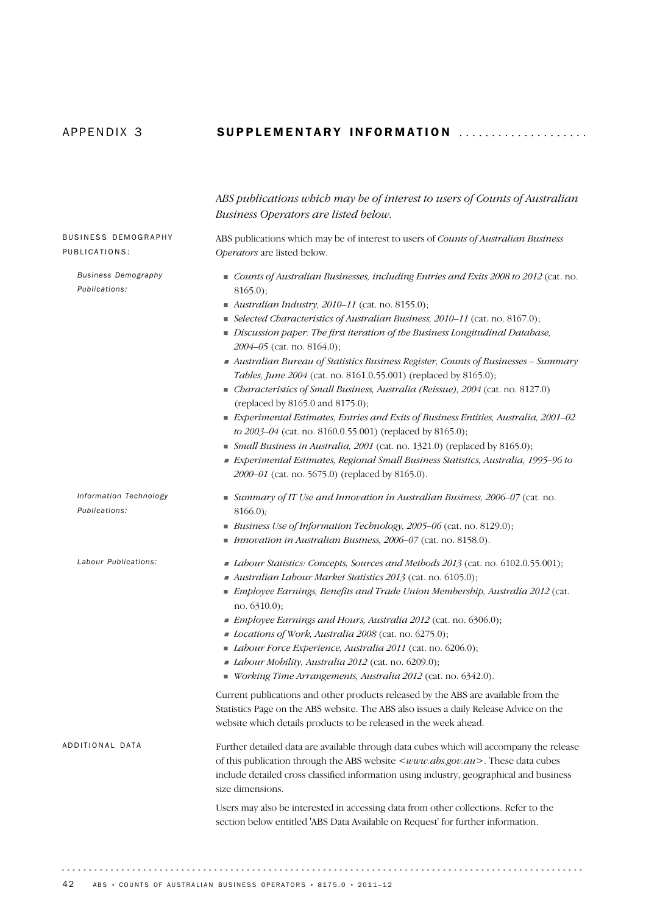# APPENDIX 3 SUPPLEMENTARY INFORMATION

*ABS publications which may be of interest to users of Counts of Australian Business Operators are listed below.*

## BUSINESS DEMOGRAPHY PUBLICATIONS:

ABS publications which may be of interest to users of *Counts of Australian Business Operators* are listed below.

### *Business Demography Publications:*

- *Counts of Australian Businesses, including Entries and Exits 2008 to 2012* (cat. no. 8165.0);
- *Australian Industry, 2010–11* (cat. no. 8155.0);
- *Selected Characteristics of Australian Business, 2010–11* (cat. no. 8167.0);
- *Discussion paper: The first iteration of the Business Longitudinal Database, 2004–05* (cat. no. 8164.0);
- *Australian Bureau of Statistics Business Register, Counts of Businesses – Summary Tables, June 2004* (cat. no. 8161.0.55.001) (replaced by 8165.0);
- *Characteristics of Small Business, Australia (Reissue), 2004* (cat. no. 8127.0) (replaced by 8165.0 and 8175.0);
- *Experimental Estimates, Entries and Exits of Business Entities, Australia, 2001–02 to 2003–04* (cat. no. 8160.0.55.001) (replaced by 8165.0);
- *Small Business in Australia, 2001* (cat. no. 1321.0) (replaced by 8165.0);
- *Experimental Estimates, Regional Small Business Statistics, Australia, 1995–96 to 2000–01* (cat. no. 5675.0) (replaced by 8165.0).

### *Information Technology Publications:*

- *Summary of IT Use and Innovation in Australian Business, 2006–07* (cat. no. 8166.0);
- *Business Use of Information Technology, 2005–06* (cat. no. 8129.0);
- *Innovation in Australian Business, 2006–07* (cat. no. 8158.0).

### *Labour Publications:*

- *Labour Statistics: Concepts, Sources and Methods 2013* (cat. no. 6102.0.55.001);
- *Australian Labour Market Statistics 2013* (cat. no. 6105.0);
- *Employee Earnings, Benefits and Trade Union Membership, Australia 2012* (cat. no. 6310.0);
- *Employee Earnings and Hours, Australia 2012* (cat. no. 6306.0);
- *Locations of Work, Australia 2008* (cat. no. 6275.0);
- *Labour Force Experience, Australia 2011* (cat. no. 6206.0);
- *Labour Mobility, Australia 2012* (cat. no. 6209.0);
- *Working Time Arrangements, Australia 2012* (cat. no. 6342.0).

Current publications and other products released by the ABS are available from the Statistics Page on the ABS website. The ABS also issues a daily Release Advice on the website which details products to be released in the week ahead.

## ADDITIONAL DATA

Further detailed data are available through data cubes which will accompany the release of this publication through the ABS website <*www.abs.gov.au*>. These data cubes include detailed cross classified information using industry, geographical and business size dimensions.

Users may also be interested in accessing data from other collections. Refer to the section below entitled 'ABS Data Available on Request' for further information.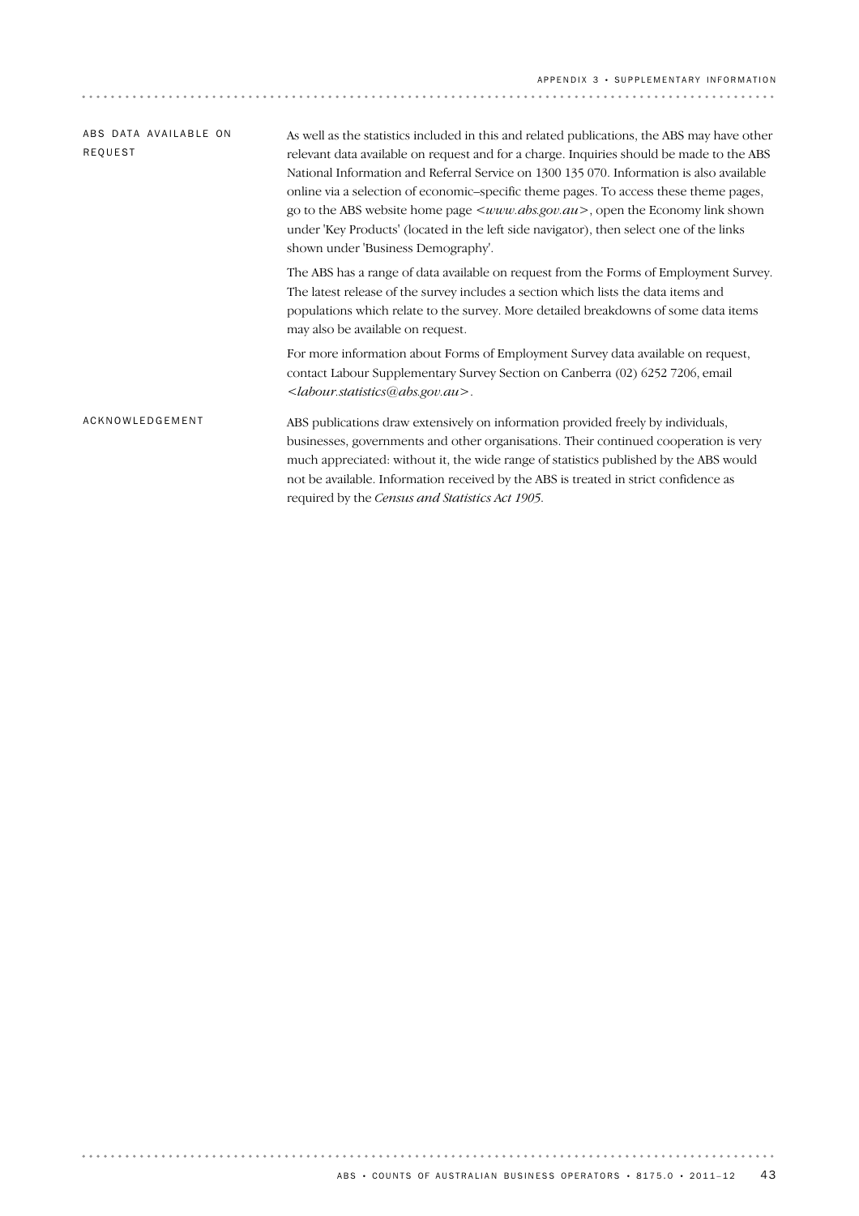## ABS DATA AVAILABLE ON REQUEST

As well as the statistics included in this and related publications, the ABS may have other relevant data available on request and for a charge. Inquiries should be made to the ABS National Information and Referral Service on 1300 135 070. Information is also available online via a selection of economic–specific theme pages. To access these theme pages, go to the ABS website home page <*www.abs.gov.au*>, open the Economy link shown under 'Key Products' (located in the left side navigator), then select one of the links shown under 'Business Demography'.

The ABS has a range of data available on request from the Forms of Employment Survey. The latest release of the survey includes a section which lists the data items and populations which relate to the survey. More detailed breakdowns of some data items may also be available on request.

For more information about Forms of Employment Survey data available on request, contact Labour Supplementary Survey Section on Canberra (02) 6252 7206, email <*labour.statistics@abs.gov.au*>.

## ACKNOWLEDGEMENT

ABS publications draw extensively on information provided freely by individuals, businesses, governments and other organisations. Their continued cooperation is very much appreciated: without it, the wide range of statistics published by the ABS would not be available. Information received by the ABS is treated in strict confidence as required by the *Census and Statistics Act 1905*.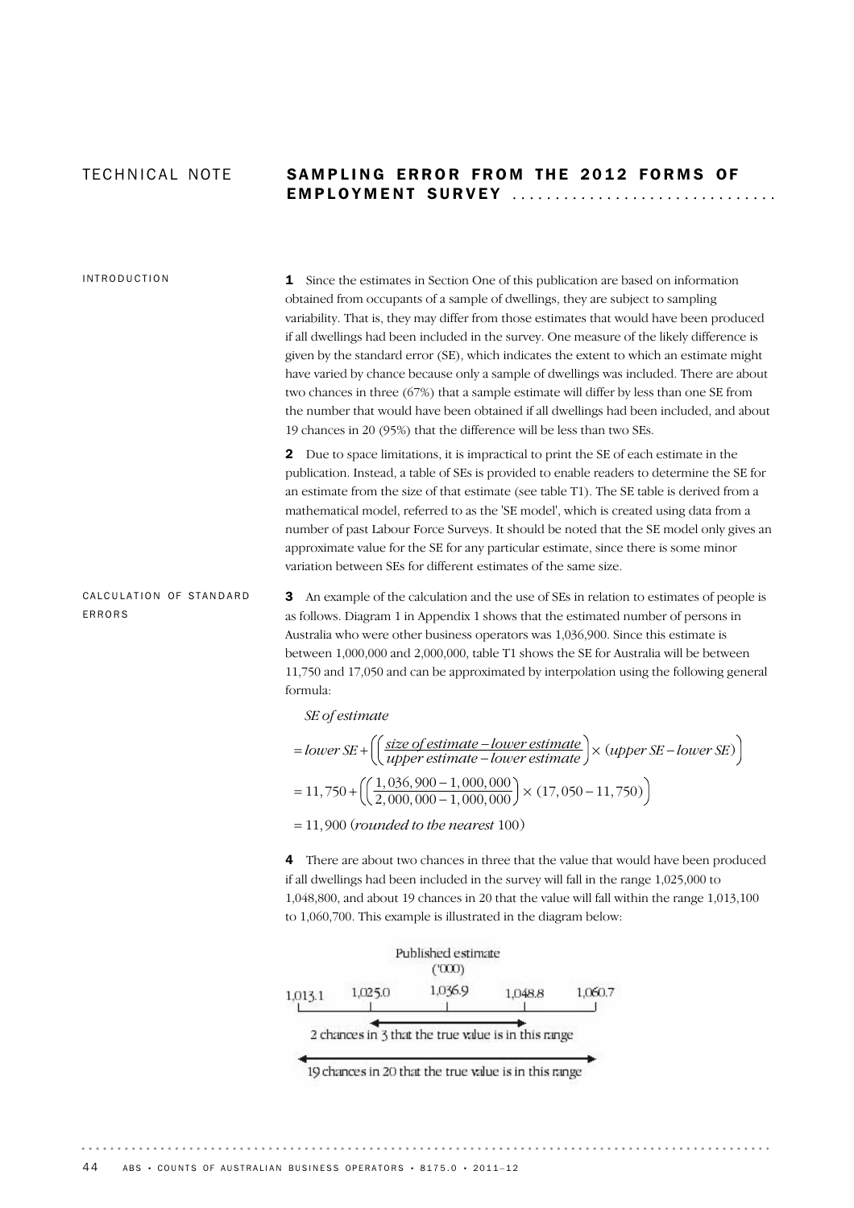# TECHNICAL NOTE — SAMPLING ERROR FROM THE 2012 FORMS OF EMPLOYMENT SURVEY

## INTRODUCTION

**1** Since the estimates in Section One of this publication are based on information obtained from occupants of a sample of dwellings, they are subject to sampling variability. That is, they may differ from those estimates that would have been produced if all dwellings had been included in the survey. One measure of the likely difference is given by the standard error (SE), which indicates the extent to which an estimate might have varied by chance because only a sample of dwellings was included. There are about two chances in three (67%) that a sample estimate will differ by less than one SE from the number that would have been obtained if all dwellings had been included, and about 19 chances in 20 (95%) that the difference will be less than two SEs.

**2** Due to space limitations, it is impractical to print the SE of each estimate in the publication. Instead, a table of SEs is provided to enable readers to determine the SE for an estimate from the size of that estimate (see table T1). The SE table is derived from a mathematical model, referred to as the 'SE model', which is created using data from a number of past Labour Force Surveys. It should be noted that the SE model only gives an approximate value for the SE for any particular estimate, since there is some minor variation between SEs for different estimates of the same size.

## CALCULATION OF STANDARD ERRORS

**3** An example of the calculation and the use of SEs in relation to estimates of people is as follows. Diagram 1 in Appendix 1 shows that the estimated number of persons in Australia who were other business operators was 1,036,900. Since this estimate is between 1,000,000 and 2,000,000, table T1 shows the SE for Australia will be between 11,750 and 17,050 and can be approximated by interpolation using the following general formula:

$$\textit{SE of estimate}$$

$$= \textit{lower SE} + \left( \left( \frac{\textit{size of estimate} - \textit{lower estimate}}{\textit{upper estimate} - \textit{lower estimate}} \right) \times (\textit{upper SE} - \textit{lower SE}) \right)$$

$$= 11,750 + \left( \left( \frac{1,036,900 - 1,000,000}{2,000,000 - 1,000,000} \right) \times (17,050 - 11,750) \right)$$

$$= 11,900 \ (\textit{rounded to the nearest } 100)$$

**4** There are about two chances in three that the value that would have been produced if all dwellings had been included in the survey will fall in the range 1,025,000 to 1,048,800, and about 19 chances in 20 that the value will fall within the range 1,013,100 to 1,060,700. This example is illustrated in the diagram below:

Published estimate ('000)

1,013.1 — 1,025.0 — 1,036.9 — 1,048.8 — 1,060.7

2 chances in 3 that the true value is in this range

19 chances in 20 that the true value is in this range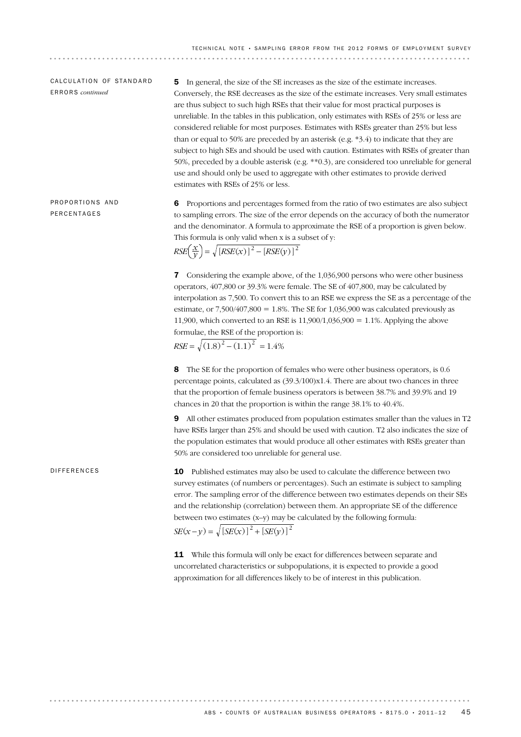### CALCULATION OF STANDARD ERRORS *continued*

**5** In general, the size of the SE increases as the size of the estimate increases. Conversely, the RSE decreases as the size of the estimate increases. Very small estimates are thus subject to such high RSEs that their value for most practical purposes is unreliable. In the tables in this publication, only estimates with RSEs of 25% or less are considered reliable for most purposes. Estimates with RSEs greater than 25% but less than or equal to 50% are preceded by an asterisk (e.g. *3.4) to indicate that they are subject to high SEs and should be used with caution. Estimates with RSEs of greater than 50%, preceded by a double asterisk (e.g. **0.3), are considered too unreliable for general use and should only be used to aggregate with other estimates to provide derived estimates with RSEs of 25% or less.

### PROPORTIONS AND PERCENTAGES

**6** Proportions and percentages formed from the ratio of two estimates are also subject to sampling errors. The size of the error depends on the accuracy of both the numerator and the denominator. A formula to approximate the RSE of a proportion is given below. This formula is only valid when x is a subset of y:

$$RSE\left(\frac{x}{y}\right) = \sqrt{[RSE(x)]^2 - [RSE(y)]^2}$$

**7** Considering the example above, of the 1,036,900 persons who were other business operators, 407,800 or 39.3% were female. The SE of 407,800, may be calculated by interpolation as 7,500. To convert this to an RSE we express the SE as a percentage of the estimate, or 7,500/407,800 = 1.8%. The SE for 1,036,900 was calculated previously as 11,900, which converted to an RSE is 11,900/1,036,900 = 1.1%. Applying the above formulae, the RSE of the proportion is:

$$RSE = \sqrt{(1.8)^2 - (1.1)^2} = 1.4\%$$

**8** The SE for the proportion of females who were other business operators, is 0.6 percentage points, calculated as (39.3/100)x1.4. There are about two chances in three that the proportion of female business operators is between 38.7% and 39.9% and 19 chances in 20 that the proportion is within the range 38.1% to 40.4%.

**9** All other estimates produced from population estimates smaller than the values in T2 have RSEs larger than 25% and should be used with caution. T2 also indicates the size of the population estimates that would produce all other estimates with RSEs greater than 50% are considered too unreliable for general use.

### DIFFERENCES

**10** Published estimates may also be used to calculate the difference between two survey estimates (of numbers or percentages). Such an estimate is subject to sampling error. The sampling error of the difference between two estimates depends on their SEs and the relationship (correlation) between them. An appropriate SE of the difference between two estimates (x–y) may be calculated by the following formula:

$$SE(x-y) = \sqrt{[SE(x)]^2 + [SE(y)]^2}$$

**11** While this formula will only be exact for differences between separate and uncorrelated characteristics or subpopulations, it is expected to provide a good approximation for all differences likely to be of interest in this publication.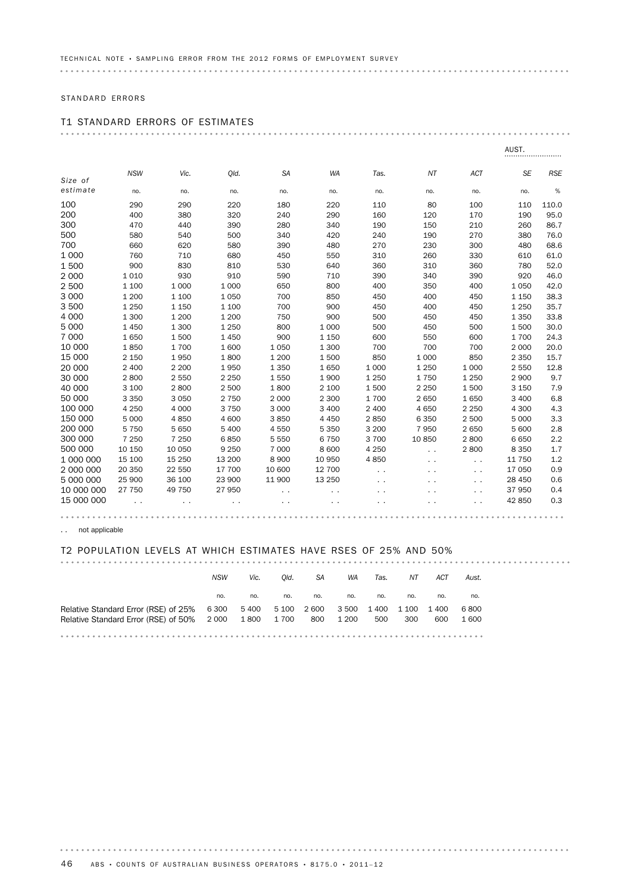STANDARD ERRORS

## T1 STANDARD ERRORS OF ESTIMATES

| Size of estimate | NSW | Vic. | Qld. | SA | WA | Tas. | NT | ACT | AUST. | |
|---|---|---|---|---|---|---|---|---|---|---|
| | | | | | | | | | SE | RSE |
| | no. | no. | no. | no. | no. | no. | no. | no. | no. | % |
| 100 | 290 | 290 | 220 | 180 | 220 | 110 | 80 | 100 | 110 | 110.0 |
| 200 | 400 | 380 | 320 | 240 | 290 | 160 | 120 | 170 | 190 | 95.0 |
| 300 | 470 | 440 | 390 | 280 | 340 | 190 | 150 | 210 | 260 | 86.7 |
| 500 | 580 | 540 | 500 | 340 | 420 | 240 | 190 | 270 | 380 | 76.0 |
| 700 | 660 | 620 | 580 | 390 | 480 | 270 | 230 | 300 | 480 | 68.6 |
| 1 000 | 760 | 710 | 680 | 450 | 550 | 310 | 260 | 330 | 610 | 61.0 |
| 1 500 | 900 | 830 | 810 | 530 | 640 | 360 | 310 | 360 | 780 | 52.0 |
| 2 000 | 1 010 | 930 | 910 | 590 | 710 | 390 | 340 | 390 | 920 | 46.0 |
| 2 500 | 1 100 | 1 000 | 1 000 | 650 | 800 | 400 | 350 | 400 | 1 050 | 42.0 |
| 3 000 | 1 200 | 1 100 | 1 050 | 700 | 850 | 450 | 400 | 450 | 1 150 | 38.3 |
| 3 500 | 1 250 | 1 150 | 1 100 | 700 | 900 | 450 | 400 | 450 | 1 250 | 35.7 |
| 4 000 | 1 300 | 1 200 | 1 200 | 750 | 900 | 500 | 450 | 450 | 1 350 | 33.8 |
| 5 000 | 1 450 | 1 300 | 1 250 | 800 | 1 000 | 500 | 450 | 500 | 1 500 | 30.0 |
| 7 000 | 1 650 | 1 500 | 1 450 | 900 | 1 150 | 600 | 550 | 600 | 1 700 | 24.3 |
| 10 000 | 1 850 | 1 700 | 1 600 | 1 050 | 1 300 | 700 | 700 | 700 | 2 000 | 20.0 |
| 15 000 | 2 150 | 1 950 | 1 800 | 1 200 | 1 500 | 850 | 1 000 | 850 | 2 350 | 15.7 |
| 20 000 | 2 400 | 2 200 | 1 950 | 1 350 | 1 650 | 1 000 | 1 250 | 1 000 | 2 550 | 12.8 |
| 30 000 | 2 800 | 2 550 | 2 250 | 1 550 | 1 900 | 1 250 | 1 750 | 1 250 | 2 900 | 9.7 |
| 40 000 | 3 100 | 2 800 | 2 500 | 1 800 | 2 100 | 1 500 | 2 250 | 1 500 | 3 150 | 7.9 |
| 50 000 | 3 350 | 3 050 | 2 750 | 2 000 | 2 300 | 1 700 | 2 650 | 1 650 | 3 400 | 6.8 |
| 100 000 | 4 250 | 4 000 | 3 750 | 3 000 | 3 400 | 2 400 | 4 650 | 2 250 | 4 300 | 4.3 |
| 150 000 | 5 000 | 4 850 | 4 600 | 3 850 | 4 450 | 2 850 | 6 350 | 2 500 | 5 000 | 3.3 |
| 200 000 | 5 750 | 5 650 | 5 400 | 4 550 | 5 350 | 3 200 | 7 950 | 2 650 | 5 600 | 2.8 |
| 300 000 | 7 250 | 7 250 | 6 850 | 5 550 | 6 750 | 3 700 | 10 850 | 2 800 | 6 650 | 2.2 |
| 500 000 | 10 150 | 10 050 | 9 250 | 7 000 | 8 600 | 4 250 | .. | 2 800 | 8 350 | 1.7 |
| 1 000 000 | 15 100 | 15 250 | 13 200 | 8 900 | 10 950 | 4 850 | .. | .. | 11 750 | 1.2 |
| 2 000 000 | 20 350 | 22 550 | 17 700 | 10 600 | 12 700 | .. | .. | .. | 17 050 | 0.9 |
| 5 000 000 | 25 900 | 36 100 | 23 900 | 11 900 | 13 250 | .. | .. | .. | 28 450 | 0.6 |
| 10 000 000 | 27 750 | 49 750 | 27 950 | .. | .. | .. | .. | .. | 37 950 | 0.4 |
| 15 000 000 | .. | .. | .. | .. | .. | .. | .. | .. | 42 850 | 0.3 |

.. not applicable

## T2 POPULATION LEVELS AT WHICH ESTIMATES HAVE RSES OF 25% AND 50%

| | NSW | Vic. | Qld. | SA | WA | Tas. | NT | ACT | Aust. |
|---|---|---|---|---|---|---|---|---|---|
| | no. | no. | no. | no. | no. | no. | no. | no. | no. |
| Relative Standard Error (RSE) of 25% | 6 300 | 5 400 | 5 100 | 2 600 | 3 500 | 1 400 | 1 100 | 1 400 | 6 800 |
| Relative Standard Error (RSE) of 50% | 2 000 | 1 800 | 1 700 | 800 | 1 200 | 500 | 300 | 600 | 1 600 |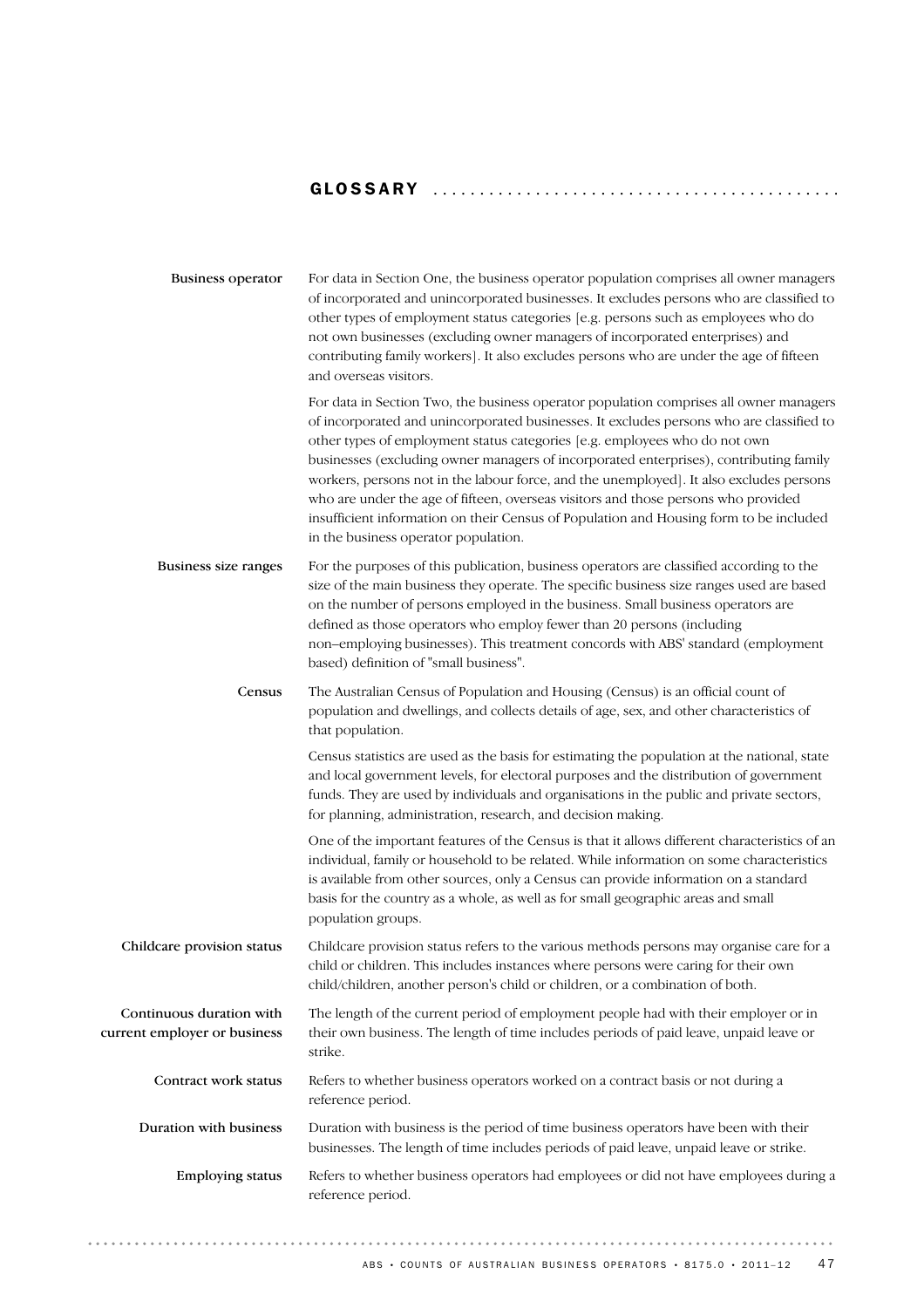# GLOSSARY

**Business operator**

For data in Section One, the business operator population comprises all owner managers of incorporated and unincorporated businesses. It excludes persons who are classified to other types of employment status categories [e.g. persons such as employees who do not own businesses (excluding owner managers of incorporated enterprises) and contributing family workers]. It also excludes persons who are under the age of fifteen and overseas visitors.

For data in Section Two, the business operator population comprises all owner managers of incorporated and unincorporated businesses. It excludes persons who are classified to other types of employment status categories [e.g. employees who do not own businesses (excluding owner managers of incorporated enterprises), contributing family workers, persons not in the labour force, and the unemployed]. It also excludes persons who are under the age of fifteen, overseas visitors and those persons who provided insufficient information on their Census of Population and Housing form to be included in the business operator population.

**Business size ranges**

For the purposes of this publication, business operators are classified according to the size of the main business they operate. The specific business size ranges used are based on the number of persons employed in the business. Small business operators are defined as those operators who employ fewer than 20 persons (including non–employing businesses). This treatment concords with ABS' standard (employment based) definition of "small business".

**Census**

The Australian Census of Population and Housing (Census) is an official count of population and dwellings, and collects details of age, sex, and other characteristics of that population.

Census statistics are used as the basis for estimating the population at the national, state and local government levels, for electoral purposes and the distribution of government funds. They are used by individuals and organisations in the public and private sectors, for planning, administration, research, and decision making.

One of the important features of the Census is that it allows different characteristics of an individual, family or household to be related. While information on some characteristics is available from other sources, only a Census can provide information on a standard basis for the country as a whole, as well as for small geographic areas and small population groups.

**Childcare provision status**

Childcare provision status refers to the various methods persons may organise care for a child or children. This includes instances where persons were caring for their own child/children, another person's child or children, or a combination of both.

**Continuous duration with current employer or business**

The length of the current period of employment people had with their employer or in their own business. The length of time includes periods of paid leave, unpaid leave or strike.

**Contract work status**

Refers to whether business operators worked on a contract basis or not during a reference period.

**Duration with business**

Duration with business is the period of time business operators have been with their businesses. The length of time includes periods of paid leave, unpaid leave or strike.

**Employing status**

Refers to whether business operators had employees or did not have employees during a reference period.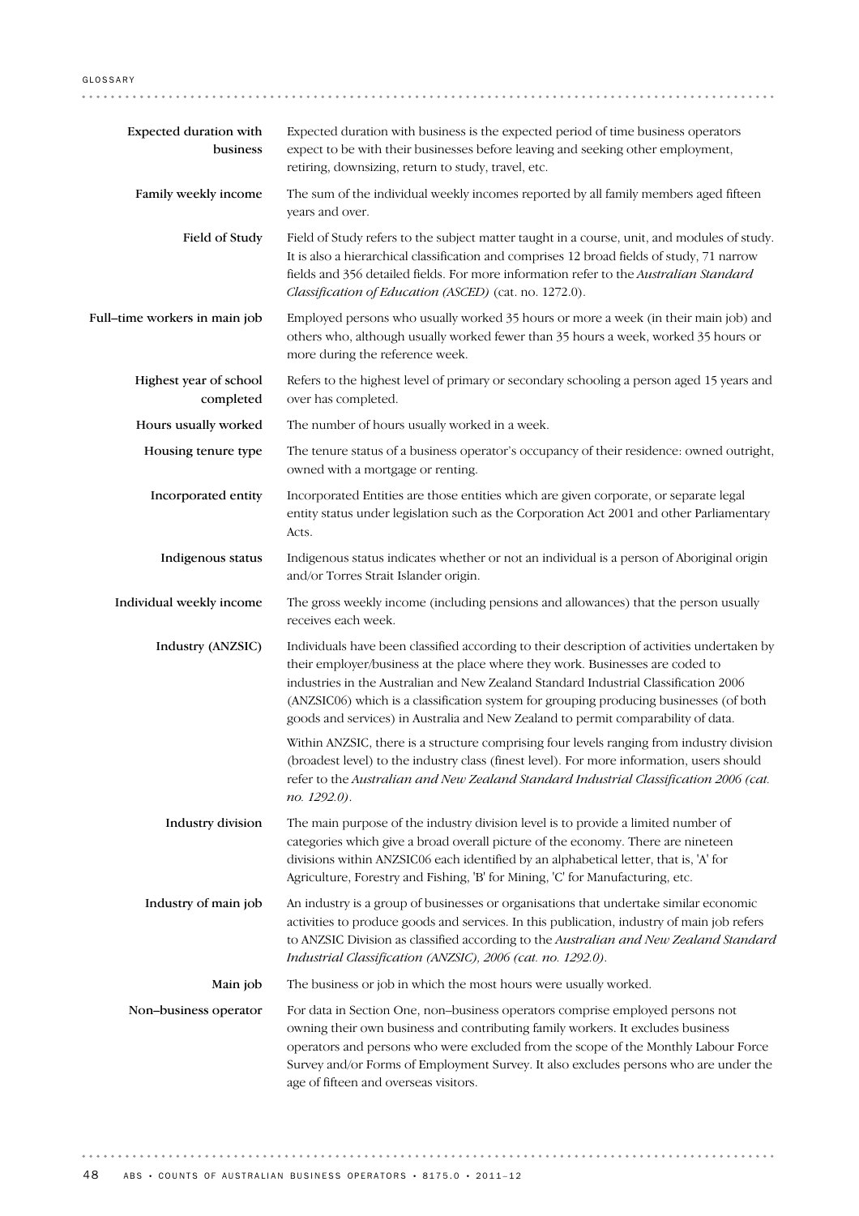**Expected duration with business**

Expected duration with business is the expected period of time business operators expect to be with their businesses before leaving and seeking other employment, retiring, downsizing, return to study, travel, etc.

**Family weekly income**

The sum of the individual weekly incomes reported by all family members aged fifteen years and over.

**Field of Study**

Field of Study refers to the subject matter taught in a course, unit, and modules of study. It is also a hierarchical classification and comprises 12 broad fields of study, 71 narrow fields and 356 detailed fields. For more information refer to the *Australian Standard Classification of Education (ASCED)* (cat. no. 1272.0).

**Full–time workers in main job**

Employed persons who usually worked 35 hours or more a week (in their main job) and others who, although usually worked fewer than 35 hours a week, worked 35 hours or more during the reference week.

**Highest year of school completed**

Refers to the highest level of primary or secondary schooling a person aged 15 years and over has completed.

**Hours usually worked**

The number of hours usually worked in a week.

**Housing tenure type**

The tenure status of a business operator's occupancy of their residence: owned outright, owned with a mortgage or renting.

**Incorporated entity**

Incorporated Entities are those entities which are given corporate, or separate legal entity status under legislation such as the Corporation Act 2001 and other Parliamentary Acts.

**Indigenous status**

Indigenous status indicates whether or not an individual is a person of Aboriginal origin and/or Torres Strait Islander origin.

**Individual weekly income**

The gross weekly income (including pensions and allowances) that the person usually receives each week.

**Industry (ANZSIC)**

Individuals have been classified according to their description of activities undertaken by their employer/business at the place where they work. Businesses are coded to industries in the Australian and New Zealand Standard Industrial Classification 2006 (ANZSIC06) which is a classification system for grouping producing businesses (of both goods and services) in Australia and New Zealand to permit comparability of data.

Within ANZSIC, there is a structure comprising four levels ranging from industry division (broadest level) to the industry class (finest level). For more information, users should refer to the *Australian and New Zealand Standard Industrial Classification 2006 (cat. no. 1292.0)*.

**Industry division**

The main purpose of the industry division level is to provide a limited number of categories which give a broad overall picture of the economy. There are nineteen divisions within ANZSIC06 each identified by an alphabetical letter, that is, 'A' for Agriculture, Forestry and Fishing, 'B' for Mining, 'C' for Manufacturing, etc.

**Industry of main job**

An industry is a group of businesses or organisations that undertake similar economic activities to produce goods and services. In this publication, industry of main job refers to ANZSIC Division as classified according to the *Australian and New Zealand Standard Industrial Classification (ANZSIC), 2006 (cat. no. 1292.0)*.

**Main job**

The business or job in which the most hours were usually worked.

**Non–business operator**

For data in Section One, non–business operators comprise employed persons not owning their own business and contributing family workers. It excludes business operators and persons who were excluded from the scope of the Monthly Labour Force Survey and/or Forms of Employment Survey. It also excludes persons who are under the age of fifteen and overseas visitors.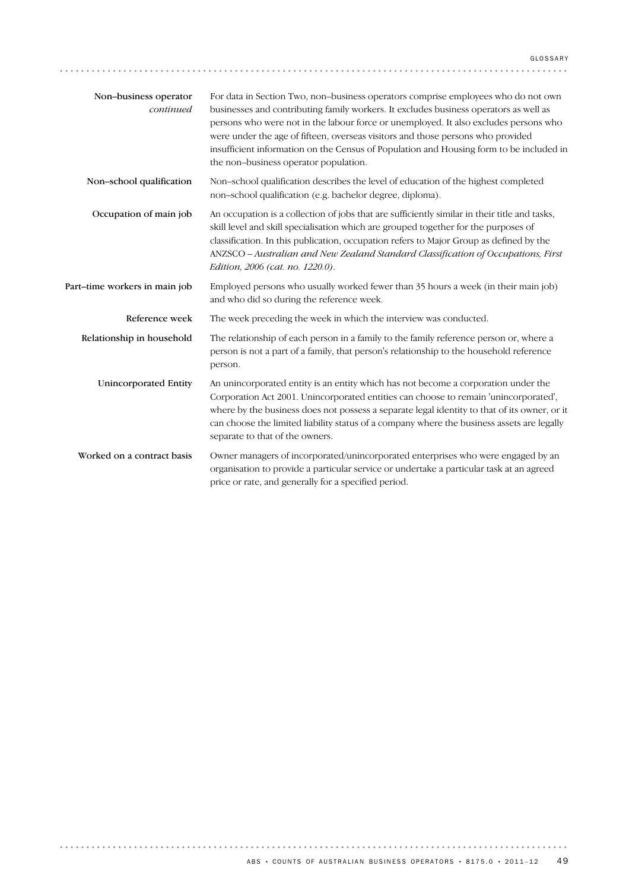**Non–business operator** *continued*

For data in Section Two, non–business operators comprise employees who do not own businesses and contributing family workers. It excludes business operators as well as persons who were not in the labour force or unemployed. It also excludes persons who were under the age of fifteen, overseas visitors and those persons who provided insufficient information on the Census of Population and Housing form to be included in the non–business operator population.

**Non–school qualification**

Non–school qualification describes the level of education of the highest completed non–school qualification (e.g. bachelor degree, diploma).

**Occupation of main job**

An occupation is a collection of jobs that are sufficiently similar in their title and tasks, skill level and skill specialisation which are grouped together for the purposes of classification. In this publication, occupation refers to Major Group as defined by the ANZSCO – *Australian and New Zealand Standard Classification of Occupations, First Edition, 2006 (cat. no. 1220.0)*.

**Part–time workers in main job**

Employed persons who usually worked fewer than 35 hours a week (in their main job) and who did so during the reference week.

**Reference week**

The week preceding the week in which the interview was conducted.

**Relationship in household**

The relationship of each person in a family to the family reference person or, where a person is not a part of a family, that person's relationship to the household reference person.

**Unincorporated Entity**

An unincorporated entity is an entity which has not become a corporation under the Corporation Act 2001. Unincorporated entities can choose to remain 'unincorporated', where by the business does not possess a separate legal identity to that of its owner, or it can choose the limited liability status of a company where the business assets are legally separate to that of the owners.

**Worked on a contract basis**

Owner managers of incorporated/unincorporated enterprises who were engaged by an organisation to provide a particular service or undertake a particular task at an agreed price or rate, and generally for a specified period.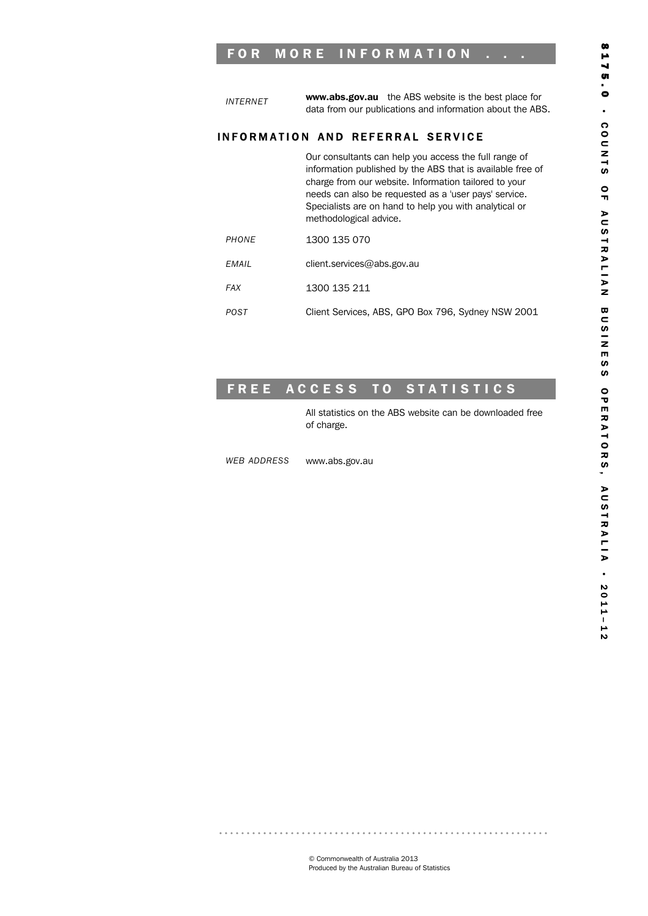## FOR MORE INFORMATION . . .

*INTERNET* **www.abs.gov.au** the ABS website is the best place for data from our publications and information about the ABS.

### INFORMATION AND REFERRAL SERVICE

Our consultants can help you access the full range of information published by the ABS that is available free of charge from our website. Information tailored to your needs can also be requested as a 'user pays' service. Specialists are on hand to help you with analytical or methodological advice.

*PHONE* 1300 135 070

*EMAIL* client.services@abs.gov.au

*FAX* 1300 135 211

*POST* Client Services, ABS, GPO Box 796, Sydney NSW 2001

## FREE ACCESS TO STATISTICS

All statistics on the ABS website can be downloaded free of charge.

*WEB ADDRESS* www.abs.gov.au

© Commonwealth of Australia 2013
Produced by the Australian Bureau of Statistics